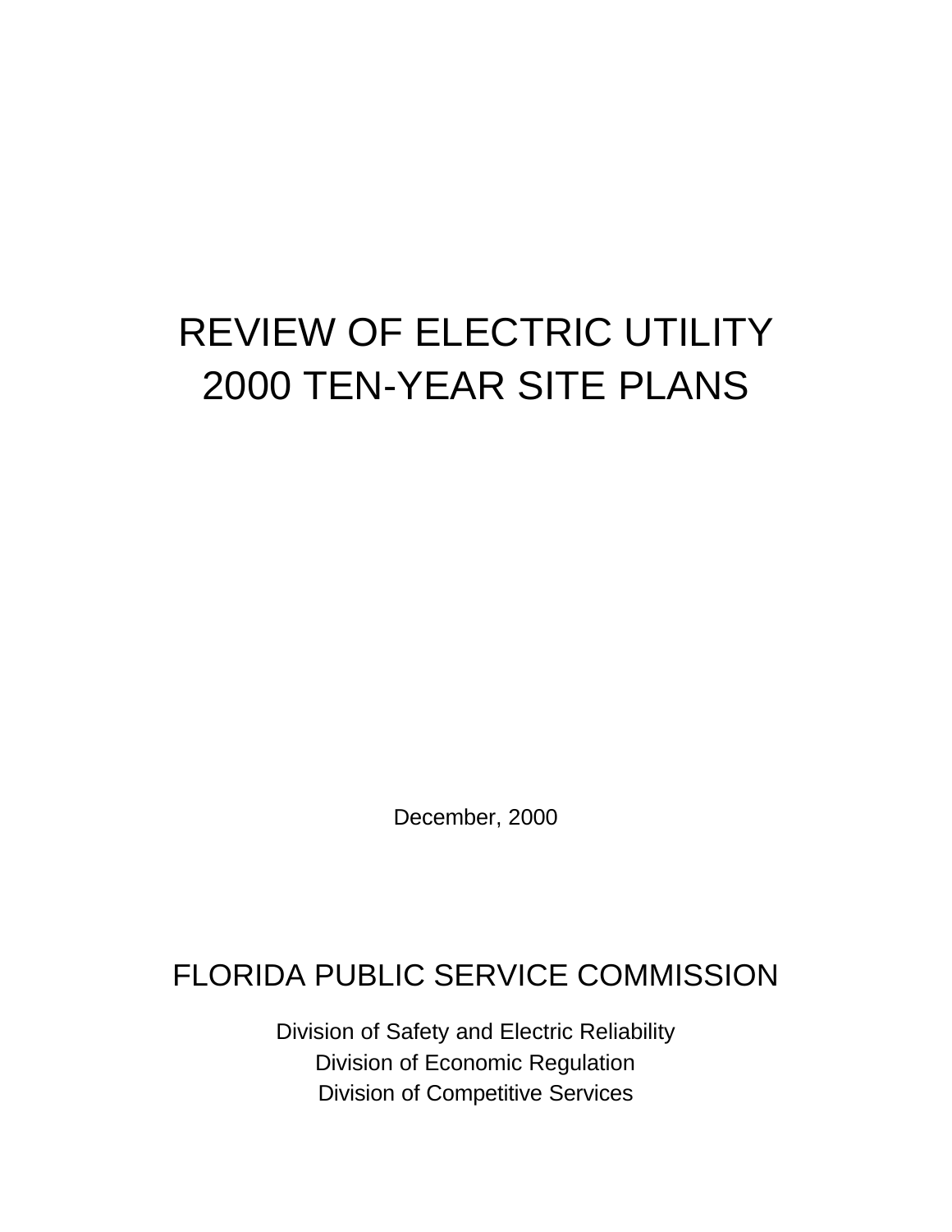# REVIEW OF ELECTRIC UTILITY 2000 TEN-YEAR SITE PLANS

December, 2000

## FLORIDA PUBLIC SERVICE COMMISSION

Division of Safety and Electric Reliability
Division of Economic Regulation
Division of Competitive Services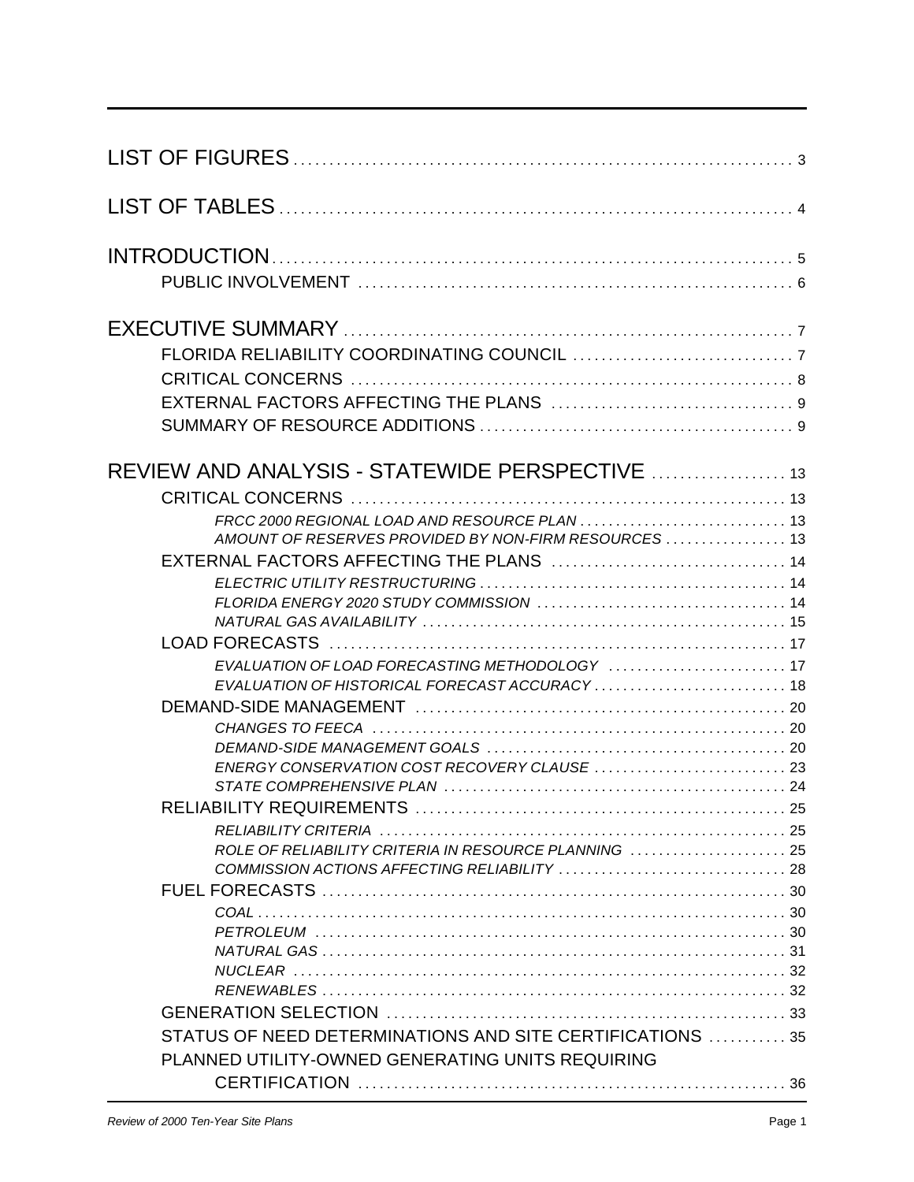LIST OF FIGURES . . . . . . . . . . . . . . . . . . . . . . . . . . . . . . . . . . . . . . . . . . . . . . . . . . . . . . . . . . 3

LIST OF TABLES . . . . . . . . . . . . . . . . . . . . . . . . . . . . . . . . . . . . . . . . . . . . . . . . . . . . . . . . . . . 4

INTRODUCTION . . . . . . . . . . . . . . . . . . . . . . . . . . . . . . . . . . . . . . . . . . . . . . . . . . . . . . . . . . . 5
- PUBLIC INVOLVEMENT . . . . . . . . . . . . . . . . . . . . . . . . . . . . . . . . . . . . . . . . . . . . . . . . . 6

EXECUTIVE SUMMARY . . . . . . . . . . . . . . . . . . . . . . . . . . . . . . . . . . . . . . . . . . . . . . . . . . . . 7
- FLORIDA RELIABILITY COORDINATING COUNCIL . . . . . . . . . . . . . . . . . . . . . . . . . . . . . 7
- CRITICAL CONCERNS . . . . . . . . . . . . . . . . . . . . . . . . . . . . . . . . . . . . . . . . . . . . . . . . . . . 8
- EXTERNAL FACTORS AFFECTING THE PLANS . . . . . . . . . . . . . . . . . . . . . . . . . . . . . . . . 9
- SUMMARY OF RESOURCE ADDITIONS . . . . . . . . . . . . . . . . . . . . . . . . . . . . . . . . . . . . . . . 9

REVIEW AND ANALYSIS - STATEWIDE PERSPECTIVE . . . . . . . . . . . . . . . . . . . 13
- CRITICAL CONCERNS . . . . . . . . . . . . . . . . . . . . . . . . . . . . . . . . . . . . . . . . . . . . . . . . . . 13
  - *FRCC 2000 REGIONAL LOAD AND RESOURCE PLAN . . . . . . . . . . . . . . . . . . . . . . . . . . . . 13*
  - *AMOUNT OF RESERVES PROVIDED BY NON-FIRM RESOURCES . . . . . . . . . . . . . . . . . 13*
- EXTERNAL FACTORS AFFECTING THE PLANS . . . . . . . . . . . . . . . . . . . . . . . . . . . . . . . 14
  - *ELECTRIC UTILITY RESTRUCTURING . . . . . . . . . . . . . . . . . . . . . . . . . . . . . . . . . . . . . . . 14*
  - *FLORIDA ENERGY 2020 STUDY COMMISSION . . . . . . . . . . . . . . . . . . . . . . . . . . . . . . . . 14*
  - *NATURAL GAS AVAILABILITY . . . . . . . . . . . . . . . . . . . . . . . . . . . . . . . . . . . . . . . . . . . . . 15*
- LOAD FORECASTS . . . . . . . . . . . . . . . . . . . . . . . . . . . . . . . . . . . . . . . . . . . . . . . . . . . . . 17
  - *EVALUATION OF LOAD FORECASTING METHODOLOGY . . . . . . . . . . . . . . . . . . . . . . . . 17*
  - *EVALUATION OF HISTORICAL FORECAST ACCURACY . . . . . . . . . . . . . . . . . . . . . . . . . . 18*
- DEMAND-SIDE MANAGEMENT . . . . . . . . . . . . . . . . . . . . . . . . . . . . . . . . . . . . . . . . . . . . 20
  - *CHANGES TO FEECA . . . . . . . . . . . . . . . . . . . . . . . . . . . . . . . . . . . . . . . . . . . . . . . . . . 20*
  - *DEMAND-SIDE MANAGEMENT GOALS . . . . . . . . . . . . . . . . . . . . . . . . . . . . . . . . . . . . . . 20*
  - *ENERGY CONSERVATION COST RECOVERY CLAUSE . . . . . . . . . . . . . . . . . . . . . . . . . . 23*
  - *STATE COMPREHENSIVE PLAN . . . . . . . . . . . . . . . . . . . . . . . . . . . . . . . . . . . . . . . . . . . 24*
- RELIABILITY REQUIREMENTS . . . . . . . . . . . . . . . . . . . . . . . . . . . . . . . . . . . . . . . . . . . . 25
  - *RELIABILITY CRITERIA . . . . . . . . . . . . . . . . . . . . . . . . . . . . . . . . . . . . . . . . . . . . . . . . 25*
  - *ROLE OF RELIABILITY CRITERIA IN RESOURCE PLANNING . . . . . . . . . . . . . . . . . . . . . 25*
  - *COMMISSION ACTIONS AFFECTING RELIABILITY . . . . . . . . . . . . . . . . . . . . . . . . . . . . . . 28*
- FUEL FORECASTS . . . . . . . . . . . . . . . . . . . . . . . . . . . . . . . . . . . . . . . . . . . . . . . . . . . . . 30
  - *COAL . . . . . . . . . . . . . . . . . . . . . . . . . . . . . . . . . . . . . . . . . . . . . . . . . . . . . . . . . . . . . 30*
  - *PETROLEUM . . . . . . . . . . . . . . . . . . . . . . . . . . . . . . . . . . . . . . . . . . . . . . . . . . . . . . . . 30*
  - *NATURAL GAS . . . . . . . . . . . . . . . . . . . . . . . . . . . . . . . . . . . . . . . . . . . . . . . . . . . . . . . 31*
  - *NUCLEAR . . . . . . . . . . . . . . . . . . . . . . . . . . . . . . . . . . . . . . . . . . . . . . . . . . . . . . . . . . 32*
  - *RENEWABLES . . . . . . . . . . . . . . . . . . . . . . . . . . . . . . . . . . . . . . . . . . . . . . . . . . . . . . . 32*
- GENERATION SELECTION . . . . . . . . . . . . . . . . . . . . . . . . . . . . . . . . . . . . . . . . . . . . . . . 33
- STATUS OF NEED DETERMINATIONS AND SITE CERTIFICATIONS . . . . . . . . . . . 35
- PLANNED UTILITY-OWNED GENERATING UNITS REQUIRING CERTIFICATION . . . . . . . . . . . . . . . . . . . . . . . . . . . . . . . . . . . . . . . . . . . . . 36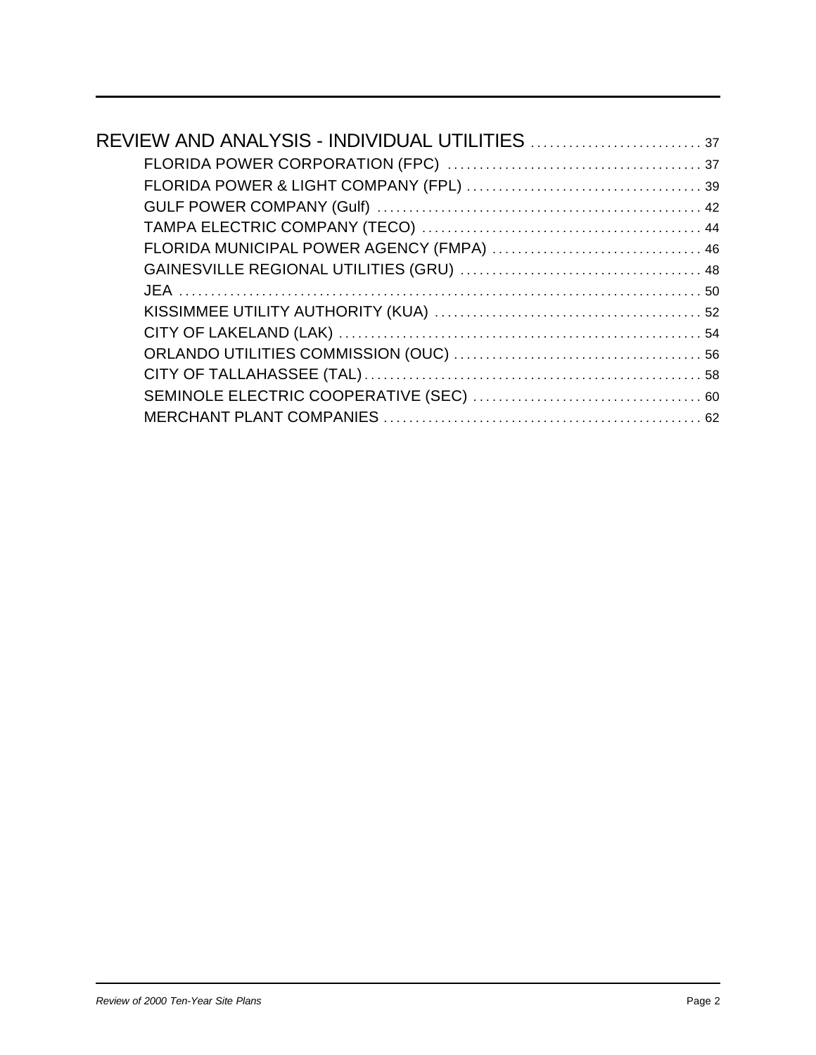REVIEW AND ANALYSIS - INDIVIDUAL UTILITIES .......................... 37

- FLORIDA POWER CORPORATION (FPC) ........................................ 37
- FLORIDA POWER & LIGHT COMPANY (FPL) .................................... 39
- GULF POWER COMPANY (Gulf) .................................................. 42
- TAMPA ELECTRIC COMPANY (TECO) ............................................ 44
- FLORIDA MUNICIPAL POWER AGENCY (FMPA) ................................. 46
- GAINESVILLE REGIONAL UTILITIES (GRU) ..................................... 48
- JEA ........................................................................................ 50
- KISSIMMEE UTILITY AUTHORITY (KUA) ......................................... 52
- CITY OF LAKELAND (LAK) ......................................................... 54
- ORLANDO UTILITIES COMMISSION (OUC) ...................................... 56
- CITY OF TALLAHASSEE (TAL)..................................................... 58
- SEMINOLE ELECTRIC COOPERATIVE (SEC) ................................... 60
- MERCHANT PLANT COMPANIES ................................................. 62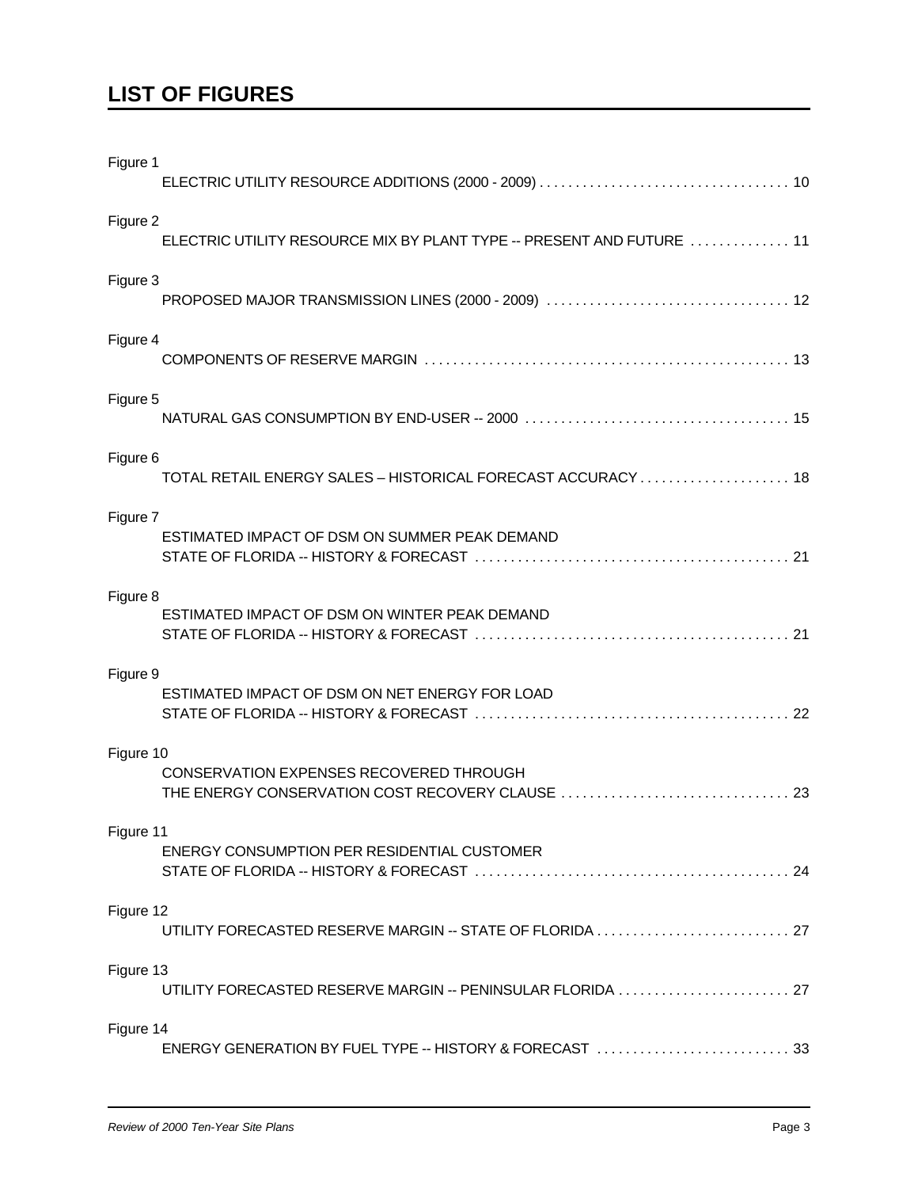# LIST OF FIGURES

Figure 1
ELECTRIC UTILITY RESOURCE ADDITIONS (2000 - 2009) . . . . . . . . . . . . . . . . . . . . . . . . . . . . . . . . . . 10

Figure 2
ELECTRIC UTILITY RESOURCE MIX BY PLANT TYPE -- PRESENT AND FUTURE . . . . . . . . . . . . . 11

Figure 3
PROPOSED MAJOR TRANSMISSION LINES (2000 - 2009) . . . . . . . . . . . . . . . . . . . . . . . . . . . . . . . . . 12

Figure 4
COMPONENTS OF RESERVE MARGIN . . . . . . . . . . . . . . . . . . . . . . . . . . . . . . . . . . . . . . . . . . . . . . . . . 13

Figure 5
NATURAL GAS CONSUMPTION BY END-USER -- 2000 . . . . . . . . . . . . . . . . . . . . . . . . . . . . . . . . . . . . 15

Figure 6
TOTAL RETAIL ENERGY SALES – HISTORICAL FORECAST ACCURACY . . . . . . . . . . . . . . . . . . . . 18

Figure 7
ESTIMATED IMPACT OF DSM ON SUMMER PEAK DEMAND
STATE OF FLORIDA -- HISTORY & FORECAST . . . . . . . . . . . . . . . . . . . . . . . . . . . . . . . . . . . . . . . . . . 21

Figure 8
ESTIMATED IMPACT OF DSM ON WINTER PEAK DEMAND
STATE OF FLORIDA -- HISTORY & FORECAST . . . . . . . . . . . . . . . . . . . . . . . . . . . . . . . . . . . . . . . . . . 21

Figure 9
ESTIMATED IMPACT OF DSM ON NET ENERGY FOR LOAD
STATE OF FLORIDA -- HISTORY & FORECAST . . . . . . . . . . . . . . . . . . . . . . . . . . . . . . . . . . . . . . . . . . 22

Figure 10
CONSERVATION EXPENSES RECOVERED THROUGH
THE ENERGY CONSERVATION COST RECOVERY CLAUSE . . . . . . . . . . . . . . . . . . . . . . . . . . . . . . . 23

Figure 11
ENERGY CONSUMPTION PER RESIDENTIAL CUSTOMER
STATE OF FLORIDA -- HISTORY & FORECAST . . . . . . . . . . . . . . . . . . . . . . . . . . . . . . . . . . . . . . . . . . 24

Figure 12
UTILITY FORECASTED RESERVE MARGIN -- STATE OF FLORIDA . . . . . . . . . . . . . . . . . . . . . . . . . . 27

Figure 13
UTILITY FORECASTED RESERVE MARGIN -- PENINSULAR FLORIDA . . . . . . . . . . . . . . . . . . . . . . . 27

Figure 14
ENERGY GENERATION BY FUEL TYPE -- HISTORY & FORECAST . . . . . . . . . . . . . . . . . . . . . . . . . . 33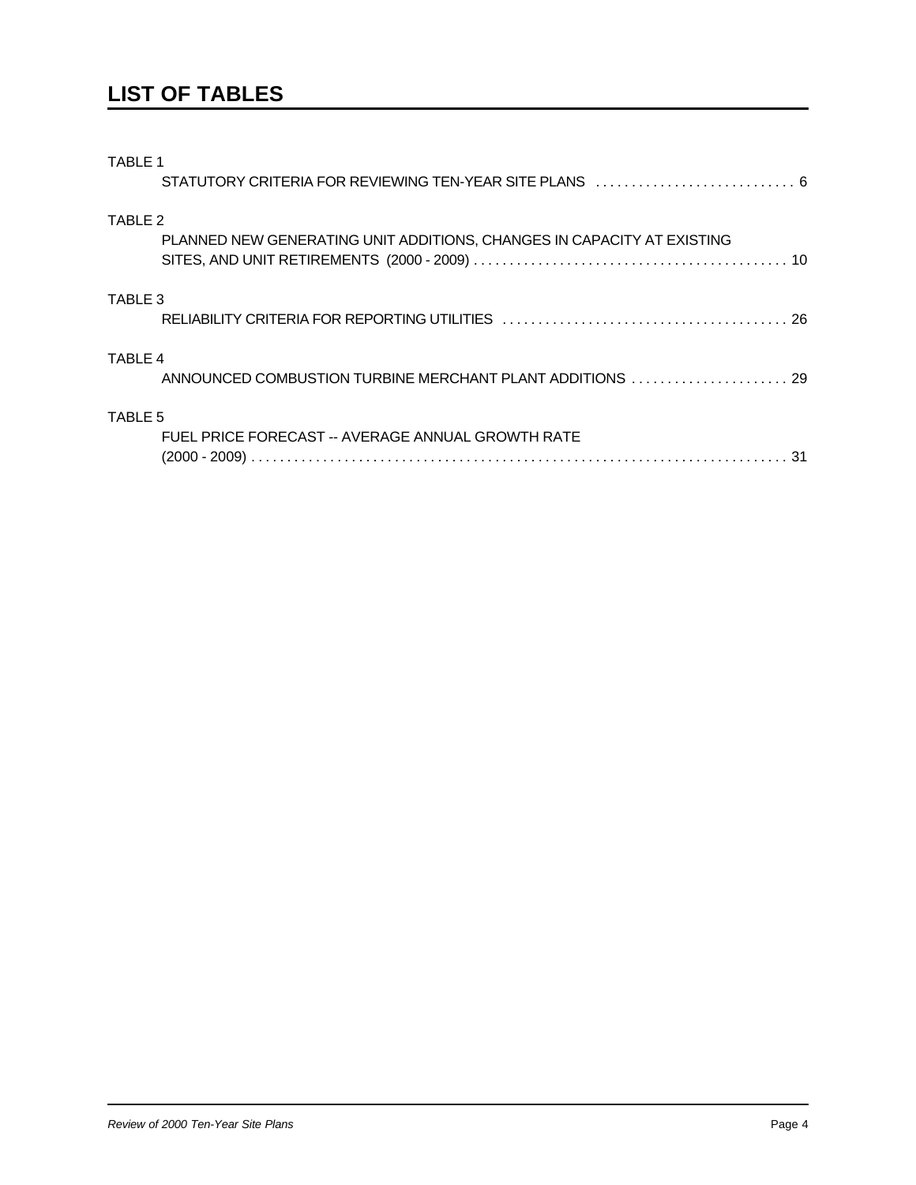## LIST OF TABLES

TABLE 1

STATUTORY CRITERIA FOR REVIEWING TEN-YEAR SITE PLANS ............................ 6

TABLE 2

PLANNED NEW GENERATING UNIT ADDITIONS, CHANGES IN CAPACITY AT EXISTING SITES, AND UNIT RETIREMENTS (2000 - 2009) ............................................ 10

TABLE 3

RELIABILITY CRITERIA FOR REPORTING UTILITIES ........................................ 26

TABLE 4

ANNOUNCED COMBUSTION TURBINE MERCHANT PLANT ADDITIONS ...................... 29

TABLE 5

FUEL PRICE FORECAST -- AVERAGE ANNUAL GROWTH RATE (2000 - 2009) .......................................................................... 31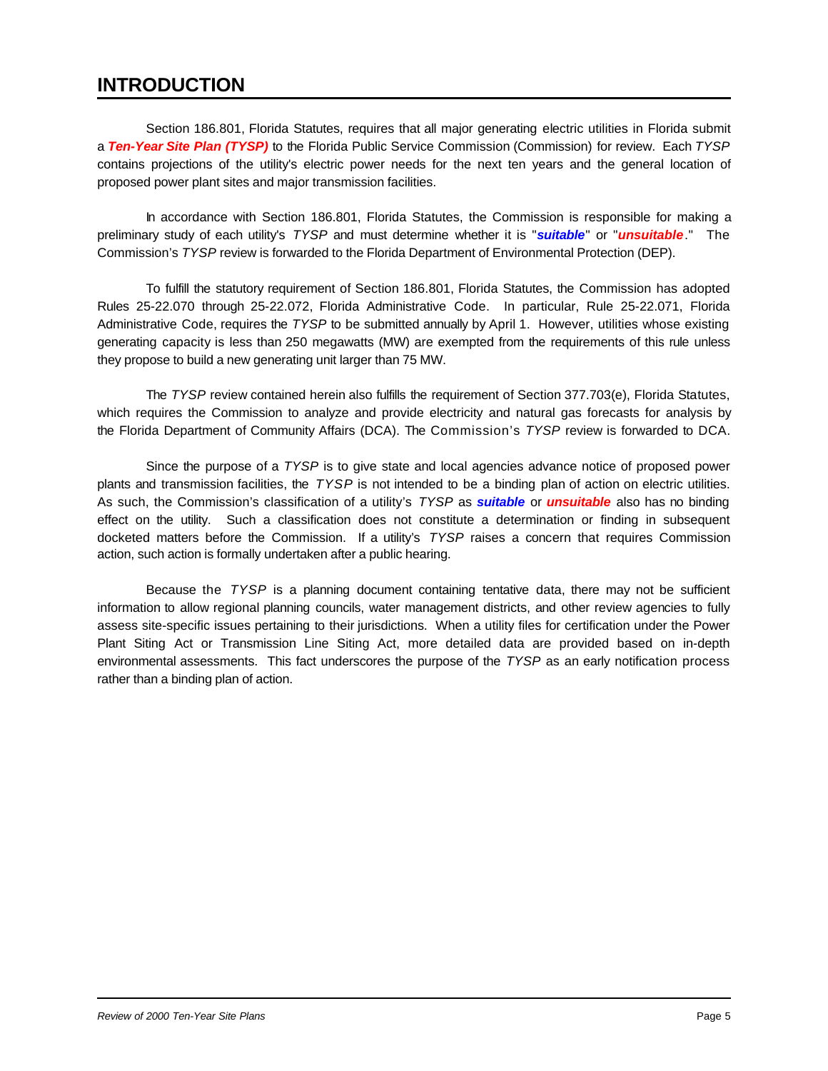# INTRODUCTION

Section 186.801, Florida Statutes, requires that all major generating electric utilities in Florida submit a ***Ten-Year Site Plan (TYSP)*** to the Florida Public Service Commission (Commission) for review. Each *TYSP* contains projections of the utility's electric power needs for the next ten years and the general location of proposed power plant sites and major transmission facilities.

In accordance with Section 186.801, Florida Statutes, the Commission is responsible for making a preliminary study of each utility's *TYSP* and must determine whether it is "***suitable***" or "***unsuitable***." The Commission's *TYSP* review is forwarded to the Florida Department of Environmental Protection (DEP).

To fulfill the statutory requirement of Section 186.801, Florida Statutes, the Commission has adopted Rules 25-22.070 through 25-22.072, Florida Administrative Code. In particular, Rule 25-22.071, Florida Administrative Code, requires the *TYSP* to be submitted annually by April 1. However, utilities whose existing generating capacity is less than 250 megawatts (MW) are exempted from the requirements of this rule unless they propose to build a new generating unit larger than 75 MW.

The *TYSP* review contained herein also fulfills the requirement of Section 377.703(e), Florida Statutes, which requires the Commission to analyze and provide electricity and natural gas forecasts for analysis by the Florida Department of Community Affairs (DCA). The Commission's *TYSP* review is forwarded to DCA.

Since the purpose of a *TYSP* is to give state and local agencies advance notice of proposed power plants and transmission facilities, the *TYSP* is not intended to be a binding plan of action on electric utilities. As such, the Commission's classification of a utility's *TYSP* as ***suitable*** or ***unsuitable*** also has no binding effect on the utility. Such a classification does not constitute a determination or finding in subsequent docketed matters before the Commission. If a utility's *TYSP* raises a concern that requires Commission action, such action is formally undertaken after a public hearing.

Because the *TYSP* is a planning document containing tentative data, there may not be sufficient information to allow regional planning councils, water management districts, and other review agencies to fully assess site-specific issues pertaining to their jurisdictions. When a utility files for certification under the Power Plant Siting Act or Transmission Line Siting Act, more detailed data are provided based on in-depth environmental assessments. This fact underscores the purpose of the *TYSP* as an early notification process rather than a binding plan of action.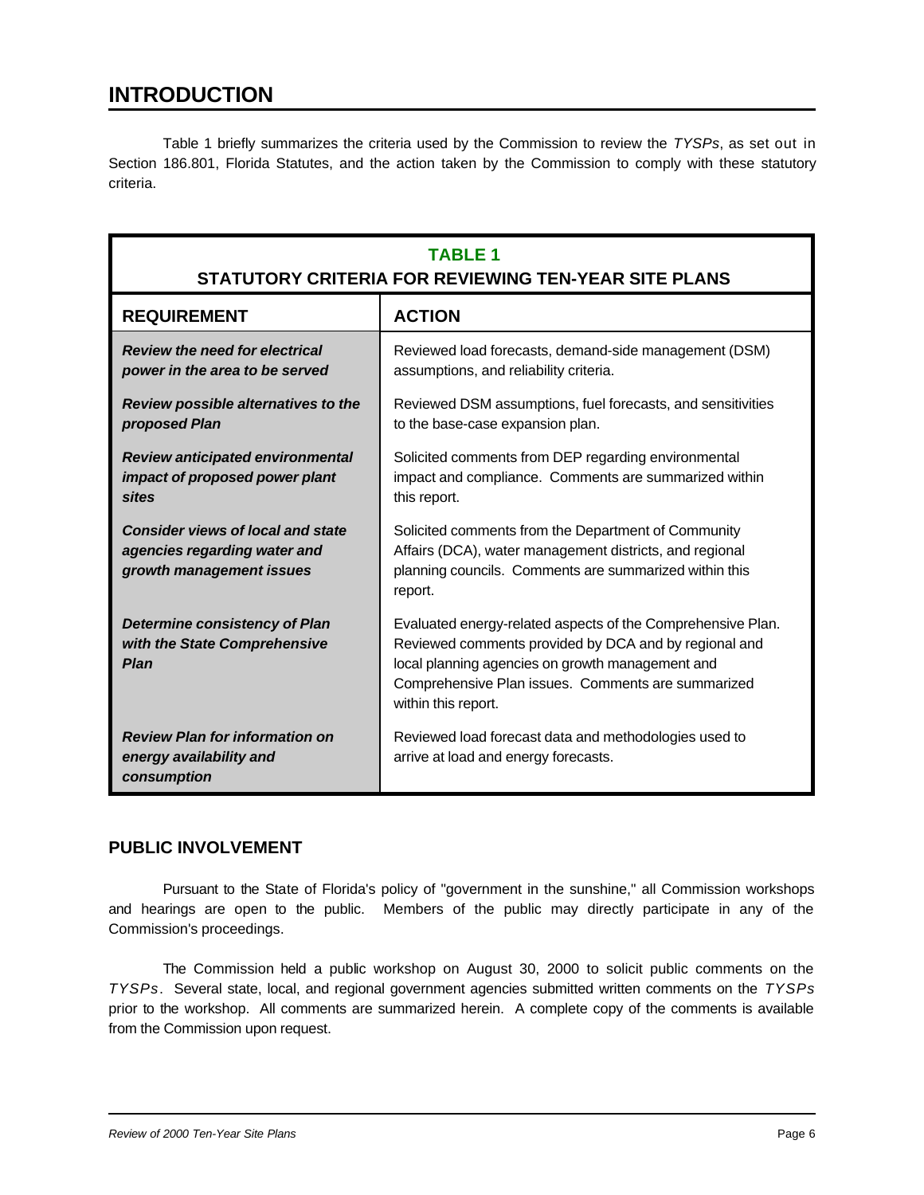# INTRODUCTION

Table 1 briefly summarizes the criteria used by the Commission to review the *TYSPs*, as set out in Section 186.801, Florida Statutes, and the action taken by the Commission to comply with these statutory criteria.

**TABLE 1**
**STATUTORY CRITERIA FOR REVIEWING TEN-YEAR SITE PLANS**

| REQUIREMENT | ACTION |
|---|---|
| ***Review the need for electrical power in the area to be served*** | Reviewed load forecasts, demand-side management (DSM) assumptions, and reliability criteria. |
| ***Review possible alternatives to the proposed Plan*** | Reviewed DSM assumptions, fuel forecasts, and sensitivities to the base-case expansion plan. |
| ***Review anticipated environmental impact of proposed power plant sites*** | Solicited comments from DEP regarding environmental impact and compliance. Comments are summarized within this report. |
| ***Consider views of local and state agencies regarding water and growth management issues*** | Solicited comments from the Department of Community Affairs (DCA), water management districts, and regional planning councils. Comments are summarized within this report. |
| ***Determine consistency of Plan with the State Comprehensive Plan*** | Evaluated energy-related aspects of the Comprehensive Plan. Reviewed comments provided by DCA and by regional and local planning agencies on growth management and Comprehensive Plan issues. Comments are summarized within this report. |
| ***Review Plan for information on energy availability and consumption*** | Reviewed load forecast data and methodologies used to arrive at load and energy forecasts. |

## PUBLIC INVOLVEMENT

Pursuant to the State of Florida's policy of "government in the sunshine," all Commission workshops and hearings are open to the public. Members of the public may directly participate in any of the Commission's proceedings.

The Commission held a public workshop on August 30, 2000 to solicit public comments on the *TYSPs*. Several state, local, and regional government agencies submitted written comments on the *TYSPs* prior to the workshop. All comments are summarized herein. A complete copy of the comments is available from the Commission upon request.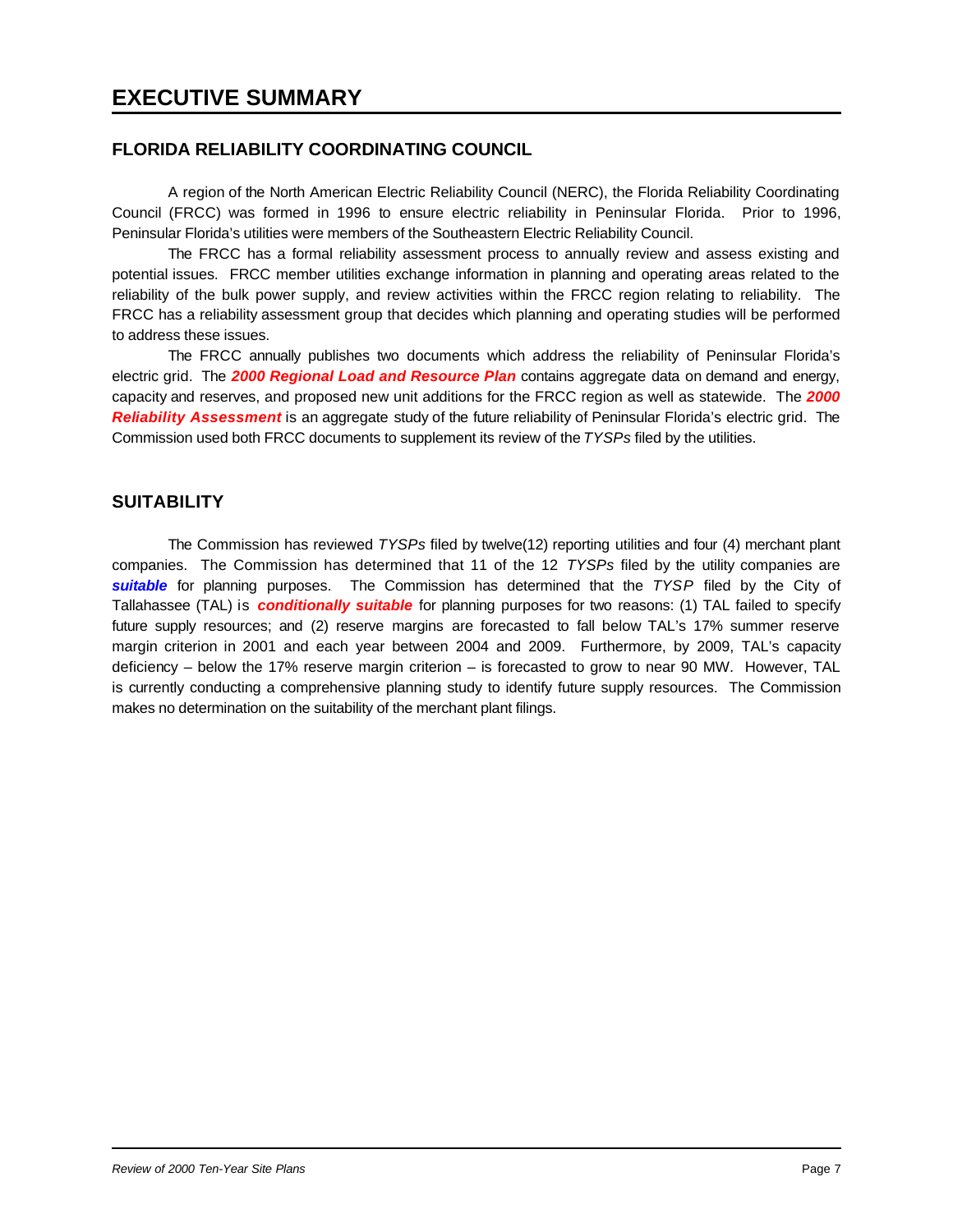# EXECUTIVE SUMMARY

## FLORIDA RELIABILITY COORDINATING COUNCIL

A region of the North American Electric Reliability Council (NERC), the Florida Reliability Coordinating Council (FRCC) was formed in 1996 to ensure electric reliability in Peninsular Florida. Prior to 1996, Peninsular Florida's utilities were members of the Southeastern Electric Reliability Council.

The FRCC has a formal reliability assessment process to annually review and assess existing and potential issues. FRCC member utilities exchange information in planning and operating areas related to the reliability of the bulk power supply, and review activities within the FRCC region relating to reliability. The FRCC has a reliability assessment group that decides which planning and operating studies will be performed to address these issues.

The FRCC annually publishes two documents which address the reliability of Peninsular Florida's electric grid. The ***2000 Regional Load and Resource Plan*** contains aggregate data on demand and energy, capacity and reserves, and proposed new unit additions for the FRCC region as well as statewide. The ***2000 Reliability Assessment*** is an aggregate study of the future reliability of Peninsular Florida's electric grid. The Commission used both FRCC documents to supplement its review of the *TYSPs* filed by the utilities.

## SUITABILITY

The Commission has reviewed *TYSPs* filed by twelve(12) reporting utilities and four (4) merchant plant companies. The Commission has determined that 11 of the 12 *TYSPs* filed by the utility companies are ***suitable*** for planning purposes. The Commission has determined that the *TYSP* filed by the City of Tallahassee (TAL) is ***conditionally suitable*** for planning purposes for two reasons: (1) TAL failed to specify future supply resources; and (2) reserve margins are forecasted to fall below TAL's 17% summer reserve margin criterion in 2001 and each year between 2004 and 2009. Furthermore, by 2009, TAL's capacity deficiency – below the 17% reserve margin criterion – is forecasted to grow to near 90 MW. However, TAL is currently conducting a comprehensive planning study to identify future supply resources. The Commission makes no determination on the suitability of the merchant plant filings.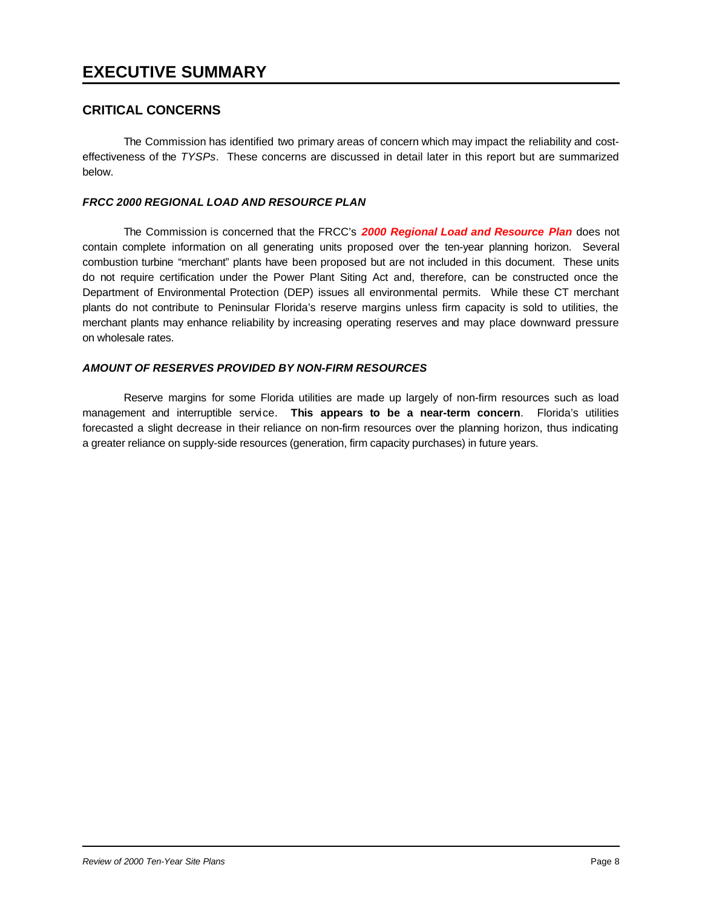# EXECUTIVE SUMMARY

## CRITICAL CONCERNS

The Commission has identified two primary areas of concern which may impact the reliability and cost-effectiveness of the *TYSPs*. These concerns are discussed in detail later in this report but are summarized below.

### *FRCC 2000 REGIONAL LOAD AND RESOURCE PLAN*

The Commission is concerned that the FRCC's ***2000 Regional Load and Resource Plan*** does not contain complete information on all generating units proposed over the ten-year planning horizon. Several combustion turbine "merchant" plants have been proposed but are not included in this document. These units do not require certification under the Power Plant Siting Act and, therefore, can be constructed once the Department of Environmental Protection (DEP) issues all environmental permits. While these CT merchant plants do not contribute to Peninsular Florida's reserve margins unless firm capacity is sold to utilities, the merchant plants may enhance reliability by increasing operating reserves and may place downward pressure on wholesale rates.

### *AMOUNT OF RESERVES PROVIDED BY NON-FIRM RESOURCES*

Reserve margins for some Florida utilities are made up largely of non-firm resources such as load management and interruptible service. **This appears to be a near-term concern**. Florida's utilities forecasted a slight decrease in their reliance on non-firm resources over the planning horizon, thus indicating a greater reliance on supply-side resources (generation, firm capacity purchases) in future years.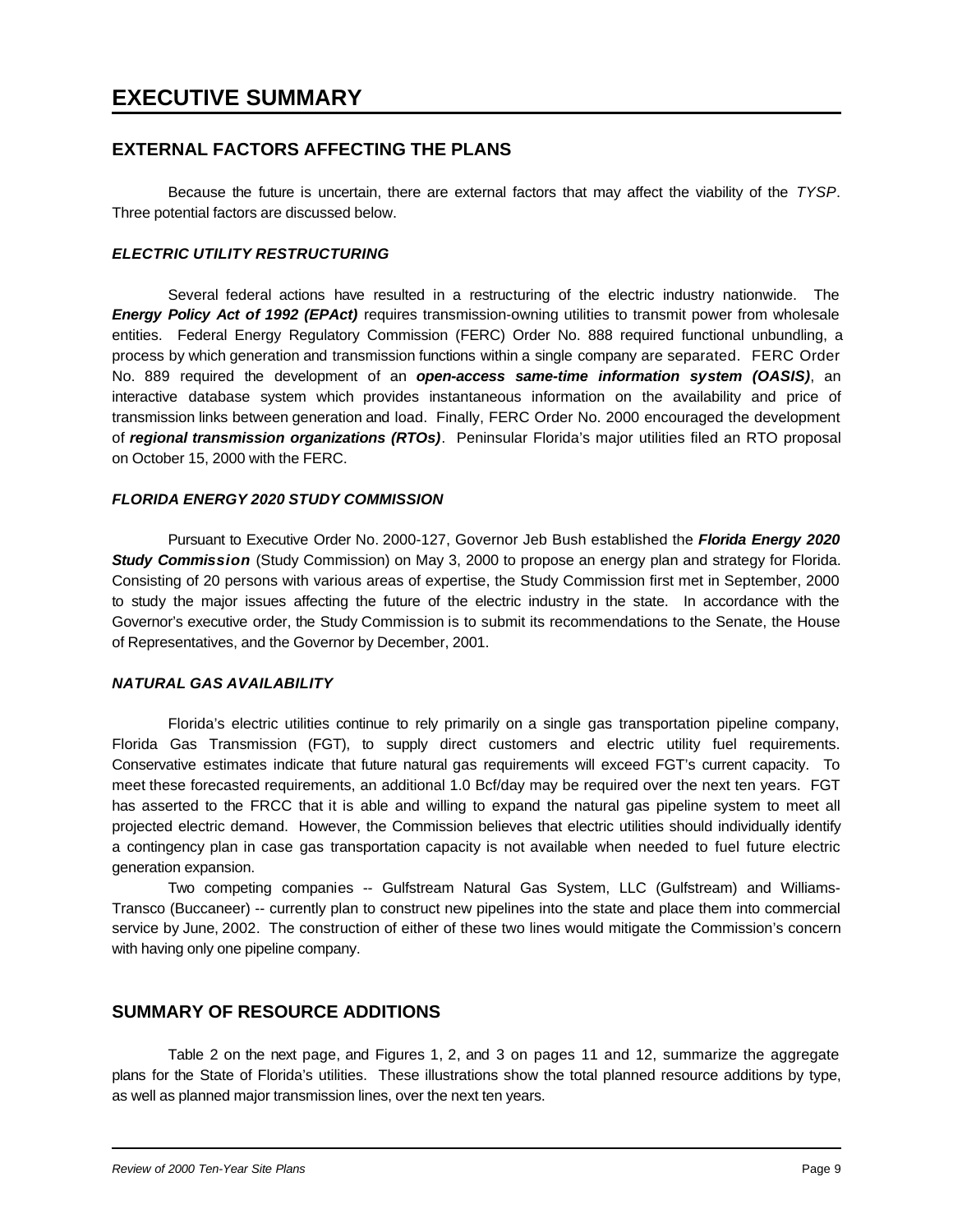# EXECUTIVE SUMMARY

## EXTERNAL FACTORS AFFECTING THE PLANS

Because the future is uncertain, there are external factors that may affect the viability of the *TYSP*. Three potential factors are discussed below.

### *ELECTRIC UTILITY RESTRUCTURING*

Several federal actions have resulted in a restructuring of the electric industry nationwide. The ***Energy Policy Act of 1992 (EPAct)*** requires transmission-owning utilities to transmit power from wholesale entities. Federal Energy Regulatory Commission (FERC) Order No. 888 required functional unbundling, a process by which generation and transmission functions within a single company are separated. FERC Order No. 889 required the development of an ***open-access same-time information system (OASIS)***, an interactive database system which provides instantaneous information on the availability and price of transmission links between generation and load. Finally, FERC Order No. 2000 encouraged the development of ***regional transmission organizations (RTOs)***. Peninsular Florida's major utilities filed an RTO proposal on October 15, 2000 with the FERC.

### *FLORIDA ENERGY 2020 STUDY COMMISSION*

Pursuant to Executive Order No. 2000-127, Governor Jeb Bush established the ***Florida Energy 2020 Study Commission*** (Study Commission) on May 3, 2000 to propose an energy plan and strategy for Florida. Consisting of 20 persons with various areas of expertise, the Study Commission first met in September, 2000 to study the major issues affecting the future of the electric industry in the state. In accordance with the Governor's executive order, the Study Commission is to submit its recommendations to the Senate, the House of Representatives, and the Governor by December, 2001.

### *NATURAL GAS AVAILABILITY*

Florida's electric utilities continue to rely primarily on a single gas transportation pipeline company, Florida Gas Transmission (FGT), to supply direct customers and electric utility fuel requirements. Conservative estimates indicate that future natural gas requirements will exceed FGT's current capacity. To meet these forecasted requirements, an additional 1.0 Bcf/day may be required over the next ten years. FGT has asserted to the FRCC that it is able and willing to expand the natural gas pipeline system to meet all projected electric demand. However, the Commission believes that electric utilities should individually identify a contingency plan in case gas transportation capacity is not available when needed to fuel future electric generation expansion.

Two competing companies -- Gulfstream Natural Gas System, LLC (Gulfstream) and Williams-Transco (Buccaneer) -- currently plan to construct new pipelines into the state and place them into commercial service by June, 2002. The construction of either of these two lines would mitigate the Commission's concern with having only one pipeline company.

## SUMMARY OF RESOURCE ADDITIONS

Table 2 on the next page, and Figures 1, 2, and 3 on pages 11 and 12, summarize the aggregate plans for the State of Florida's utilities. These illustrations show the total planned resource additions by type, as well as planned major transmission lines, over the next ten years.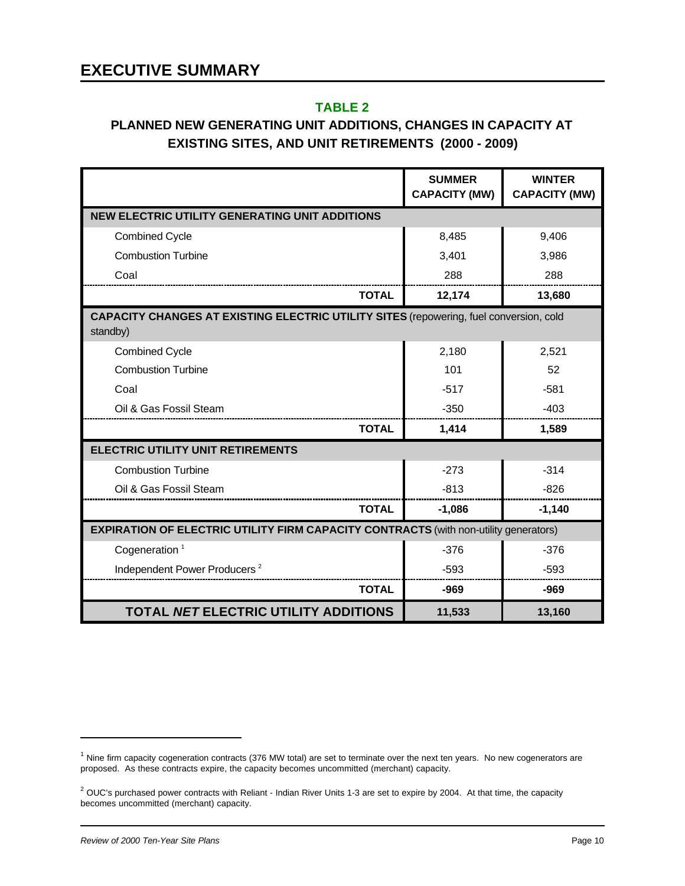# EXECUTIVE SUMMARY

## TABLE 2

### PLANNED NEW GENERATING UNIT ADDITIONS, CHANGES IN CAPACITY AT EXISTING SITES, AND UNIT RETIREMENTS (2000 - 2009)

| | SUMMER CAPACITY (MW) | WINTER CAPACITY (MW) |
|---|---|---|
| **NEW ELECTRIC UTILITY GENERATING UNIT ADDITIONS** | | |
| Combined Cycle | 8,485 | 9,406 |
| Combustion Turbine | 3,401 | 3,986 |
| Coal | 288 | 288 |
| **TOTAL** | **12,174** | **13,680** |
| **CAPACITY CHANGES AT EXISTING ELECTRIC UTILITY SITES** (repowering, fuel conversion, cold standby) | | |
| Combined Cycle | 2,180 | 2,521 |
| Combustion Turbine | 101 | 52 |
| Coal | -517 | -581 |
| Oil & Gas Fossil Steam | -350 | -403 |
| **TOTAL** | **1,414** | **1,589** |
| **ELECTRIC UTILITY UNIT RETIREMENTS** | | |
| Combustion Turbine | -273 | -314 |
| Oil & Gas Fossil Steam | -813 | -826 |
| **TOTAL** | **-1,086** | **-1,140** |
| **EXPIRATION OF ELECTRIC UTILITY FIRM CAPACITY CONTRACTS** (with non-utility generators) | | |
| Cogeneration [1] | -376 | -376 |
| Independent Power Producers [2] | -593 | -593 |
| **TOTAL** | **-969** | **-969** |
| **TOTAL *NET* ELECTRIC UTILITY ADDITIONS** | **11,533** | **13,160** |

[1] Nine firm capacity cogeneration contracts (376 MW total) are set to terminate over the next ten years. No new cogenerators are proposed. As these contracts expire, the capacity becomes uncommitted (merchant) capacity.

[2] OUC's purchased power contracts with Reliant - Indian River Units 1-3 are set to expire by 2004. At that time, the capacity becomes uncommitted (merchant) capacity.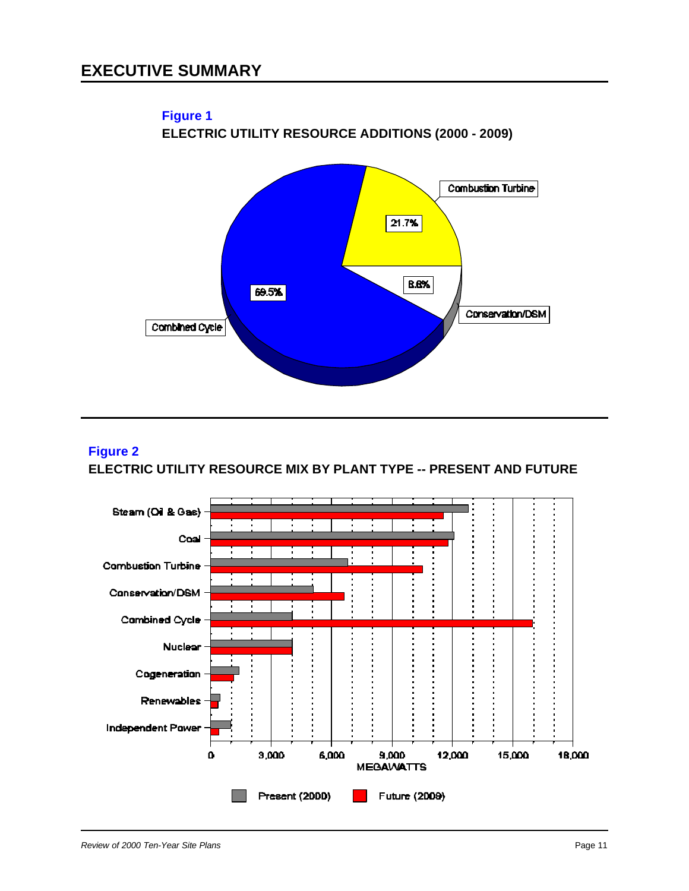# EXECUTIVE SUMMARY

**Figure 1**

**ELECTRIC UTILITY RESOURCE ADDITIONS (2000 - 2009)**

Combustion Turbine 21.7%

Conservation/DSM 8.8%

Combined Cycle 69.5%

**Figure 2**

**ELECTRIC UTILITY RESOURCE MIX BY PLANT TYPE -- PRESENT AND FUTURE**

Steam (Oil & Gas)

Coal

Combustion Turbine

Conservation/DSM

Combined Cycle

Nuclear

Cogeneration

Renewables

Independent Power

0 3,000 6,000 9,000 12,000 15,000 18,000

MEGAWATTS

Present (2000) Future (2009)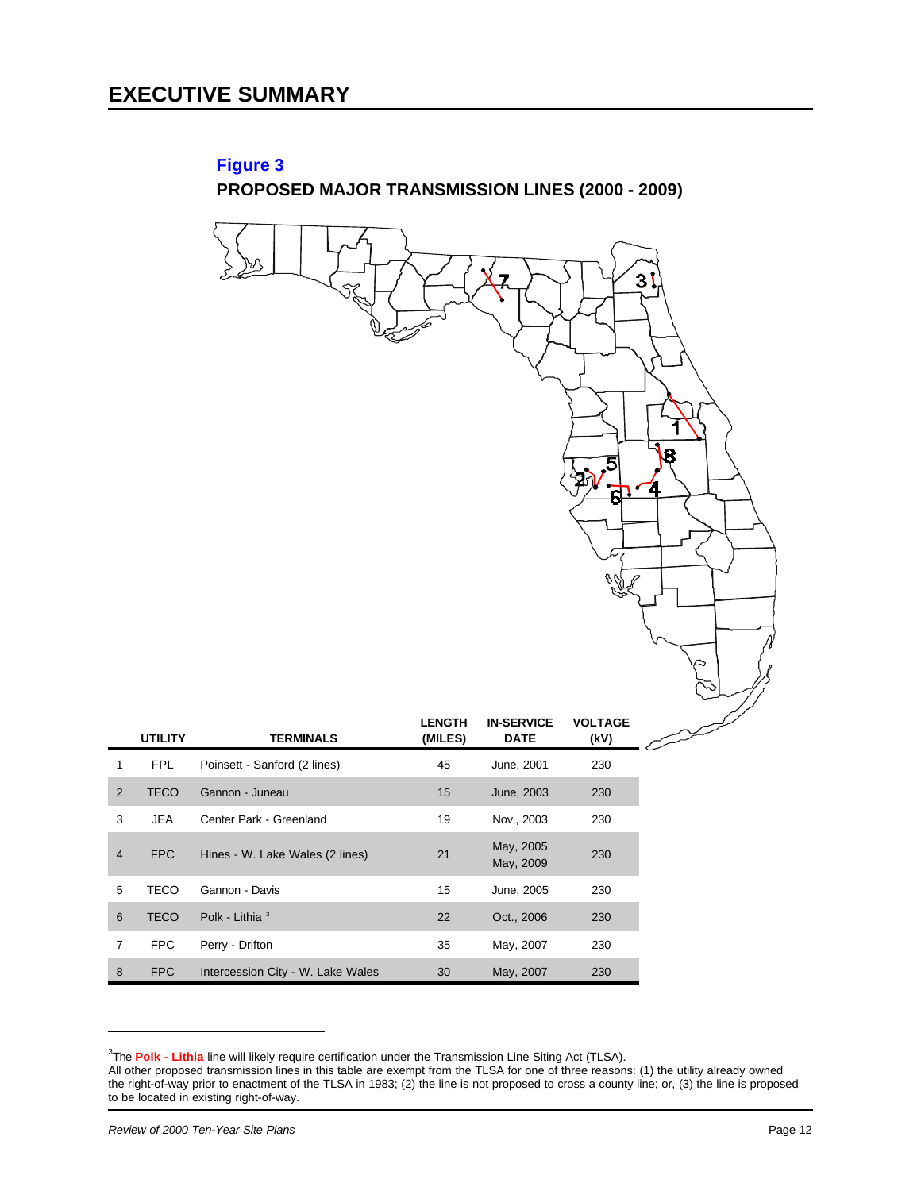# EXECUTIVE SUMMARY

**Figure 3**

**PROPOSED MAJOR TRANSMISSION LINES (2000 - 2009)**

| | UTILITY | TERMINALS | LENGTH (MILES) | IN-SERVICE DATE | VOLTAGE (kV) |
|---|---|---|---|---|---|
| 1 | FPL | Poinsett - Sanford (2 lines) | 45 | June, 2001 | 230 |
| 2 | TECO | Gannon - Juneau | 15 | June, 2003 | 230 |
| 3 | JEA | Center Park - Greenland | 19 | Nov., 2003 | 230 |
| 4 | FPC | Hines - W. Lake Wales (2 lines) | 21 | May, 2005<br>May, 2009 | 230 |
| 5 | TECO | Gannon - Davis | 15 | June, 2005 | 230 |
| 6 | TECO | Polk - Lithia [3] | 22 | Oct., 2006 | 230 |
| 7 | FPC | Perry - Drifton | 35 | May, 2007 | 230 |
| 8 | FPC | Intercession City - W. Lake Wales | 30 | May, 2007 | 230 |

---

[3] The **Polk - Lithia** line will likely require certification under the Transmission Line Siting Act (TLSA). All other proposed transmission lines in this table are exempt from the TLSA for one of three reasons: (1) the utility already owned the right-of-way prior to enactment of the TLSA in 1983; (2) the line is not proposed to cross a county line; or, (3) the line is proposed to be located in existing right-of-way.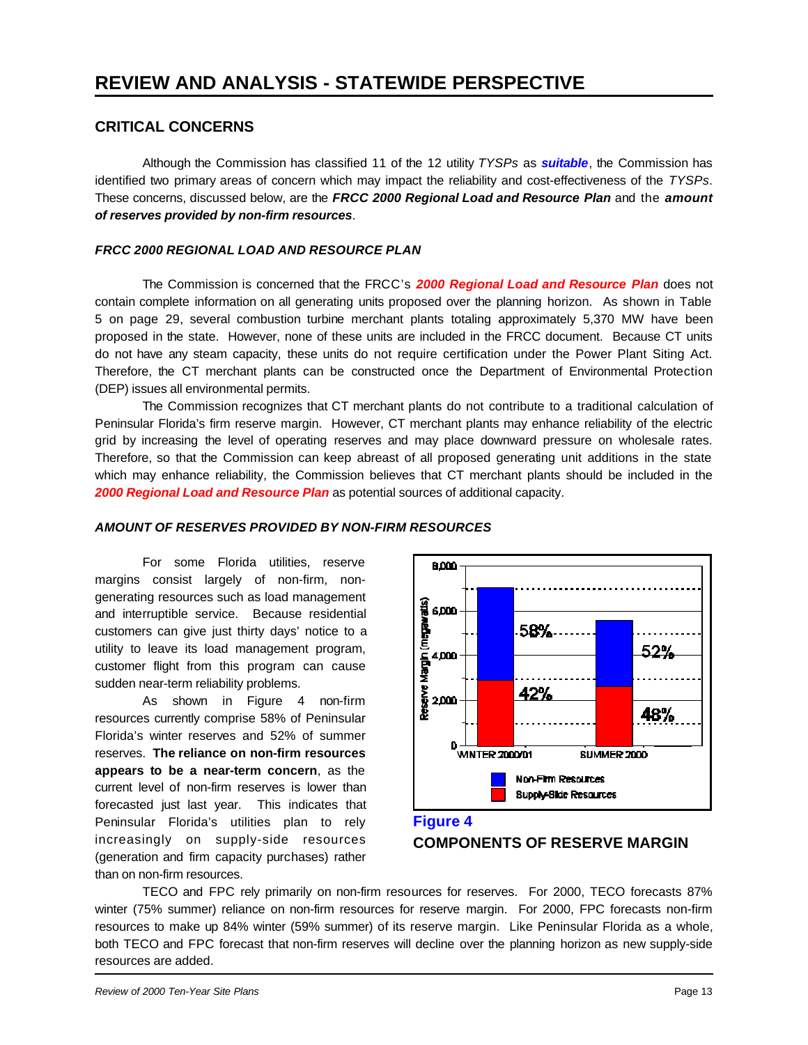# REVIEW AND ANALYSIS - STATEWIDE PERSPECTIVE

## CRITICAL CONCERNS

Although the Commission has classified 11 of the 12 utility *TYSPs* as ***suitable***, the Commission has identified two primary areas of concern which may impact the reliability and cost-effectiveness of the *TYSPs*. These concerns, discussed below, are the ***FRCC 2000 Regional Load and Resource Plan*** and the ***amount of reserves provided by non-firm resources***.

### *FRCC 2000 REGIONAL LOAD AND RESOURCE PLAN*

The Commission is concerned that the FRCC's ***2000 Regional Load and Resource Plan*** does not contain complete information on all generating units proposed over the planning horizon. As shown in Table 5 on page 29, several combustion turbine merchant plants totaling approximately 5,370 MW have been proposed in the state. However, none of these units are included in the FRCC document. Because CT units do not have any steam capacity, these units do not require certification under the Power Plant Siting Act. Therefore, the CT merchant plants can be constructed once the Department of Environmental Protection (DEP) issues all environmental permits.

The Commission recognizes that CT merchant plants do not contribute to a traditional calculation of Peninsular Florida's firm reserve margin. However, CT merchant plants may enhance reliability of the electric grid by increasing the level of operating reserves and may place downward pressure on wholesale rates. Therefore, so that the Commission can keep abreast of all proposed generating unit additions in the state which may enhance reliability, the Commission believes that CT merchant plants should be included in the ***2000 Regional Load and Resource Plan*** as potential sources of additional capacity.

### *AMOUNT OF RESERVES PROVIDED BY NON-FIRM RESOURCES*

For some Florida utilities, reserve margins consist largely of non-firm, non-generating resources such as load management and interruptible service. Because residential customers can give just thirty days' notice to a utility to leave its load management program, customer flight from this program can cause sudden near-term reliability problems.

As shown in Figure 4 non-firm resources currently comprise 58% of Peninsular Florida's winter reserves and 52% of summer reserves. **The reliance on non-firm resources appears to be a near-term concern**, as the current level of non-firm reserves is lower than forecasted just last year. This indicates that Peninsular Florida's utilities plan to rely increasingly on supply-side resources (generation and firm capacity purchases) rather than on non-firm resources.

**Figure 4**
**COMPONENTS OF RESERVE MARGIN**

TECO and FPC rely primarily on non-firm resources for reserves. For 2000, TECO forecasts 87% winter (75% summer) reliance on non-firm resources for reserve margin. For 2000, FPC forecasts non-firm resources to make up 84% winter (59% summer) of its reserve margin. Like Peninsular Florida as a whole, both TECO and FPC forecast that non-firm reserves will decline over the planning horizon as new supply-side resources are added.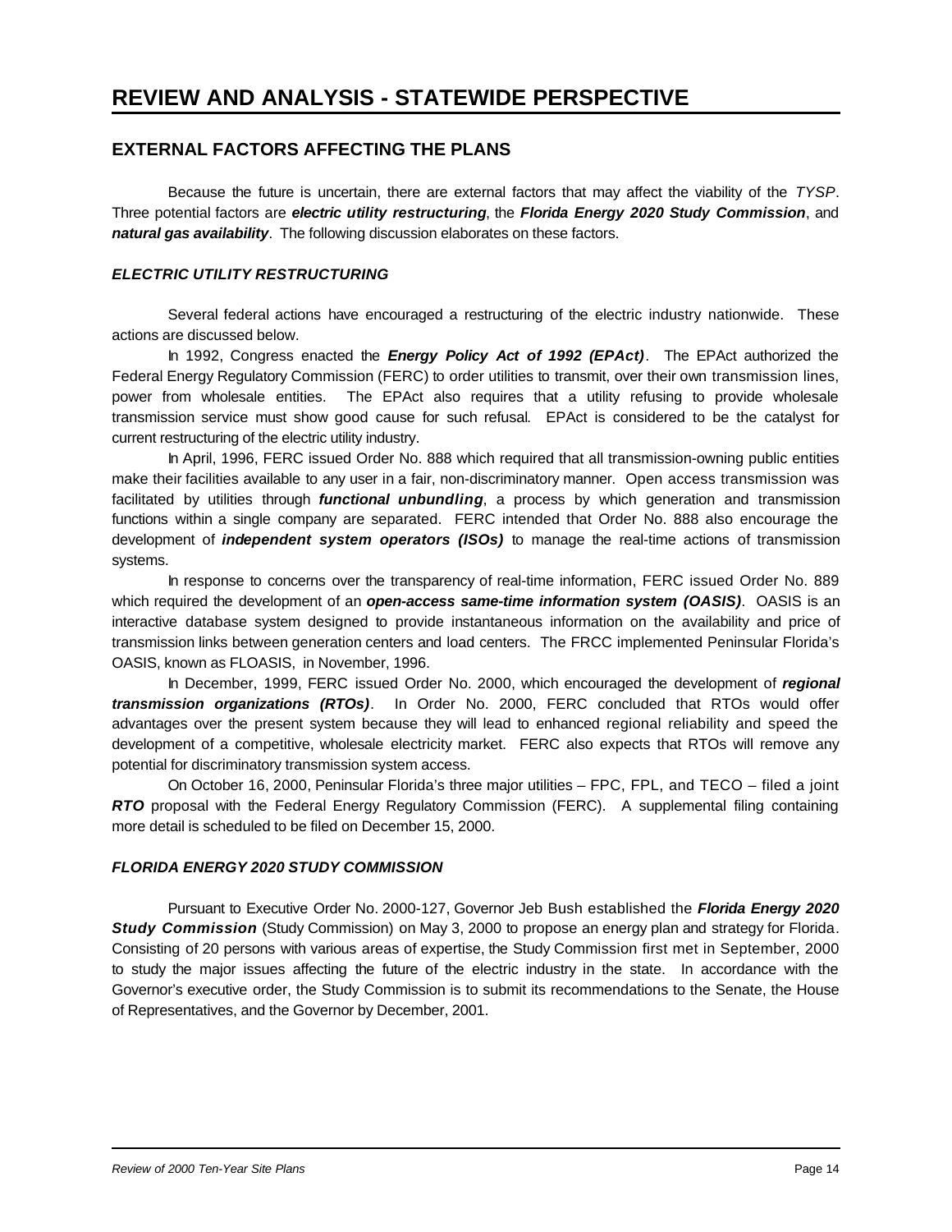# REVIEW AND ANALYSIS - STATEWIDE PERSPECTIVE

## EXTERNAL FACTORS AFFECTING THE PLANS

Because the future is uncertain, there are external factors that may affect the viability of the *TYSP*. Three potential factors are ***electric utility restructuring***, the ***Florida Energy 2020 Study Commission***, and ***natural gas availability***. The following discussion elaborates on these factors.

### *ELECTRIC UTILITY RESTRUCTURING*

Several federal actions have encouraged a restructuring of the electric industry nationwide. These actions are discussed below.

In 1992, Congress enacted the ***Energy Policy Act of 1992 (EPAct)***. The EPAct authorized the Federal Energy Regulatory Commission (FERC) to order utilities to transmit, over their own transmission lines, power from wholesale entities. The EPAct also requires that a utility refusing to provide wholesale transmission service must show good cause for such refusal. EPAct is considered to be the catalyst for current restructuring of the electric utility industry.

In April, 1996, FERC issued Order No. 888 which required that all transmission-owning public entities make their facilities available to any user in a fair, non-discriminatory manner. Open access transmission was facilitated by utilities through ***functional unbundling***, a process by which generation and transmission functions within a single company are separated. FERC intended that Order No. 888 also encourage the development of ***independent system operators (ISOs)*** to manage the real-time actions of transmission systems.

In response to concerns over the transparency of real-time information, FERC issued Order No. 889 which required the development of an ***open-access same-time information system (OASIS)***. OASIS is an interactive database system designed to provide instantaneous information on the availability and price of transmission links between generation centers and load centers. The FRCC implemented Peninsular Florida's OASIS, known as FLOASIS, in November, 1996.

In December, 1999, FERC issued Order No. 2000, which encouraged the development of ***regional transmission organizations (RTOs)***. In Order No. 2000, FERC concluded that RTOs would offer advantages over the present system because they will lead to enhanced regional reliability and speed the development of a competitive, wholesale electricity market. FERC also expects that RTOs will remove any potential for discriminatory transmission system access.

On October 16, 2000, Peninsular Florida's three major utilities – FPC, FPL, and TECO – filed a joint ***RTO*** proposal with the Federal Energy Regulatory Commission (FERC). A supplemental filing containing more detail is scheduled to be filed on December 15, 2000.

### *FLORIDA ENERGY 2020 STUDY COMMISSION*

Pursuant to Executive Order No. 2000-127, Governor Jeb Bush established the ***Florida Energy 2020 Study Commission*** (Study Commission) on May 3, 2000 to propose an energy plan and strategy for Florida. Consisting of 20 persons with various areas of expertise, the Study Commission first met in September, 2000 to study the major issues affecting the future of the electric industry in the state. In accordance with the Governor's executive order, the Study Commission is to submit its recommendations to the Senate, the House of Representatives, and the Governor by December, 2001.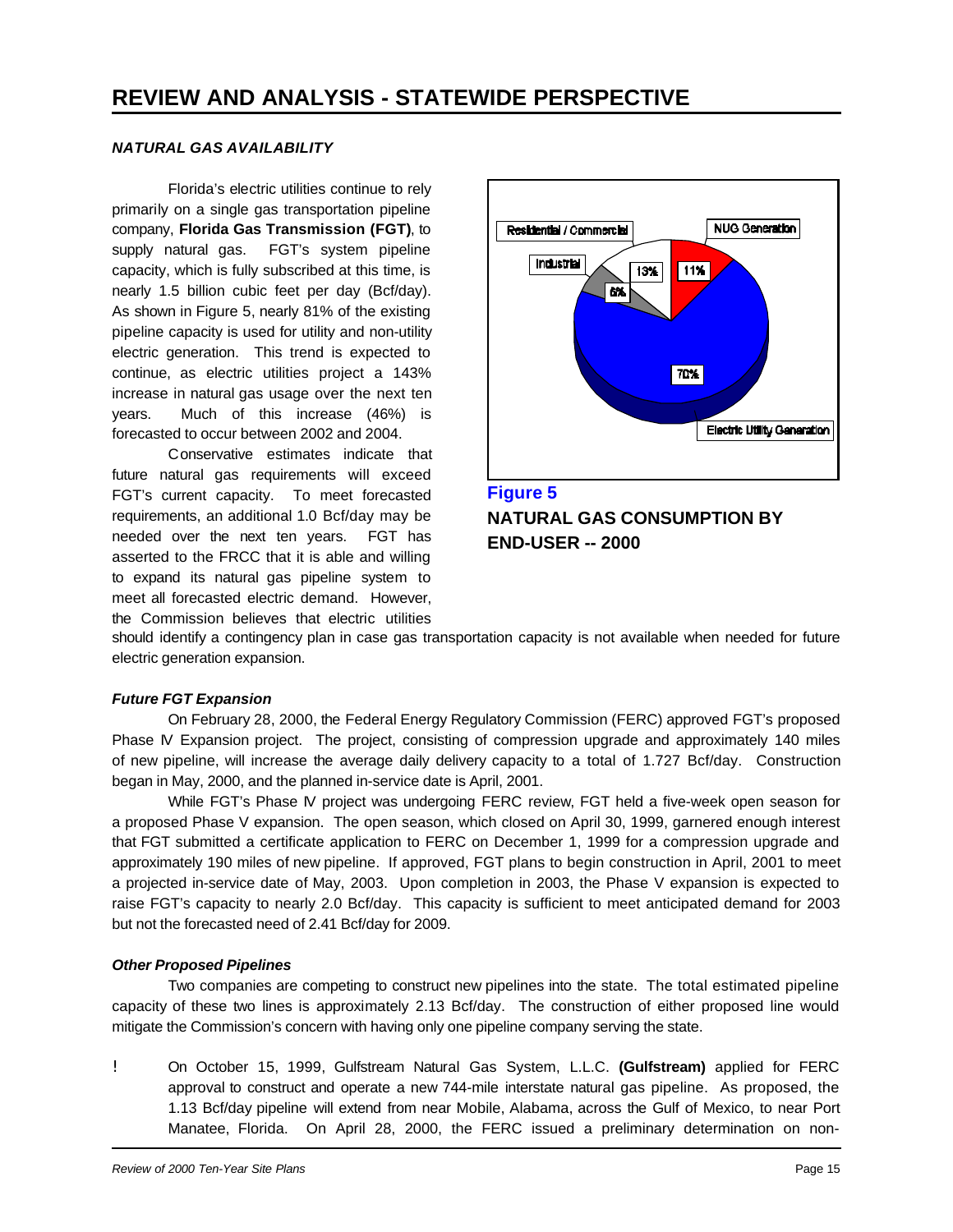# REVIEW AND ANALYSIS - STATEWIDE PERSPECTIVE

### *NATURAL GAS AVAILABILITY*

Florida's electric utilities continue to rely primarily on a single gas transportation pipeline company, **Florida Gas Transmission (FGT)**, to supply natural gas. FGT's system pipeline capacity, which is fully subscribed at this time, is nearly 1.5 billion cubic feet per day (Bcf/day). As shown in Figure 5, nearly 81% of the existing pipeline capacity is used for utility and non-utility electric generation. This trend is expected to continue, as electric utilities project a 143% increase in natural gas usage over the next ten years. Much of this increase (46%) is forecasted to occur between 2002 and 2004.

Conservative estimates indicate that future natural gas requirements will exceed FGT's current capacity. To meet forecasted requirements, an additional 1.0 Bcf/day may be needed over the next ten years. FGT has asserted to the FRCC that it is able and willing to expand its natural gas pipeline system to meet all forecasted electric demand. However, the Commission believes that electric utilities should identify a contingency plan in case gas transportation capacity is not available when needed for future electric generation expansion.

Residential / Commercial 13%, NUG Generation 11%, Industrial 6%, Electric Utility Generation 70%

**Figure 5**
**NATURAL GAS CONSUMPTION BY END-USER -- 2000**

#### *Future FGT Expansion*

On February 28, 2000, the Federal Energy Regulatory Commission (FERC) approved FGT's proposed Phase IV Expansion project. The project, consisting of compression upgrade and approximately 140 miles of new pipeline, will increase the average daily delivery capacity to a total of 1.727 Bcf/day. Construction began in May, 2000, and the planned in-service date is April, 2001.

While FGT's Phase IV project was undergoing FERC review, FGT held a five-week open season for a proposed Phase V expansion. The open season, which closed on April 30, 1999, garnered enough interest that FGT submitted a certificate application to FERC on December 1, 1999 for a compression upgrade and approximately 190 miles of new pipeline. If approved, FGT plans to begin construction in April, 2001 to meet a projected in-service date of May, 2003. Upon completion in 2003, the Phase V expansion is expected to raise FGT's capacity to nearly 2.0 Bcf/day. This capacity is sufficient to meet anticipated demand for 2003 but not the forecasted need of 2.41 Bcf/day for 2009.

#### *Other Proposed Pipelines*

Two companies are competing to construct new pipelines into the state. The total estimated pipeline capacity of these two lines is approximately 2.13 Bcf/day. The construction of either proposed line would mitigate the Commission's concern with having only one pipeline company serving the state.

- On October 15, 1999, Gulfstream Natural Gas System, L.L.C. **(Gulfstream)** applied for FERC approval to construct and operate a new 744-mile interstate natural gas pipeline. As proposed, the 1.13 Bcf/day pipeline will extend from near Mobile, Alabama, across the Gulf of Mexico, to near Port Manatee, Florida. On April 28, 2000, the FERC issued a preliminary determination on non-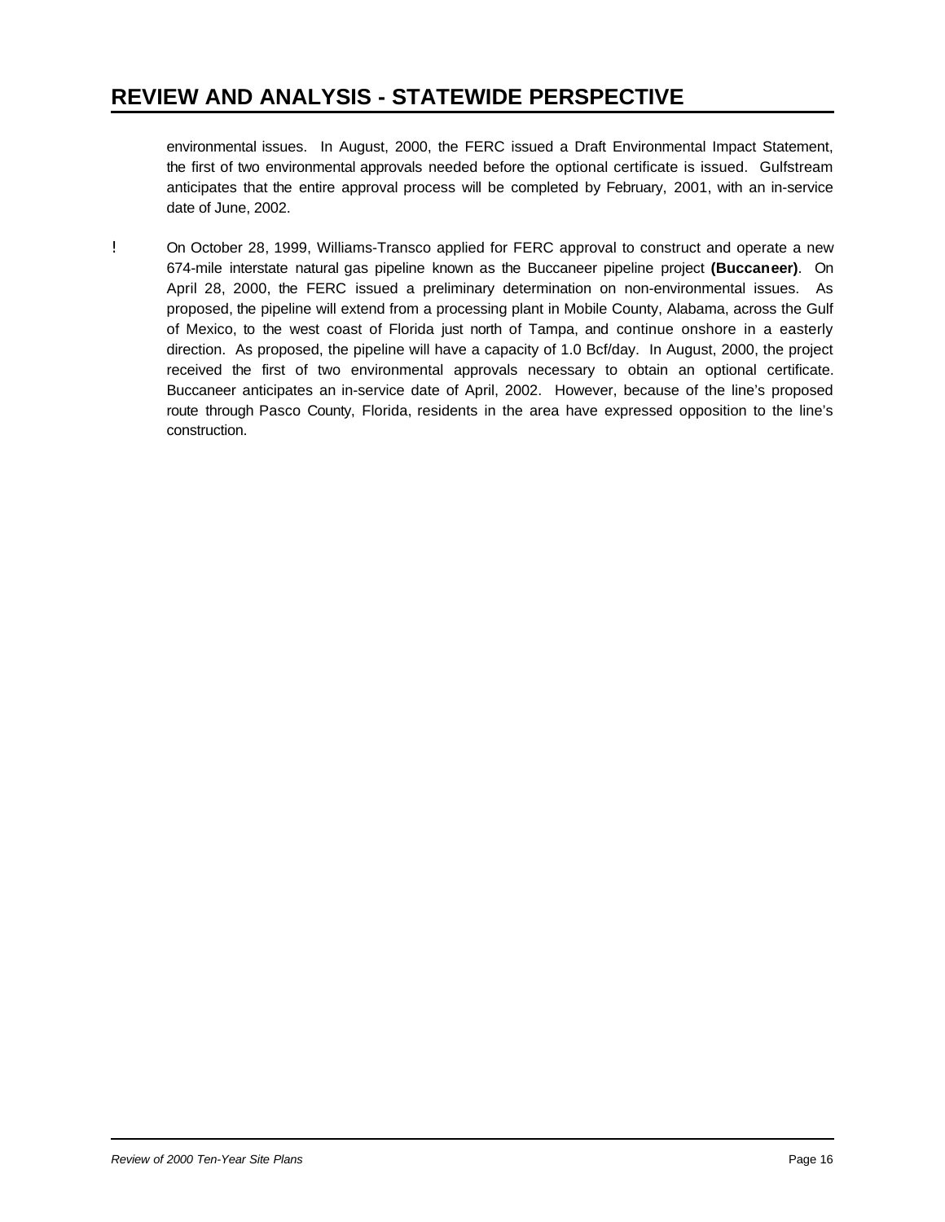environmental issues. In August, 2000, the FERC issued a Draft Environmental Impact Statement, the first of two environmental approvals needed before the optional certificate is issued. Gulfstream anticipates that the entire approval process will be completed by February, 2001, with an in-service date of June, 2002.

- On October 28, 1999, Williams-Transco applied for FERC approval to construct and operate a new 674-mile interstate natural gas pipeline known as the Buccaneer pipeline project **(Buccaneer)**. On April 28, 2000, the FERC issued a preliminary determination on non-environmental issues. As proposed, the pipeline will extend from a processing plant in Mobile County, Alabama, across the Gulf of Mexico, to the west coast of Florida just north of Tampa, and continue onshore in a easterly direction. As proposed, the pipeline will have a capacity of 1.0 Bcf/day. In August, 2000, the project received the first of two environmental approvals necessary to obtain an optional certificate. Buccaneer anticipates an in-service date of April, 2002. However, because of the line's proposed route through Pasco County, Florida, residents in the area have expressed opposition to the line's construction.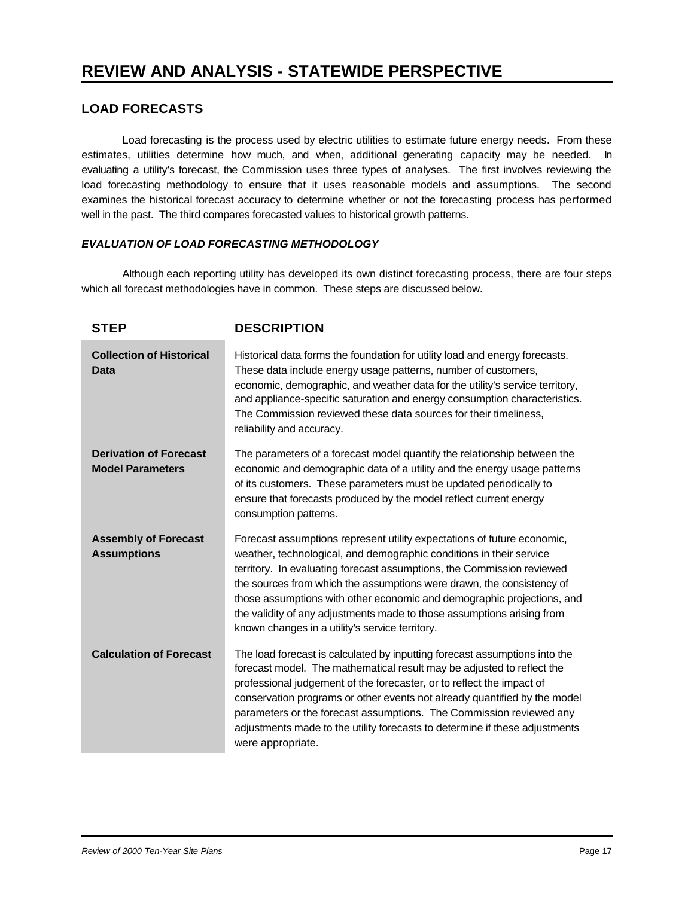# REVIEW AND ANALYSIS - STATEWIDE PERSPECTIVE

## LOAD FORECASTS

Load forecasting is the process used by electric utilities to estimate future energy needs. From these estimates, utilities determine how much, and when, additional generating capacity may be needed. In evaluating a utility's forecast, the Commission uses three types of analyses. The first involves reviewing the load forecasting methodology to ensure that it uses reasonable models and assumptions. The second examines the historical forecast accuracy to determine whether or not the forecasting process has performed well in the past. The third compares forecasted values to historical growth patterns.

### *EVALUATION OF LOAD FORECASTING METHODOLOGY*

Although each reporting utility has developed its own distinct forecasting process, there are four steps which all forecast methodologies have in common. These steps are discussed below.

| STEP | DESCRIPTION |
|---|---|
| **Collection of Historical Data** | Historical data forms the foundation for utility load and energy forecasts. These data include energy usage patterns, number of customers, economic, demographic, and weather data for the utility's service territory, and appliance-specific saturation and energy consumption characteristics. The Commission reviewed these data sources for their timeliness, reliability and accuracy. |
| **Derivation of Forecast Model Parameters** | The parameters of a forecast model quantify the relationship between the economic and demographic data of a utility and the energy usage patterns of its customers. These parameters must be updated periodically to ensure that forecasts produced by the model reflect current energy consumption patterns. |
| **Assembly of Forecast Assumptions** | Forecast assumptions represent utility expectations of future economic, weather, technological, and demographic conditions in their service territory. In evaluating forecast assumptions, the Commission reviewed the sources from which the assumptions were drawn, the consistency of those assumptions with other economic and demographic projections, and the validity of any adjustments made to those assumptions arising from known changes in a utility's service territory. |
| **Calculation of Forecast** | The load forecast is calculated by inputting forecast assumptions into the forecast model. The mathematical result may be adjusted to reflect the professional judgement of the forecaster, or to reflect the impact of conservation programs or other events not already quantified by the model parameters or the forecast assumptions. The Commission reviewed any adjustments made to the utility forecasts to determine if these adjustments were appropriate. |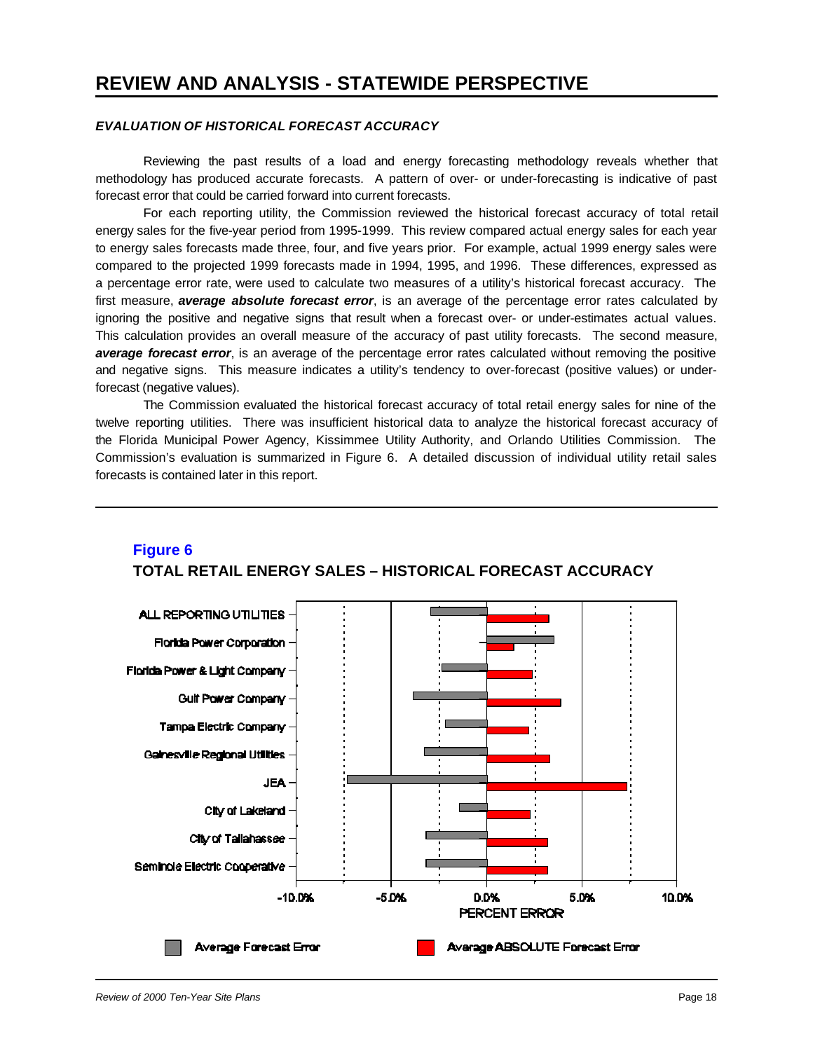# REVIEW AND ANALYSIS - STATEWIDE PERSPECTIVE

### *EVALUATION OF HISTORICAL FORECAST ACCURACY*

Reviewing the past results of a load and energy forecasting methodology reveals whether that methodology has produced accurate forecasts. A pattern of over- or under-forecasting is indicative of past forecast error that could be carried forward into current forecasts.

For each reporting utility, the Commission reviewed the historical forecast accuracy of total retail energy sales for the five-year period from 1995-1999. This review compared actual energy sales for each year to energy sales forecasts made three, four, and five years prior. For example, actual 1999 energy sales were compared to the projected 1999 forecasts made in 1994, 1995, and 1996. These differences, expressed as a percentage error rate, were used to calculate two measures of a utility's historical forecast accuracy. The first measure, ***average absolute forecast error***, is an average of the percentage error rates calculated by ignoring the positive and negative signs that result when a forecast over- or under-estimates actual values. This calculation provides an overall measure of the accuracy of past utility forecasts. The second measure, ***average forecast error***, is an average of the percentage error rates calculated without removing the positive and negative signs. This measure indicates a utility's tendency to over-forecast (positive values) or under-forecast (negative values).

The Commission evaluated the historical forecast accuracy of total retail energy sales for nine of the twelve reporting utilities. There was insufficient historical data to analyze the historical forecast accuracy of the Florida Municipal Power Agency, Kissimmee Utility Authority, and Orlando Utilities Commission. The Commission's evaluation is summarized in Figure 6. A detailed discussion of individual utility retail sales forecasts is contained later in this report.

**Figure 6**

**TOTAL RETAIL ENERGY SALES – HISTORICAL FORECAST ACCURACY**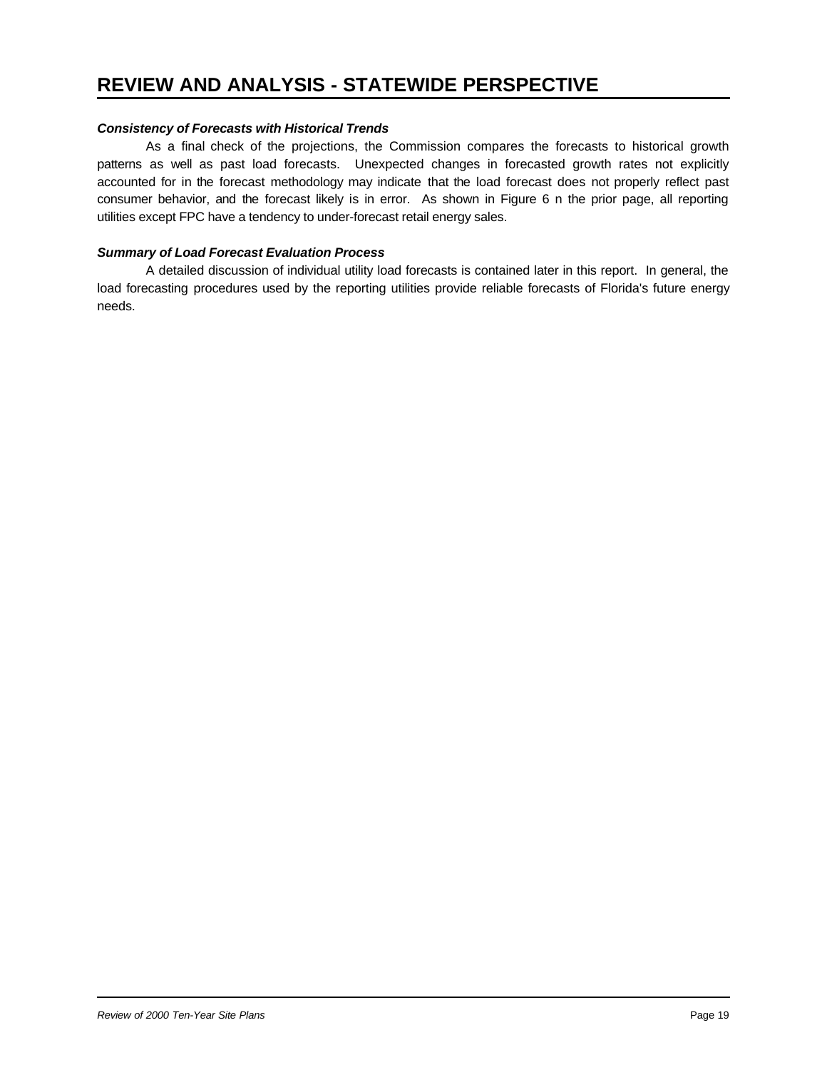# REVIEW AND ANALYSIS - STATEWIDE PERSPECTIVE

***Consistency of Forecasts with Historical Trends***

As a final check of the projections, the Commission compares the forecasts to historical growth patterns as well as past load forecasts. Unexpected changes in forecasted growth rates not explicitly accounted for in the forecast methodology may indicate that the load forecast does not properly reflect past consumer behavior, and the forecast likely is in error. As shown in Figure 6 n the prior page, all reporting utilities except FPC have a tendency to under-forecast retail energy sales.

***Summary of Load Forecast Evaluation Process***

A detailed discussion of individual utility load forecasts is contained later in this report. In general, the load forecasting procedures used by the reporting utilities provide reliable forecasts of Florida's future energy needs.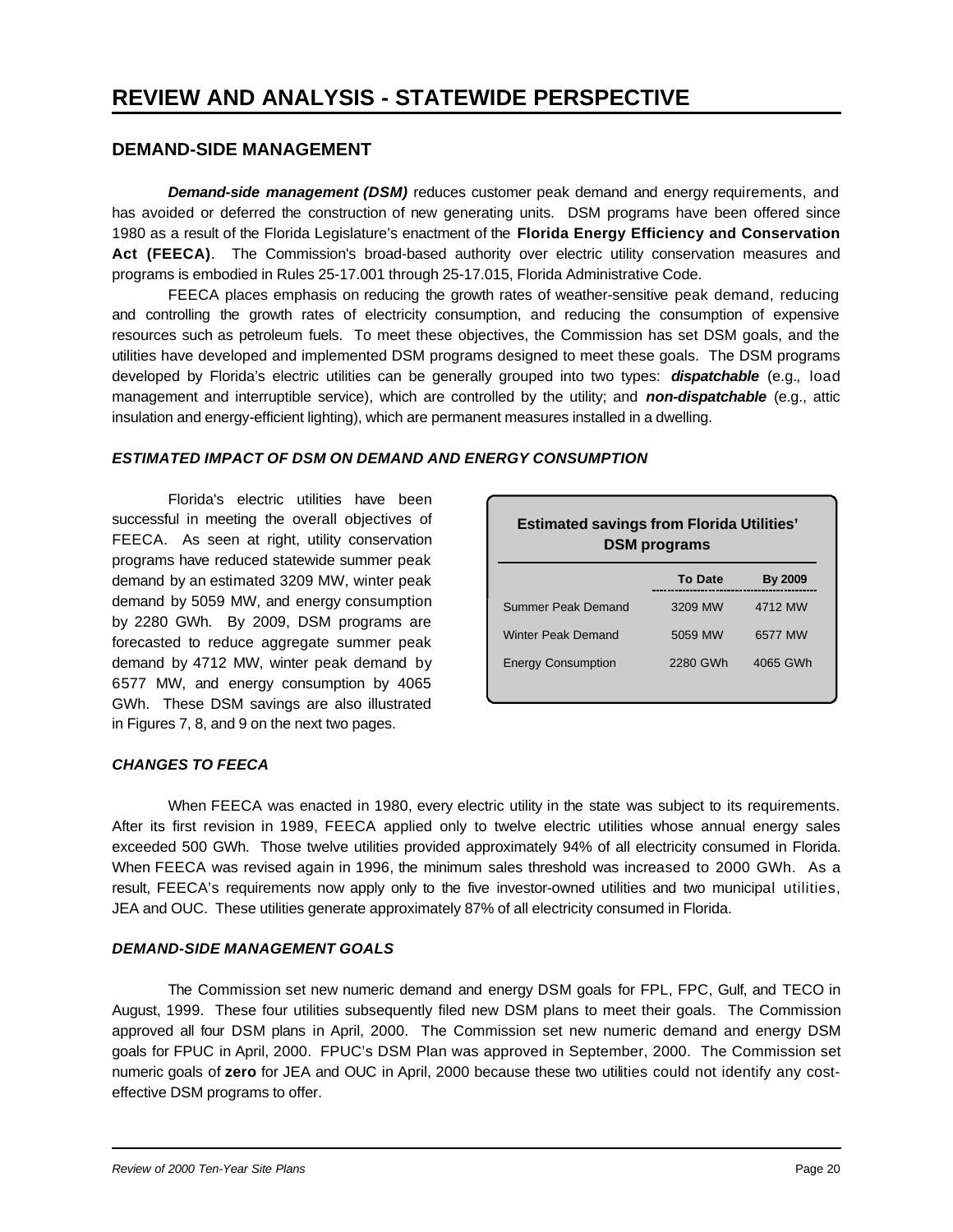# REVIEW AND ANALYSIS - STATEWIDE PERSPECTIVE

## DEMAND-SIDE MANAGEMENT

***Demand-side management (DSM)*** reduces customer peak demand and energy requirements, and has avoided or deferred the construction of new generating units. DSM programs have been offered since 1980 as a result of the Florida Legislature's enactment of the **Florida Energy Efficiency and Conservation Act (FEECA)**. The Commission's broad-based authority over electric utility conservation measures and programs is embodied in Rules 25-17.001 through 25-17.015, Florida Administrative Code.

FEECA places emphasis on reducing the growth rates of weather-sensitive peak demand, reducing and controlling the growth rates of electricity consumption, and reducing the consumption of expensive resources such as petroleum fuels. To meet these objectives, the Commission has set DSM goals, and the utilities have developed and implemented DSM programs designed to meet these goals. The DSM programs developed by Florida's electric utilities can be generally grouped into two types: ***dispatchable*** (e.g., load management and interruptible service), which are controlled by the utility; and ***non-dispatchable*** (e.g., attic insulation and energy-efficient lighting), which are permanent measures installed in a dwelling.

### *ESTIMATED IMPACT OF DSM ON DEMAND AND ENERGY CONSUMPTION*

Florida's electric utilities have been successful in meeting the overall objectives of FEECA. As seen at right, utility conservation programs have reduced statewide summer peak demand by an estimated 3209 MW, winter peak demand by 5059 MW, and energy consumption by 2280 GWh. By 2009, DSM programs are forecasted to reduce aggregate summer peak demand by 4712 MW, winter peak demand by 6577 MW, and energy consumption by 4065 GWh. These DSM savings are also illustrated in Figures 7, 8, and 9 on the next two pages.

**Estimated savings from Florida Utilities' DSM programs**

| | To Date | By 2009 |
|---|---|---|
| Summer Peak Demand | 3209 MW | 4712 MW |
| Winter Peak Demand | 5059 MW | 6577 MW |
| Energy Consumption | 2280 GWh | 4065 GWh |

### *CHANGES TO FEECA*

When FEECA was enacted in 1980, every electric utility in the state was subject to its requirements. After its first revision in 1989, FEECA applied only to twelve electric utilities whose annual energy sales exceeded 500 GWh. Those twelve utilities provided approximately 94% of all electricity consumed in Florida. When FEECA was revised again in 1996, the minimum sales threshold was increased to 2000 GWh. As a result, FEECA's requirements now apply only to the five investor-owned utilities and two municipal utilities, JEA and OUC. These utilities generate approximately 87% of all electricity consumed in Florida.

### *DEMAND-SIDE MANAGEMENT GOALS*

The Commission set new numeric demand and energy DSM goals for FPL, FPC, Gulf, and TECO in August, 1999. These four utilities subsequently filed new DSM plans to meet their goals. The Commission approved all four DSM plans in April, 2000. The Commission set new numeric demand and energy DSM goals for FPUC in April, 2000. FPUC's DSM Plan was approved in September, 2000. The Commission set numeric goals of **zero** for JEA and OUC in April, 2000 because these two utilities could not identify any cost-effective DSM programs to offer.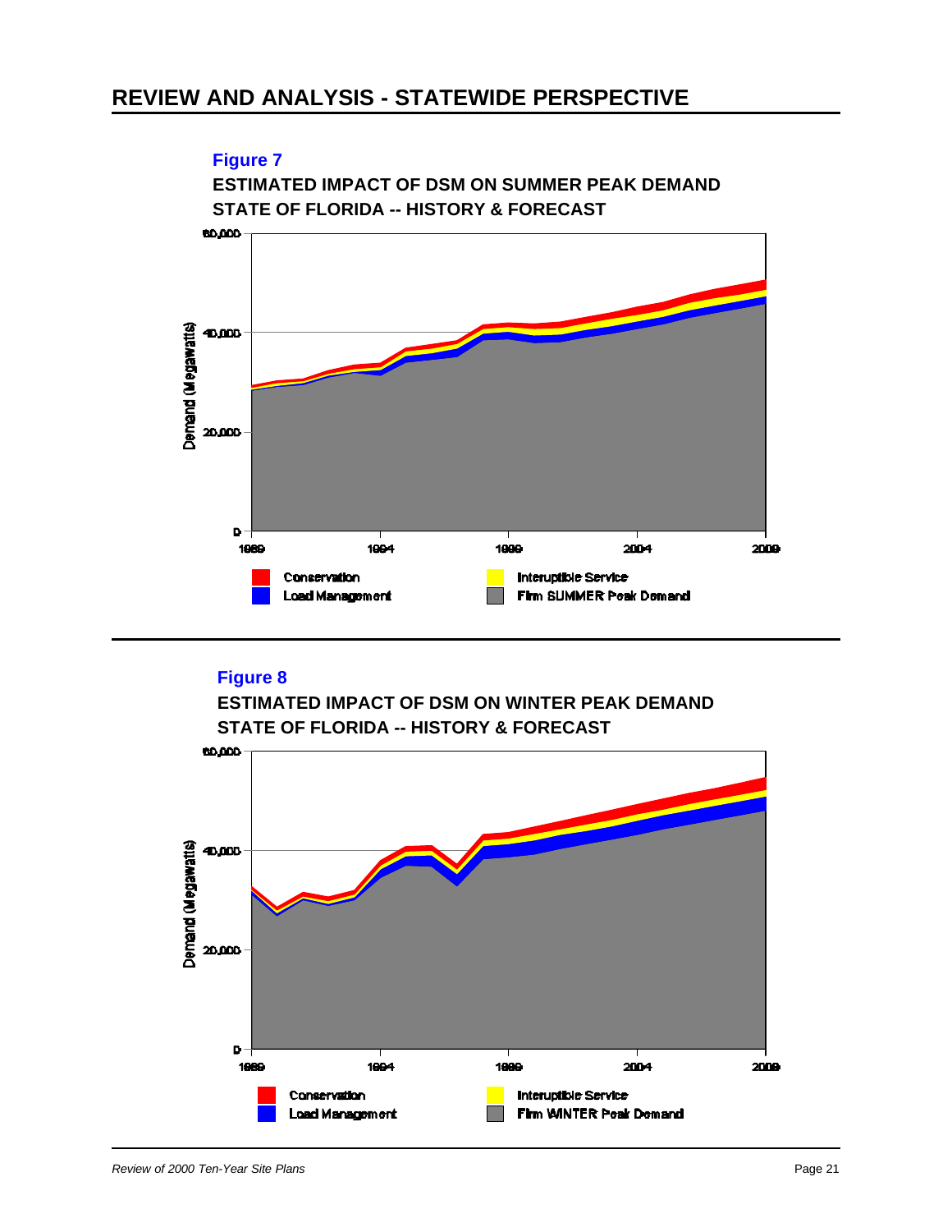# REVIEW AND ANALYSIS - STATEWIDE PERSPECTIVE

**Figure 7**

**ESTIMATED IMPACT OF DSM ON SUMMER PEAK DEMAND STATE OF FLORIDA -- HISTORY & FORECAST**

**Figure 8**

**ESTIMATED IMPACT OF DSM ON WINTER PEAK DEMAND STATE OF FLORIDA -- HISTORY & FORECAST**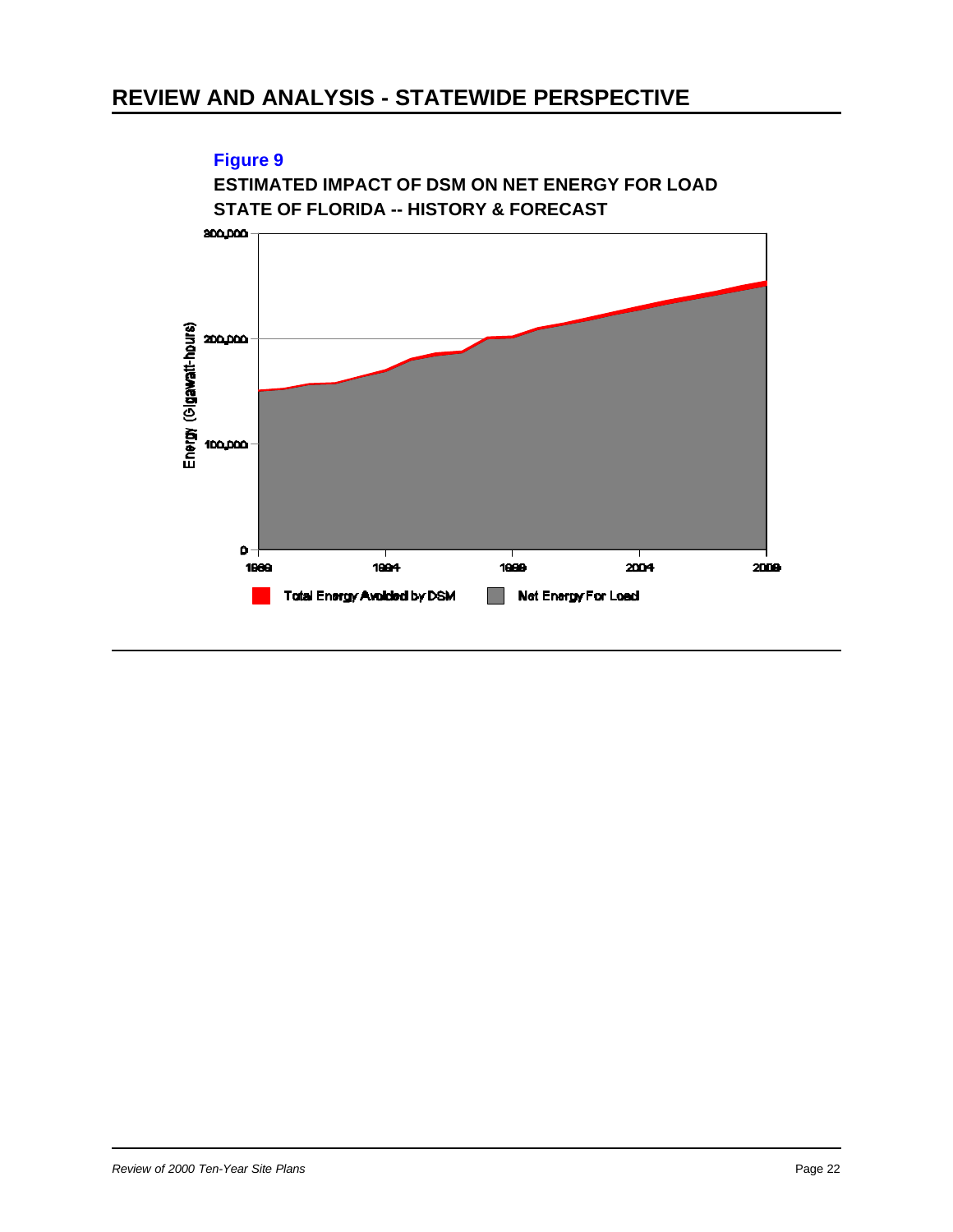## REVIEW AND ANALYSIS - STATEWIDE PERSPECTIVE

**Figure 9**

**ESTIMATED IMPACT OF DSM ON NET ENERGY FOR LOAD STATE OF FLORIDA -- HISTORY & FORECAST**

Energy (Gigawatt-hours)

300,000
200,000
100,000
0

1989 1994 1999 2004 2009

Total Energy Avoided by DSM    Net Energy For Load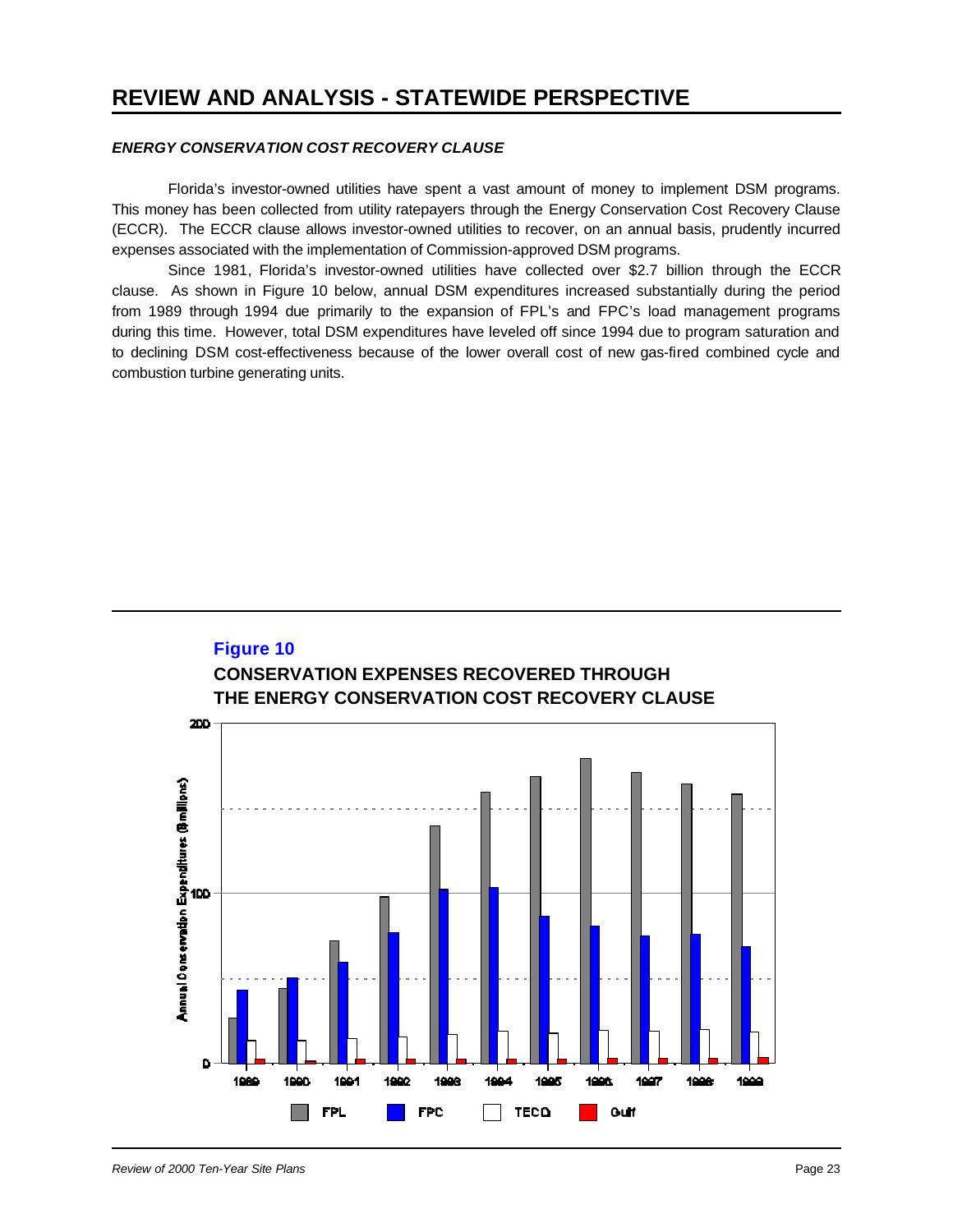# REVIEW AND ANALYSIS - STATEWIDE PERSPECTIVE

### *ENERGY CONSERVATION COST RECOVERY CLAUSE*

Florida's investor-owned utilities have spent a vast amount of money to implement DSM programs. This money has been collected from utility ratepayers through the Energy Conservation Cost Recovery Clause (ECCR). The ECCR clause allows investor-owned utilities to recover, on an annual basis, prudently incurred expenses associated with the implementation of Commission-approved DSM programs.

Since 1981, Florida's investor-owned utilities have collected over \$2.7 billion through the ECCR clause. As shown in Figure 10 below, annual DSM expenditures increased substantially during the period from 1989 through 1994 due primarily to the expansion of FPL's and FPC's load management programs during this time. However, total DSM expenditures have leveled off since 1994 due to program saturation and to declining DSM cost-effectiveness because of the lower overall cost of new gas-fired combined cycle and combustion turbine generating units.

**Figure 10**

**CONSERVATION EXPENSES RECOVERED THROUGH THE ENERGY CONSERVATION COST RECOVERY CLAUSE**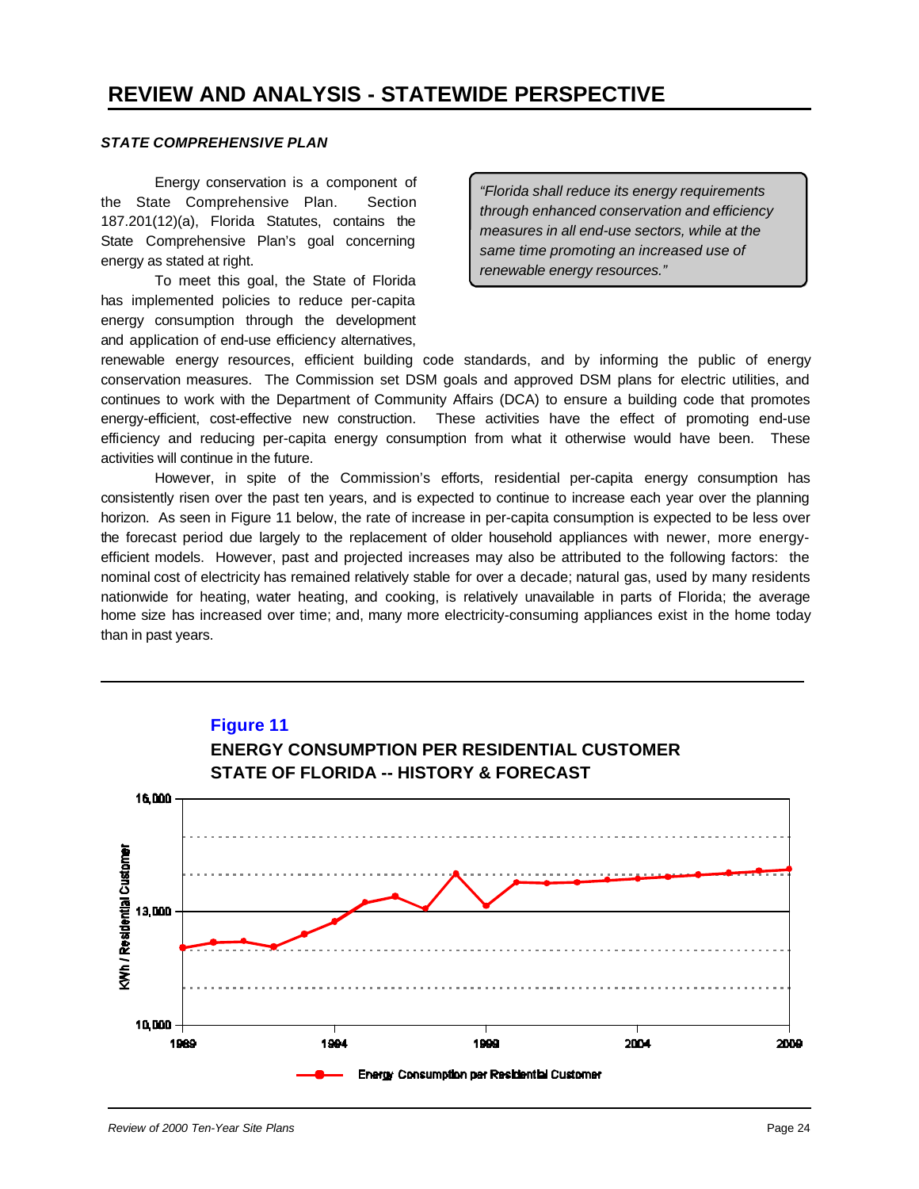# REVIEW AND ANALYSIS - STATEWIDE PERSPECTIVE

### *STATE COMPREHENSIVE PLAN*

> *"Florida shall reduce its energy requirements through enhanced conservation and efficiency measures in all end-use sectors, while at the same time promoting an increased use of renewable energy resources."*

Energy conservation is a component of the State Comprehensive Plan. Section 187.201(12)(a), Florida Statutes, contains the State Comprehensive Plan's goal concerning energy as stated at right.

To meet this goal, the State of Florida has implemented policies to reduce per-capita energy consumption through the development and application of end-use efficiency alternatives, renewable energy resources, efficient building code standards, and by informing the public of energy conservation measures. The Commission set DSM goals and approved DSM plans for electric utilities, and continues to work with the Department of Community Affairs (DCA) to ensure a building code that promotes energy-efficient, cost-effective new construction. These activities have the effect of promoting end-use efficiency and reducing per-capita energy consumption from what it otherwise would have been. These activities will continue in the future.

However, in spite of the Commission's efforts, residential per-capita energy consumption has consistently risen over the past ten years, and is expected to continue to increase each year over the planning horizon. As seen in Figure 11 below, the rate of increase in per-capita consumption is expected to be less over the forecast period due largely to the replacement of older household appliances with newer, more energy-efficient models. However, past and projected increases may also be attributed to the following factors: the nominal cost of electricity has remained relatively stable for over a decade; natural gas, used by many residents nationwide for heating, water heating, and cooking, is relatively unavailable in parts of Florida; the average home size has increased over time; and, many more electricity-consuming appliances exist in the home today than in past years.

**Figure 11**

**ENERGY CONSUMPTION PER RESIDENTIAL CUSTOMER STATE OF FLORIDA -- HISTORY & FORECAST**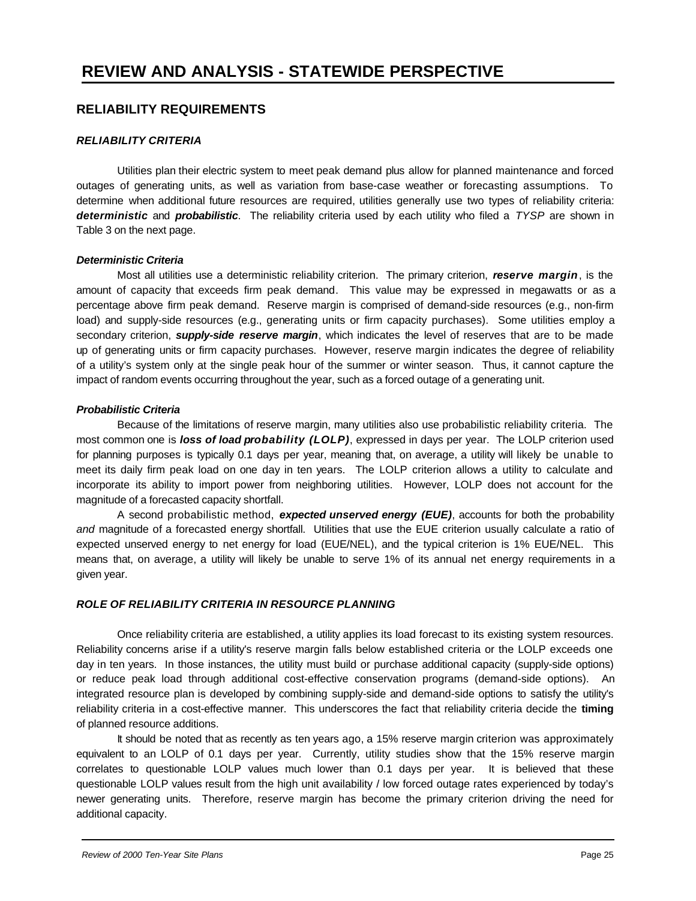# REVIEW AND ANALYSIS - STATEWIDE PERSPECTIVE

## RELIABILITY REQUIREMENTS

### *RELIABILITY CRITERIA*

Utilities plan their electric system to meet peak demand plus allow for planned maintenance and forced outages of generating units, as well as variation from base-case weather or forecasting assumptions. To determine when additional future resources are required, utilities generally use two types of reliability criteria: ***deterministic*** and ***probabilistic***. The reliability criteria used by each utility who filed a *TYSP* are shown in Table 3 on the next page.

#### *Deterministic Criteria*

Most all utilities use a deterministic reliability criterion. The primary criterion, ***reserve margin***, is the amount of capacity that exceeds firm peak demand. This value may be expressed in megawatts or as a percentage above firm peak demand. Reserve margin is comprised of demand-side resources (e.g., non-firm load) and supply-side resources (e.g., generating units or firm capacity purchases). Some utilities employ a secondary criterion, ***supply-side reserve margin***, which indicates the level of reserves that are to be made up of generating units or firm capacity purchases. However, reserve margin indicates the degree of reliability of a utility's system only at the single peak hour of the summer or winter season. Thus, it cannot capture the impact of random events occurring throughout the year, such as a forced outage of a generating unit.

#### *Probabilistic Criteria*

Because of the limitations of reserve margin, many utilities also use probabilistic reliability criteria. The most common one is ***loss of load probability (LOLP)***, expressed in days per year. The LOLP criterion used for planning purposes is typically 0.1 days per year, meaning that, on average, a utility will likely be unable to meet its daily firm peak load on one day in ten years. The LOLP criterion allows a utility to calculate and incorporate its ability to import power from neighboring utilities. However, LOLP does not account for the magnitude of a forecasted capacity shortfall.

A second probabilistic method, ***expected unserved energy (EUE)***, accounts for both the probability *and* magnitude of a forecasted energy shortfall. Utilities that use the EUE criterion usually calculate a ratio of expected unserved energy to net energy for load (EUE/NEL), and the typical criterion is 1% EUE/NEL. This means that, on average, a utility will likely be unable to serve 1% of its annual net energy requirements in a given year.

### *ROLE OF RELIABILITY CRITERIA IN RESOURCE PLANNING*

Once reliability criteria are established, a utility applies its load forecast to its existing system resources. Reliability concerns arise if a utility's reserve margin falls below established criteria or the LOLP exceeds one day in ten years. In those instances, the utility must build or purchase additional capacity (supply-side options) or reduce peak load through additional cost-effective conservation programs (demand-side options). An integrated resource plan is developed by combining supply-side and demand-side options to satisfy the utility's reliability criteria in a cost-effective manner. This underscores the fact that reliability criteria decide the **timing** of planned resource additions.

It should be noted that as recently as ten years ago, a 15% reserve margin criterion was approximately equivalent to an LOLP of 0.1 days per year. Currently, utility studies show that the 15% reserve margin correlates to questionable LOLP values much lower than 0.1 days per year. It is believed that these questionable LOLP values result from the high unit availability / low forced outage rates experienced by today's newer generating units. Therefore, reserve margin has become the primary criterion driving the need for additional capacity.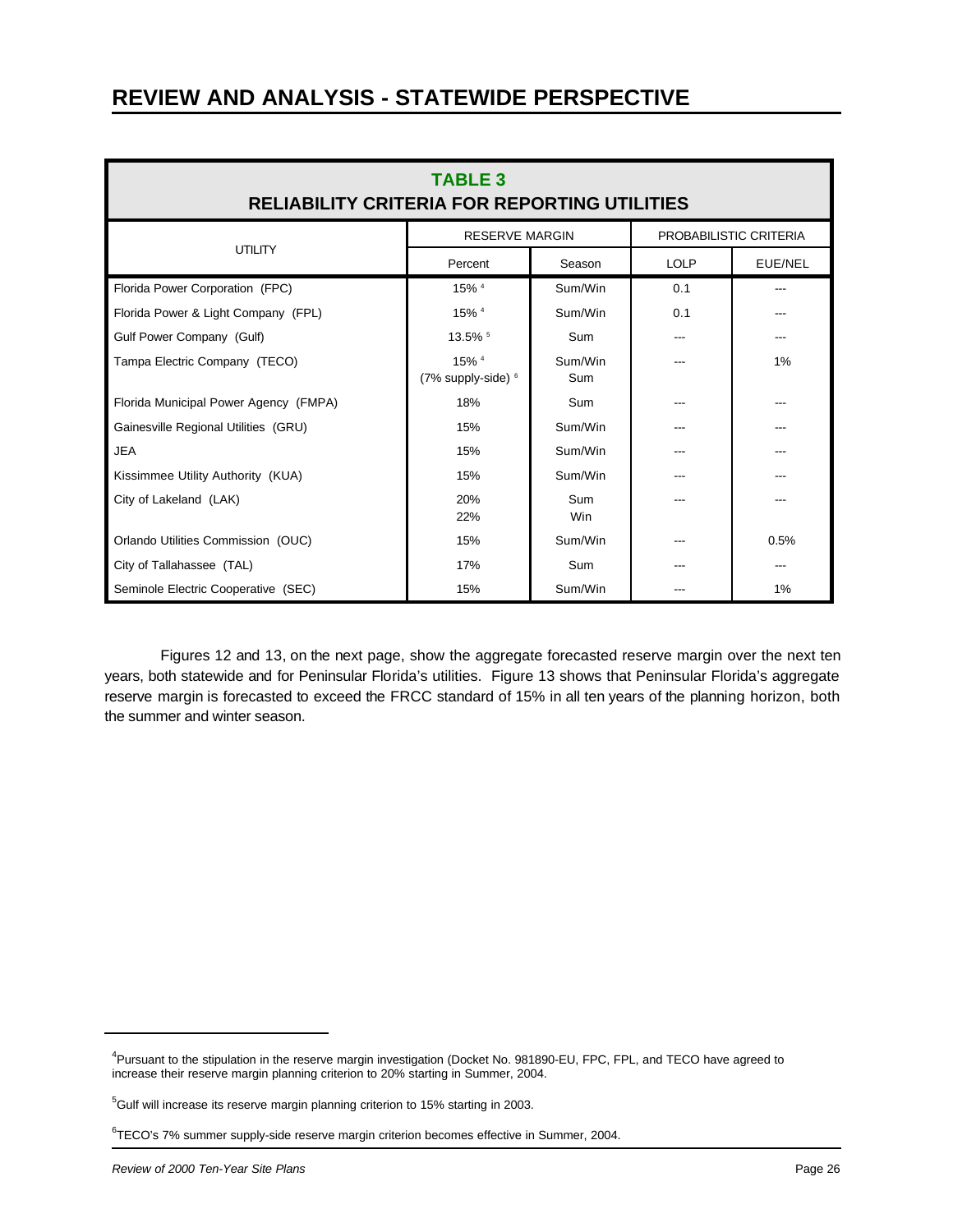# REVIEW AND ANALYSIS - STATEWIDE PERSPECTIVE

**TABLE 3**
**RELIABILITY CRITERIA FOR REPORTING UTILITIES**

| UTILITY | RESERVE MARGIN | | PROBABILISTIC CRITERIA | |
|---|---|---|---|---|
| | Percent | Season | LOLP | EUE/NEL |
| Florida Power Corporation (FPC) | 15% [4] | Sum/Win | 0.1 | --- |
| Florida Power & Light Company (FPL) | 15% [4] | Sum/Win | 0.1 | --- |
| Gulf Power Company (Gulf) | 13.5% [5] | Sum | --- | --- |
| Tampa Electric Company (TECO) | 15% [4]<br>(7% supply-side) [6] | Sum/Win<br>Sum | --- | 1% |
| Florida Municipal Power Agency (FMPA) | 18% | Sum | --- | --- |
| Gainesville Regional Utilities (GRU) | 15% | Sum/Win | --- | --- |
| JEA | 15% | Sum/Win | --- | --- |
| Kissimmee Utility Authority (KUA) | 15% | Sum/Win | --- | --- |
| City of Lakeland (LAK) | 20%<br>22% | Sum<br>Win | --- | --- |
| Orlando Utilities Commission (OUC) | 15% | Sum/Win | --- | 0.5% |
| City of Tallahassee (TAL) | 17% | Sum | --- | --- |
| Seminole Electric Cooperative (SEC) | 15% | Sum/Win | --- | 1% |

Figures 12 and 13, on the next page, show the aggregate forecasted reserve margin over the next ten years, both statewide and for Peninsular Florida's utilities. Figure 13 shows that Peninsular Florida's aggregate reserve margin is forecasted to exceed the FRCC standard of 15% in all ten years of the planning horizon, both the summer and winter season.

---

[4] Pursuant to the stipulation in the reserve margin investigation (Docket No. 981890-EU, FPC, FPL, and TECO have agreed to increase their reserve margin planning criterion to 20% starting in Summer, 2004.

[5] Gulf will increase its reserve margin planning criterion to 15% starting in 2003.

[6] TECO's 7% summer supply-side reserve margin criterion becomes effective in Summer, 2004.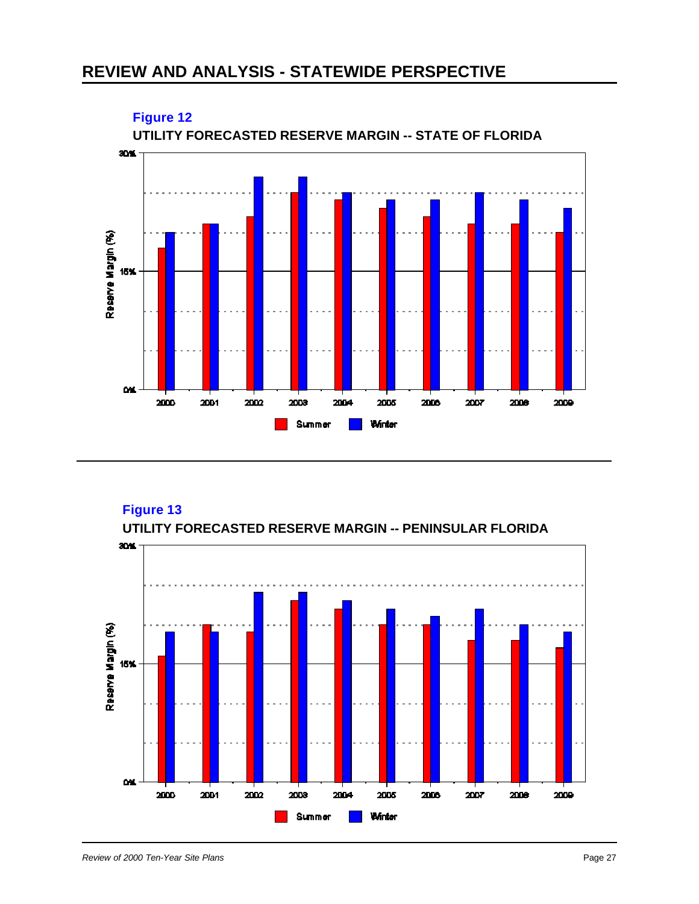# REVIEW AND ANALYSIS - STATEWIDE PERSPECTIVE

**Figure 12**

**UTILITY FORECASTED RESERVE MARGIN -- STATE OF FLORIDA**

**Figure 13**

**UTILITY FORECASTED RESERVE MARGIN -- PENINSULAR FLORIDA**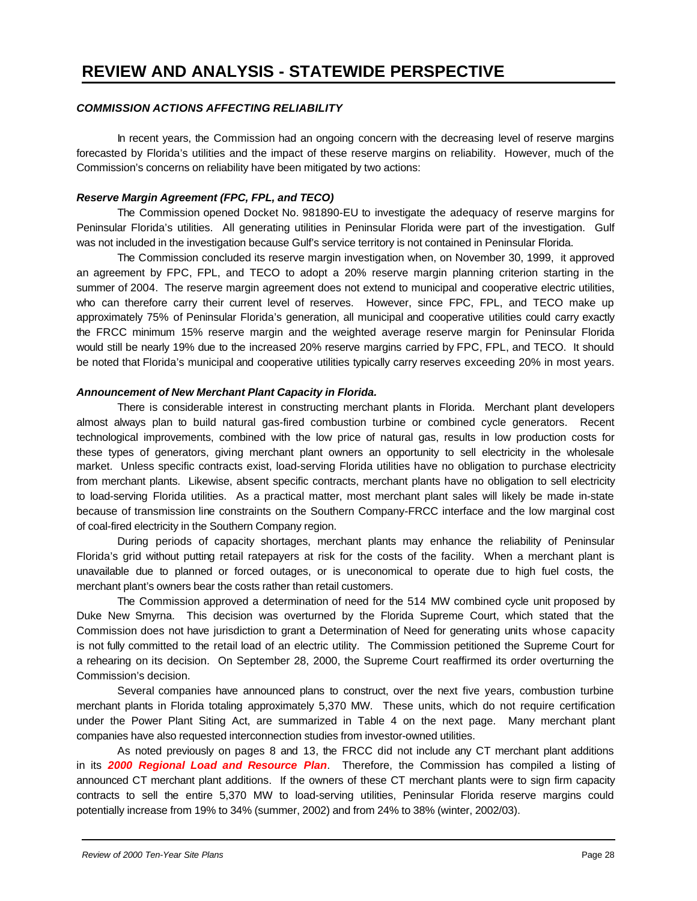# REVIEW AND ANALYSIS - STATEWIDE PERSPECTIVE

### *COMMISSION ACTIONS AFFECTING RELIABILITY*

In recent years, the Commission had an ongoing concern with the decreasing level of reserve margins forecasted by Florida's utilities and the impact of these reserve margins on reliability. However, much of the Commission's concerns on reliability have been mitigated by two actions:

#### *Reserve Margin Agreement (FPC, FPL, and TECO)*

The Commission opened Docket No. 981890-EU to investigate the adequacy of reserve margins for Peninsular Florida's utilities. All generating utilities in Peninsular Florida were part of the investigation. Gulf was not included in the investigation because Gulf's service territory is not contained in Peninsular Florida.

The Commission concluded its reserve margin investigation when, on November 30, 1999, it approved an agreement by FPC, FPL, and TECO to adopt a 20% reserve margin planning criterion starting in the summer of 2004. The reserve margin agreement does not extend to municipal and cooperative electric utilities, who can therefore carry their current level of reserves. However, since FPC, FPL, and TECO make up approximately 75% of Peninsular Florida's generation, all municipal and cooperative utilities could carry exactly the FRCC minimum 15% reserve margin and the weighted average reserve margin for Peninsular Florida would still be nearly 19% due to the increased 20% reserve margins carried by FPC, FPL, and TECO. It should be noted that Florida's municipal and cooperative utilities typically carry reserves exceeding 20% in most years.

#### *Announcement of New Merchant Plant Capacity in Florida.*

There is considerable interest in constructing merchant plants in Florida. Merchant plant developers almost always plan to build natural gas-fired combustion turbine or combined cycle generators. Recent technological improvements, combined with the low price of natural gas, results in low production costs for these types of generators, giving merchant plant owners an opportunity to sell electricity in the wholesale market. Unless specific contracts exist, load-serving Florida utilities have no obligation to purchase electricity from merchant plants. Likewise, absent specific contracts, merchant plants have no obligation to sell electricity to load-serving Florida utilities. As a practical matter, most merchant plant sales will likely be made in-state because of transmission line constraints on the Southern Company-FRCC interface and the low marginal cost of coal-fired electricity in the Southern Company region.

During periods of capacity shortages, merchant plants may enhance the reliability of Peninsular Florida's grid without putting retail ratepayers at risk for the costs of the facility. When a merchant plant is unavailable due to planned or forced outages, or is uneconomical to operate due to high fuel costs, the merchant plant's owners bear the costs rather than retail customers.

The Commission approved a determination of need for the 514 MW combined cycle unit proposed by Duke New Smyrna. This decision was overturned by the Florida Supreme Court, which stated that the Commission does not have jurisdiction to grant a Determination of Need for generating units whose capacity is not fully committed to the retail load of an electric utility. The Commission petitioned the Supreme Court for a rehearing on its decision. On September 28, 2000, the Supreme Court reaffirmed its order overturning the Commission's decision.

Several companies have announced plans to construct, over the next five years, combustion turbine merchant plants in Florida totaling approximately 5,370 MW. These units, which do not require certification under the Power Plant Siting Act, are summarized in Table 4 on the next page. Many merchant plant companies have also requested interconnection studies from investor-owned utilities.

As noted previously on pages 8 and 13, the FRCC did not include any CT merchant plant additions in its ***2000 Regional Load and Resource Plan***. Therefore, the Commission has compiled a listing of announced CT merchant plant additions. If the owners of these CT merchant plants were to sign firm capacity contracts to sell the entire 5,370 MW to load-serving utilities, Peninsular Florida reserve margins could potentially increase from 19% to 34% (summer, 2002) and from 24% to 38% (winter, 2002/03).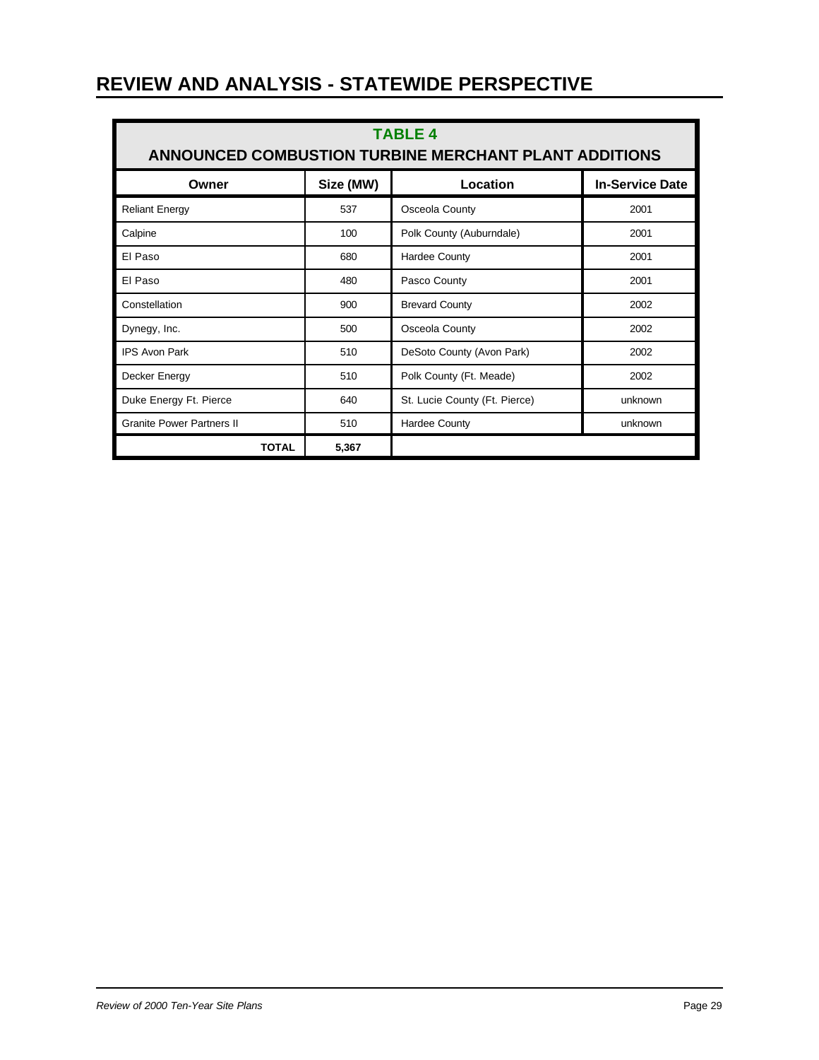# REVIEW AND ANALYSIS - STATEWIDE PERSPECTIVE

**TABLE 4**
**ANNOUNCED COMBUSTION TURBINE MERCHANT PLANT ADDITIONS**

| Owner | Size (MW) | Location | In-Service Date |
|---|---|---|---|
| Reliant Energy | 537 | Osceola County | 2001 |
| Calpine | 100 | Polk County (Auburndale) | 2001 |
| El Paso | 680 | Hardee County | 2001 |
| El Paso | 480 | Pasco County | 2001 |
| Constellation | 900 | Brevard County | 2002 |
| Dynegy, Inc. | 500 | Osceola County | 2002 |
| IPS Avon Park | 510 | DeSoto County (Avon Park) | 2002 |
| Decker Energy | 510 | Polk County (Ft. Meade) | 2002 |
| Duke Energy Ft. Pierce | 640 | St. Lucie County (Ft. Pierce) | unknown |
| Granite Power Partners II | 510 | Hardee County | unknown |
| **TOTAL** | **5,367** | | |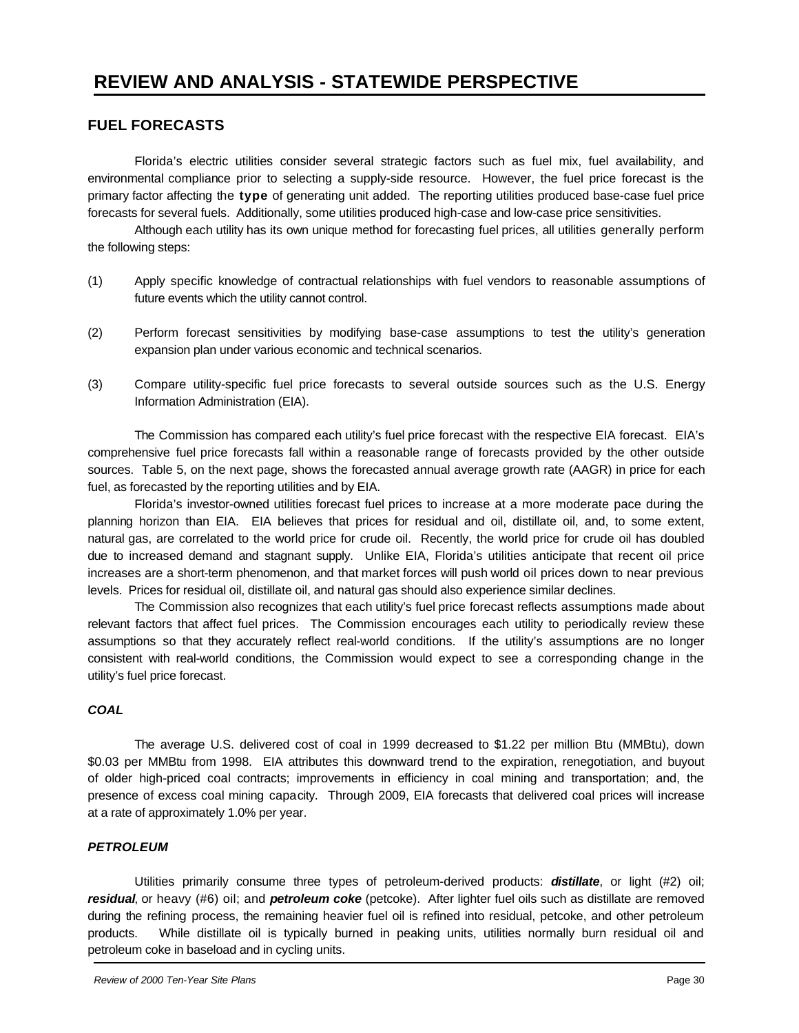# REVIEW AND ANALYSIS - STATEWIDE PERSPECTIVE

## FUEL FORECASTS

Florida's electric utilities consider several strategic factors such as fuel mix, fuel availability, and environmental compliance prior to selecting a supply-side resource. However, the fuel price forecast is the primary factor affecting the **type** of generating unit added. The reporting utilities produced base-case fuel price forecasts for several fuels. Additionally, some utilities produced high-case and low-case price sensitivities.

Although each utility has its own unique method for forecasting fuel prices, all utilities generally perform the following steps:

(1) Apply specific knowledge of contractual relationships with fuel vendors to reasonable assumptions of future events which the utility cannot control.

(2) Perform forecast sensitivities by modifying base-case assumptions to test the utility's generation expansion plan under various economic and technical scenarios.

(3) Compare utility-specific fuel price forecasts to several outside sources such as the U.S. Energy Information Administration (EIA).

The Commission has compared each utility's fuel price forecast with the respective EIA forecast. EIA's comprehensive fuel price forecasts fall within a reasonable range of forecasts provided by the other outside sources. Table 5, on the next page, shows the forecasted annual average growth rate (AAGR) in price for each fuel, as forecasted by the reporting utilities and by EIA.

Florida's investor-owned utilities forecast fuel prices to increase at a more moderate pace during the planning horizon than EIA. EIA believes that prices for residual and oil, distillate oil, and, to some extent, natural gas, are correlated to the world price for crude oil. Recently, the world price for crude oil has doubled due to increased demand and stagnant supply. Unlike EIA, Florida's utilities anticipate that recent oil price increases are a short-term phenomenon, and that market forces will push world oil prices down to near previous levels. Prices for residual oil, distillate oil, and natural gas should also experience similar declines.

The Commission also recognizes that each utility's fuel price forecast reflects assumptions made about relevant factors that affect fuel prices. The Commission encourages each utility to periodically review these assumptions so that they accurately reflect real-world conditions. If the utility's assumptions are no longer consistent with real-world conditions, the Commission would expect to see a corresponding change in the utility's fuel price forecast.

### *COAL*

The average U.S. delivered cost of coal in 1999 decreased to $1.22 per million Btu (MMBtu), down $0.03 per MMBtu from 1998. EIA attributes this downward trend to the expiration, renegotiation, and buyout of older high-priced coal contracts; improvements in efficiency in coal mining and transportation; and, the presence of excess coal mining capacity. Through 2009, EIA forecasts that delivered coal prices will increase at a rate of approximately 1.0% per year.

### *PETROLEUM*

Utilities primarily consume three types of petroleum-derived products: ***distillate***, or light (#2) oil; ***residual***, or heavy (#6) oil; and ***petroleum coke*** (petcoke). After lighter fuel oils such as distillate are removed during the refining process, the remaining heavier fuel oil is refined into residual, petcoke, and other petroleum products. While distillate oil is typically burned in peaking units, utilities normally burn residual oil and petroleum coke in baseload and in cycling units.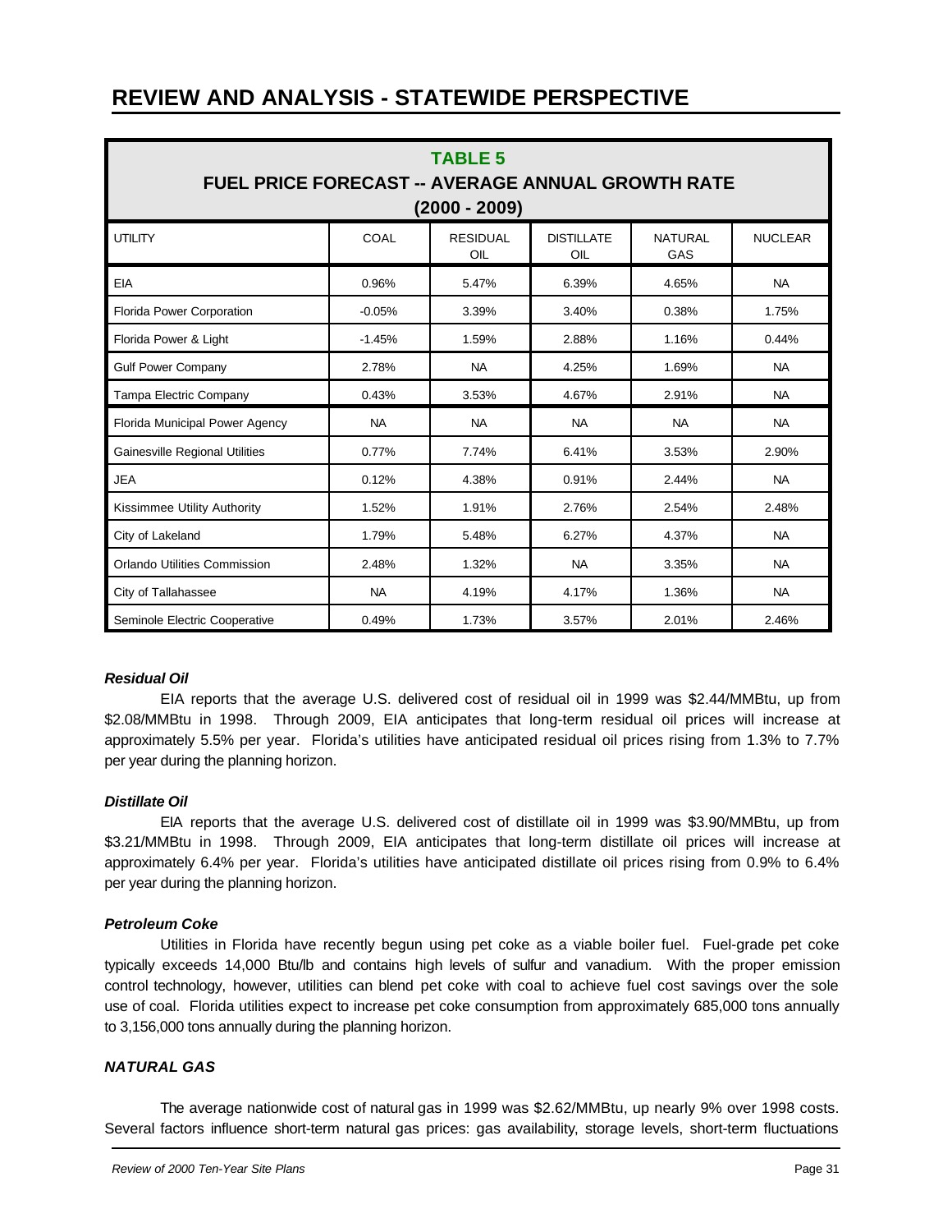# REVIEW AND ANALYSIS - STATEWIDE PERSPECTIVE

**TABLE 5**
**FUEL PRICE FORECAST -- AVERAGE ANNUAL GROWTH RATE**
**(2000 - 2009)**

| UTILITY | COAL | RESIDUAL OIL | DISTILLATE OIL | NATURAL GAS | NUCLEAR |
|---|---|---|---|---|---|
| EIA | 0.96% | 5.47% | 6.39% | 4.65% | NA |
| Florida Power Corporation | -0.05% | 3.39% | 3.40% | 0.38% | 1.75% |
| Florida Power & Light | -1.45% | 1.59% | 2.88% | 1.16% | 0.44% |
| Gulf Power Company | 2.78% | NA | 4.25% | 1.69% | NA |
| Tampa Electric Company | 0.43% | 3.53% | 4.67% | 2.91% | NA |
| Florida Municipal Power Agency | NA | NA | NA | NA | NA |
| Gainesville Regional Utilities | 0.77% | 7.74% | 6.41% | 3.53% | 2.90% |
| JEA | 0.12% | 4.38% | 0.91% | 2.44% | NA |
| Kissimmee Utility Authority | 1.52% | 1.91% | 2.76% | 2.54% | 2.48% |
| City of Lakeland | 1.79% | 5.48% | 6.27% | 4.37% | NA |
| Orlando Utilities Commission | 2.48% | 1.32% | NA | 3.35% | NA |
| City of Tallahassee | NA | 4.19% | 4.17% | 1.36% | NA |
| Seminole Electric Cooperative | 0.49% | 1.73% | 3.57% | 2.01% | 2.46% |

#### *Residual Oil*

EIA reports that the average U.S. delivered cost of residual oil in 1999 was $2.44/MMBtu, up from $2.08/MMBtu in 1998. Through 2009, EIA anticipates that long-term residual oil prices will increase at approximately 5.5% per year. Florida's utilities have anticipated residual oil prices rising from 1.3% to 7.7% per year during the planning horizon.

#### *Distillate Oil*

EIA reports that the average U.S. delivered cost of distillate oil in 1999 was $3.90/MMBtu, up from $3.21/MMBtu in 1998. Through 2009, EIA anticipates that long-term distillate oil prices will increase at approximately 6.4% per year. Florida's utilities have anticipated distillate oil prices rising from 0.9% to 6.4% per year during the planning horizon.

#### *Petroleum Coke*

Utilities in Florida have recently begun using pet coke as a viable boiler fuel. Fuel-grade pet coke typically exceeds 14,000 Btu/lb and contains high levels of sulfur and vanadium. With the proper emission control technology, however, utilities can blend pet coke with coal to achieve fuel cost savings over the sole use of coal. Florida utilities expect to increase pet coke consumption from approximately 685,000 tons annually to 3,156,000 tons annually during the planning horizon.

### *NATURAL GAS*

The average nationwide cost of natural gas in 1999 was $2.62/MMBtu, up nearly 9% over 1998 costs. Several factors influence short-term natural gas prices: gas availability, storage levels, short-term fluctuations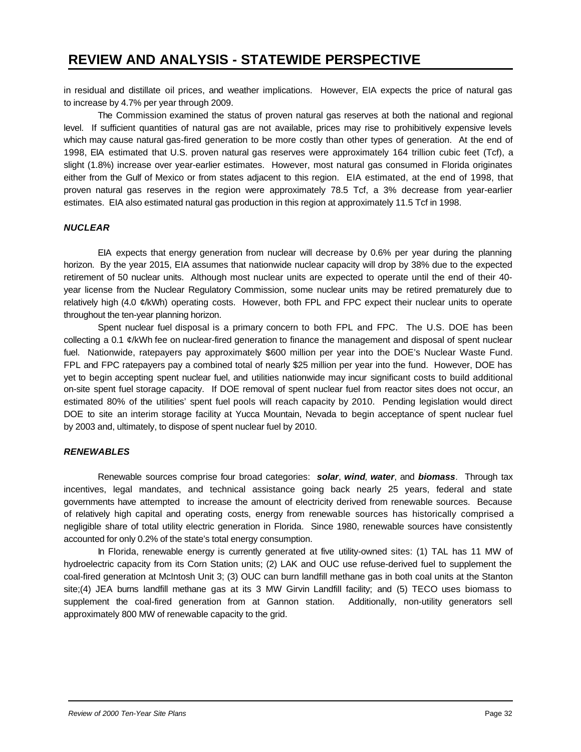# REVIEW AND ANALYSIS - STATEWIDE PERSPECTIVE

in residual and distillate oil prices, and weather implications. However, EIA expects the price of natural gas to increase by 4.7% per year through 2009.

The Commission examined the status of proven natural gas reserves at both the national and regional level. If sufficient quantities of natural gas are not available, prices may rise to prohibitively expensive levels which may cause natural gas-fired generation to be more costly than other types of generation. At the end of 1998, EIA estimated that U.S. proven natural gas reserves were approximately 164 trillion cubic feet (Tcf), a slight (1.8%) increase over year-earlier estimates. However, most natural gas consumed in Florida originates either from the Gulf of Mexico or from states adjacent to this region. EIA estimated, at the end of 1998, that proven natural gas reserves in the region were approximately 78.5 Tcf, a 3% decrease from year-earlier estimates. EIA also estimated natural gas production in this region at approximately 11.5 Tcf in 1998.

### *NUCLEAR*

EIA expects that energy generation from nuclear will decrease by 0.6% per year during the planning horizon. By the year 2015, EIA assumes that nationwide nuclear capacity will drop by 38% due to the expected retirement of 50 nuclear units. Although most nuclear units are expected to operate until the end of their 40-year license from the Nuclear Regulatory Commission, some nuclear units may be retired prematurely due to relatively high (4.0 ¢/kWh) operating costs. However, both FPL and FPC expect their nuclear units to operate throughout the ten-year planning horizon.

Spent nuclear fuel disposal is a primary concern to both FPL and FPC. The U.S. DOE has been collecting a 0.1 ¢/kWh fee on nuclear-fired generation to finance the management and disposal of spent nuclear fuel. Nationwide, ratepayers pay approximately $600 million per year into the DOE's Nuclear Waste Fund. FPL and FPC ratepayers pay a combined total of nearly $25 million per year into the fund. However, DOE has yet to begin accepting spent nuclear fuel, and utilities nationwide may incur significant costs to build additional on-site spent fuel storage capacity. If DOE removal of spent nuclear fuel from reactor sites does not occur, an estimated 80% of the utilities' spent fuel pools will reach capacity by 2010. Pending legislation would direct DOE to site an interim storage facility at Yucca Mountain, Nevada to begin acceptance of spent nuclear fuel by 2003 and, ultimately, to dispose of spent nuclear fuel by 2010.

### *RENEWABLES*

Renewable sources comprise four broad categories: ***solar***, ***wind***, ***water***, and ***biomass***. Through tax incentives, legal mandates, and technical assistance going back nearly 25 years, federal and state governments have attempted to increase the amount of electricity derived from renewable sources. Because of relatively high capital and operating costs, energy from renewable sources has historically comprised a negligible share of total utility electric generation in Florida. Since 1980, renewable sources have consistently accounted for only 0.2% of the state's total energy consumption.

In Florida, renewable energy is currently generated at five utility-owned sites: (1) TAL has 11 MW of hydroelectric capacity from its Corn Station units; (2) LAK and OUC use refuse-derived fuel to supplement the coal-fired generation at McIntosh Unit 3; (3) OUC can burn landfill methane gas in both coal units at the Stanton site;(4) JEA burns landfill methane gas at its 3 MW Girvin Landfill facility; and (5) TECO uses biomass to supplement the coal-fired generation from at Gannon station. Additionally, non-utility generators sell approximately 800 MW of renewable capacity to the grid.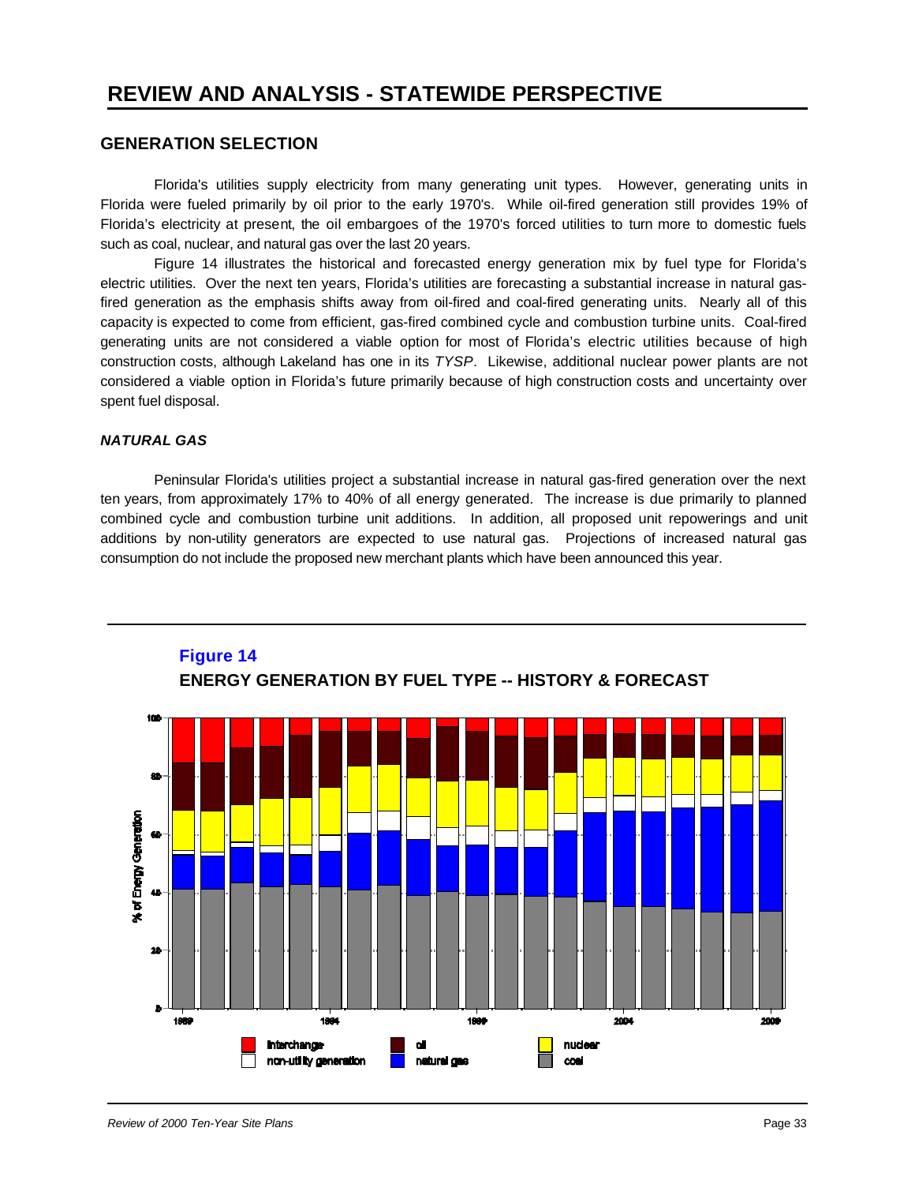# REVIEW AND ANALYSIS - STATEWIDE PERSPECTIVE

## GENERATION SELECTION

Florida's utilities supply electricity from many generating unit types. However, generating units in Florida were fueled primarily by oil prior to the early 1970's. While oil-fired generation still provides 19% of Florida's electricity at present, the oil embargoes of the 1970's forced utilities to turn more to domestic fuels such as coal, nuclear, and natural gas over the last 20 years.

Figure 14 illustrates the historical and forecasted energy generation mix by fuel type for Florida's electric utilities. Over the next ten years, Florida's utilities are forecasting a substantial increase in natural gas-fired generation as the emphasis shifts away from oil-fired and coal-fired generating units. Nearly all of this capacity is expected to come from efficient, gas-fired combined cycle and combustion turbine units. Coal-fired generating units are not considered a viable option for most of Florida's electric utilities because of high construction costs, although Lakeland has one in its *TYSP*. Likewise, additional nuclear power plants are not considered a viable option in Florida's future primarily because of high construction costs and uncertainty over spent fuel disposal.

### *NATURAL GAS*

Peninsular Florida's utilities project a substantial increase in natural gas-fired generation over the next ten years, from approximately 17% to 40% of all energy generated. The increase is due primarily to planned combined cycle and combustion turbine unit additions. In addition, all proposed unit repowerings and unit additions by non-utility generators are expected to use natural gas. Projections of increased natural gas consumption do not include the proposed new merchant plants which have been announced this year.

**Figure 14**

**ENERGY GENERATION BY FUEL TYPE -- HISTORY & FORECAST**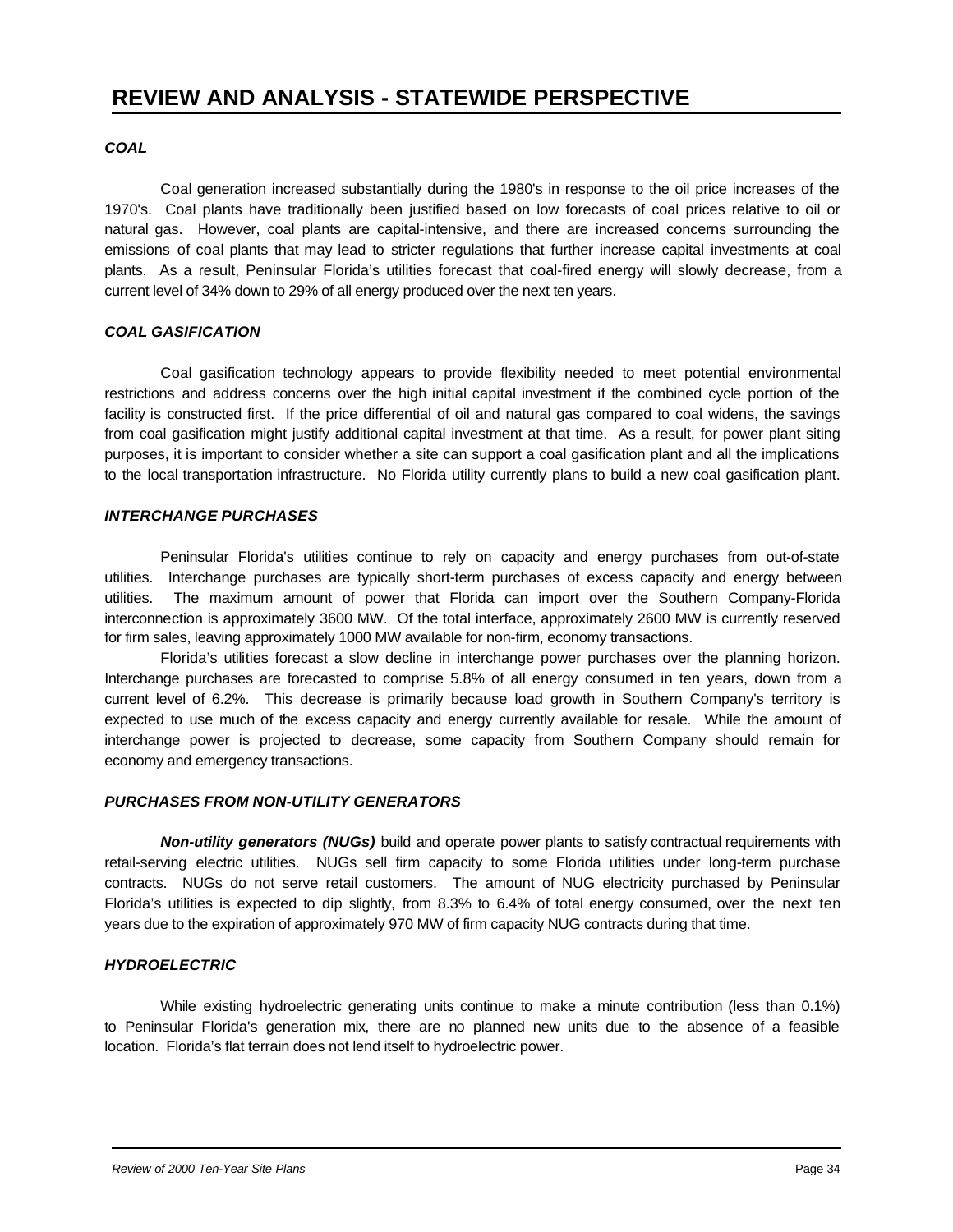# REVIEW AND ANALYSIS - STATEWIDE PERSPECTIVE

### *COAL*

Coal generation increased substantially during the 1980's in response to the oil price increases of the 1970's. Coal plants have traditionally been justified based on low forecasts of coal prices relative to oil or natural gas. However, coal plants are capital-intensive, and there are increased concerns surrounding the emissions of coal plants that may lead to stricter regulations that further increase capital investments at coal plants. As a result, Peninsular Florida's utilities forecast that coal-fired energy will slowly decrease, from a current level of 34% down to 29% of all energy produced over the next ten years.

### *COAL GASIFICATION*

Coal gasification technology appears to provide flexibility needed to meet potential environmental restrictions and address concerns over the high initial capital investment if the combined cycle portion of the facility is constructed first. If the price differential of oil and natural gas compared to coal widens, the savings from coal gasification might justify additional capital investment at that time. As a result, for power plant siting purposes, it is important to consider whether a site can support a coal gasification plant and all the implications to the local transportation infrastructure. No Florida utility currently plans to build a new coal gasification plant.

### *INTERCHANGE PURCHASES*

Peninsular Florida's utilities continue to rely on capacity and energy purchases from out-of-state utilities. Interchange purchases are typically short-term purchases of excess capacity and energy between utilities. The maximum amount of power that Florida can import over the Southern Company-Florida interconnection is approximately 3600 MW. Of the total interface, approximately 2600 MW is currently reserved for firm sales, leaving approximately 1000 MW available for non-firm, economy transactions.

Florida's utilities forecast a slow decline in interchange power purchases over the planning horizon. Interchange purchases are forecasted to comprise 5.8% of all energy consumed in ten years, down from a current level of 6.2%. This decrease is primarily because load growth in Southern Company's territory is expected to use much of the excess capacity and energy currently available for resale. While the amount of interchange power is projected to decrease, some capacity from Southern Company should remain for economy and emergency transactions.

### *PURCHASES FROM NON-UTILITY GENERATORS*

***Non-utility generators (NUGs)*** build and operate power plants to satisfy contractual requirements with retail-serving electric utilities. NUGs sell firm capacity to some Florida utilities under long-term purchase contracts. NUGs do not serve retail customers. The amount of NUG electricity purchased by Peninsular Florida's utilities is expected to dip slightly, from 8.3% to 6.4% of total energy consumed, over the next ten years due to the expiration of approximately 970 MW of firm capacity NUG contracts during that time.

### *HYDROELECTRIC*

While existing hydroelectric generating units continue to make a minute contribution (less than 0.1%) to Peninsular Florida's generation mix, there are no planned new units due to the absence of a feasible location. Florida's flat terrain does not lend itself to hydroelectric power.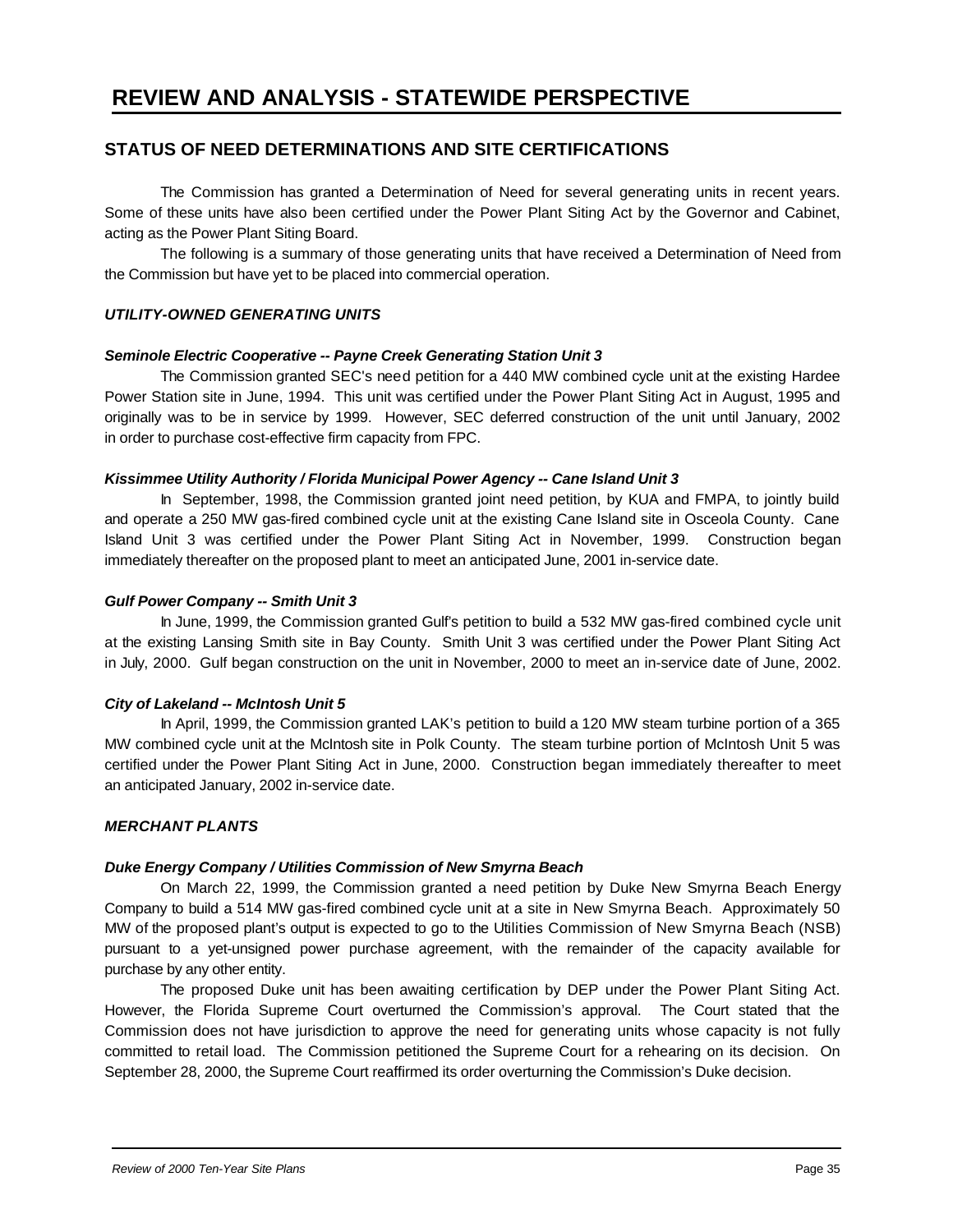# REVIEW AND ANALYSIS - STATEWIDE PERSPECTIVE

## STATUS OF NEED DETERMINATIONS AND SITE CERTIFICATIONS

The Commission has granted a Determination of Need for several generating units in recent years. Some of these units have also been certified under the Power Plant Siting Act by the Governor and Cabinet, acting as the Power Plant Siting Board.

The following is a summary of those generating units that have received a Determination of Need from the Commission but have yet to be placed into commercial operation.

### *UTILITY-OWNED GENERATING UNITS*

#### *Seminole Electric Cooperative -- Payne Creek Generating Station Unit 3*

The Commission granted SEC's need petition for a 440 MW combined cycle unit at the existing Hardee Power Station site in June, 1994. This unit was certified under the Power Plant Siting Act in August, 1995 and originally was to be in service by 1999. However, SEC deferred construction of the unit until January, 2002 in order to purchase cost-effective firm capacity from FPC.

#### *Kissimmee Utility Authority / Florida Municipal Power Agency -- Cane Island Unit 3*

In September, 1998, the Commission granted joint need petition, by KUA and FMPA, to jointly build and operate a 250 MW gas-fired combined cycle unit at the existing Cane Island site in Osceola County. Cane Island Unit 3 was certified under the Power Plant Siting Act in November, 1999. Construction began immediately thereafter on the proposed plant to meet an anticipated June, 2001 in-service date.

#### *Gulf Power Company -- Smith Unit 3*

In June, 1999, the Commission granted Gulf's petition to build a 532 MW gas-fired combined cycle unit at the existing Lansing Smith site in Bay County. Smith Unit 3 was certified under the Power Plant Siting Act in July, 2000. Gulf began construction on the unit in November, 2000 to meet an in-service date of June, 2002.

#### *City of Lakeland -- McIntosh Unit 5*

In April, 1999, the Commission granted LAK's petition to build a 120 MW steam turbine portion of a 365 MW combined cycle unit at the McIntosh site in Polk County. The steam turbine portion of McIntosh Unit 5 was certified under the Power Plant Siting Act in June, 2000. Construction began immediately thereafter to meet an anticipated January, 2002 in-service date.

### *MERCHANT PLANTS*

#### *Duke Energy Company / Utilities Commission of New Smyrna Beach*

On March 22, 1999, the Commission granted a need petition by Duke New Smyrna Beach Energy Company to build a 514 MW gas-fired combined cycle unit at a site in New Smyrna Beach. Approximately 50 MW of the proposed plant's output is expected to go to the Utilities Commission of New Smyrna Beach (NSB) pursuant to a yet-unsigned power purchase agreement, with the remainder of the capacity available for purchase by any other entity.

The proposed Duke unit has been awaiting certification by DEP under the Power Plant Siting Act. However, the Florida Supreme Court overturned the Commission's approval. The Court stated that the Commission does not have jurisdiction to approve the need for generating units whose capacity is not fully committed to retail load. The Commission petitioned the Supreme Court for a rehearing on its decision. On September 28, 2000, the Supreme Court reaffirmed its order overturning the Commission's Duke decision.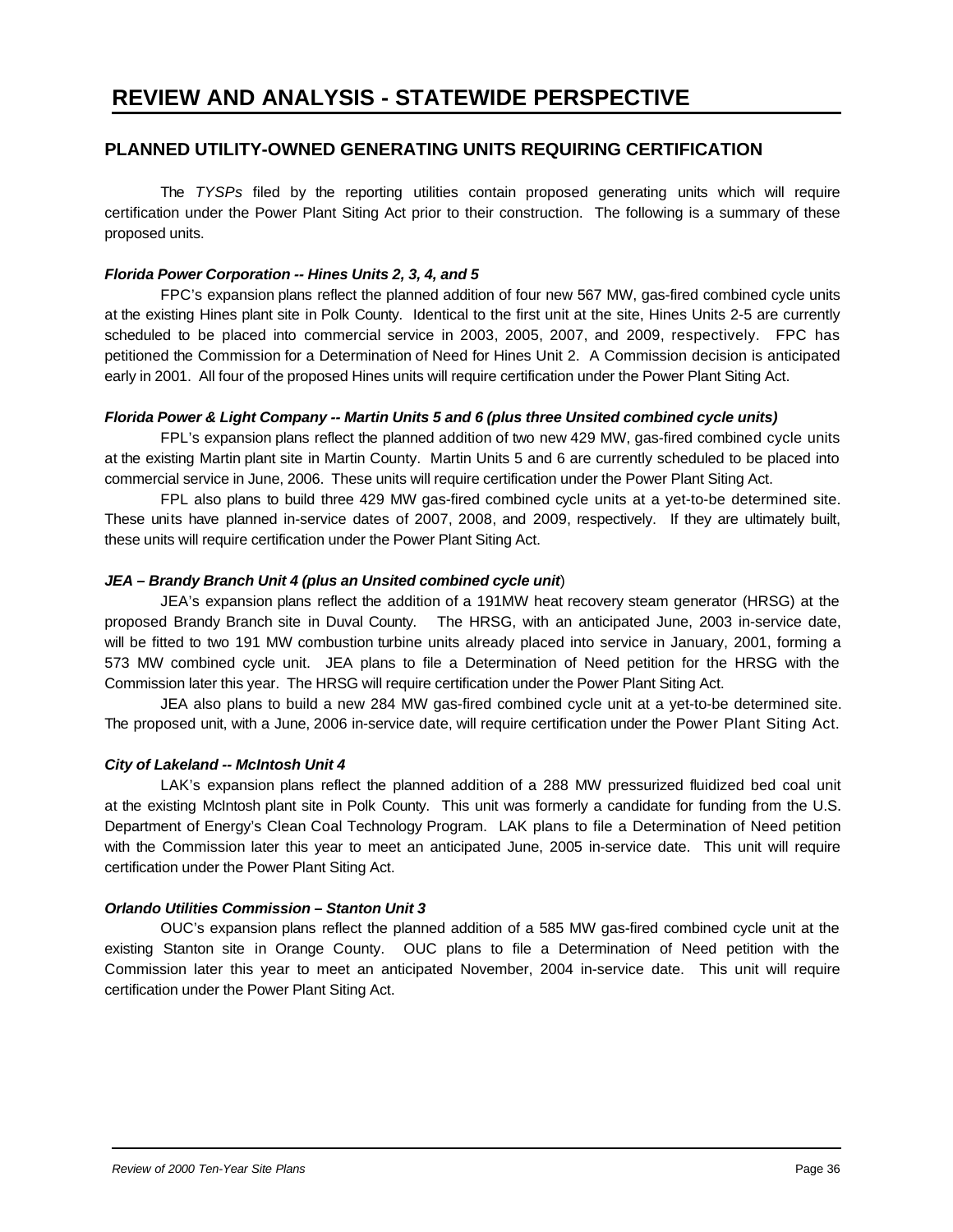# REVIEW AND ANALYSIS - STATEWIDE PERSPECTIVE

## PLANNED UTILITY-OWNED GENERATING UNITS REQUIRING CERTIFICATION

The *TYSPs* filed by the reporting utilities contain proposed generating units which will require certification under the Power Plant Siting Act prior to their construction. The following is a summary of these proposed units.

***Florida Power Corporation -- Hines Units 2, 3, 4, and 5***

FPC's expansion plans reflect the planned addition of four new 567 MW, gas-fired combined cycle units at the existing Hines plant site in Polk County. Identical to the first unit at the site, Hines Units 2-5 are currently scheduled to be placed into commercial service in 2003, 2005, 2007, and 2009, respectively. FPC has petitioned the Commission for a Determination of Need for Hines Unit 2. A Commission decision is anticipated early in 2001. All four of the proposed Hines units will require certification under the Power Plant Siting Act.

***Florida Power & Light Company -- Martin Units 5 and 6 (plus three Unsited combined cycle units)***

FPL's expansion plans reflect the planned addition of two new 429 MW, gas-fired combined cycle units at the existing Martin plant site in Martin County. Martin Units 5 and 6 are currently scheduled to be placed into commercial service in June, 2006. These units will require certification under the Power Plant Siting Act.

FPL also plans to build three 429 MW gas-fired combined cycle units at a yet-to-be determined site. These units have planned in-service dates of 2007, 2008, and 2009, respectively. If they are ultimately built, these units will require certification under the Power Plant Siting Act.

***JEA – Brandy Branch Unit 4 (plus an Unsited combined cycle unit*)**

JEA's expansion plans reflect the addition of a 191MW heat recovery steam generator (HRSG) at the proposed Brandy Branch site in Duval County. The HRSG, with an anticipated June, 2003 in-service date, will be fitted to two 191 MW combustion turbine units already placed into service in January, 2001, forming a 573 MW combined cycle unit. JEA plans to file a Determination of Need petition for the HRSG with the Commission later this year. The HRSG will require certification under the Power Plant Siting Act.

JEA also plans to build a new 284 MW gas-fired combined cycle unit at a yet-to-be determined site. The proposed unit, with a June, 2006 in-service date, will require certification under the Power Plant Siting Act.

***City of Lakeland -- McIntosh Unit 4***

LAK's expansion plans reflect the planned addition of a 288 MW pressurized fluidized bed coal unit at the existing McIntosh plant site in Polk County. This unit was formerly a candidate for funding from the U.S. Department of Energy's Clean Coal Technology Program. LAK plans to file a Determination of Need petition with the Commission later this year to meet an anticipated June, 2005 in-service date. This unit will require certification under the Power Plant Siting Act.

***Orlando Utilities Commission – Stanton Unit 3***

OUC's expansion plans reflect the planned addition of a 585 MW gas-fired combined cycle unit at the existing Stanton site in Orange County. OUC plans to file a Determination of Need petition with the Commission later this year to meet an anticipated November, 2004 in-service date. This unit will require certification under the Power Plant Siting Act.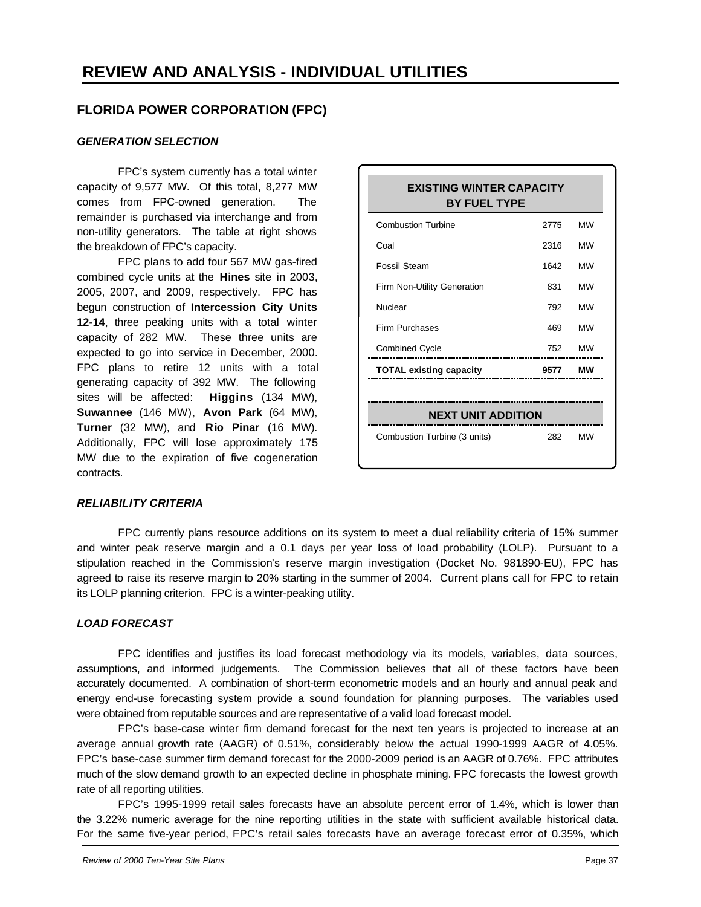# REVIEW AND ANALYSIS - INDIVIDUAL UTILITIES

## FLORIDA POWER CORPORATION (FPC)

### *GENERATION SELECTION*

FPC's system currently has a total winter capacity of 9,577 MW. Of this total, 8,277 MW comes from FPC-owned generation. The remainder is purchased via interchange and from non-utility generators. The table at right shows the breakdown of FPC's capacity.

FPC plans to add four 567 MW gas-fired combined cycle units at the **Hines** site in 2003, 2005, 2007, and 2009, respectively. FPC has begun construction of **Intercession City Units 12-14**, three peaking units with a total winter capacity of 282 MW. These three units are expected to go into service in December, 2000. FPC plans to retire 12 units with a total generating capacity of 392 MW. The following sites will be affected: **Higgins** (134 MW), **Suwannee** (146 MW), **Avon Park** (64 MW), **Turner** (32 MW), and **Rio Pinar** (16 MW). Additionally, FPC will lose approximately 175 MW due to the expiration of five cogeneration contracts.

| EXISTING WINTER CAPACITY BY FUEL TYPE | | |
|---|---|---|
| Combustion Turbine | 2775 | MW |
| Coal | 2316 | MW |
| Fossil Steam | 1642 | MW |
| Firm Non-Utility Generation | 831 | MW |
| Nuclear | 792 | MW |
| Firm Purchases | 469 | MW |
| Combined Cycle | 752 | MW |
| **TOTAL existing capacity** | **9577** | **MW** |
| **NEXT UNIT ADDITION** | | |
| Combustion Turbine (3 units) | 282 | MW |

### *RELIABILITY CRITERIA*

FPC currently plans resource additions on its system to meet a dual reliability criteria of 15% summer and winter peak reserve margin and a 0.1 days per year loss of load probability (LOLP). Pursuant to a stipulation reached in the Commission's reserve margin investigation (Docket No. 981890-EU), FPC has agreed to raise its reserve margin to 20% starting in the summer of 2004. Current plans call for FPC to retain its LOLP planning criterion. FPC is a winter-peaking utility.

### *LOAD FORECAST*

FPC identifies and justifies its load forecast methodology via its models, variables, data sources, assumptions, and informed judgements. The Commission believes that all of these factors have been accurately documented. A combination of short-term econometric models and an hourly and annual peak and energy end-use forecasting system provide a sound foundation for planning purposes. The variables used were obtained from reputable sources and are representative of a valid load forecast model.

FPC's base-case winter firm demand forecast for the next ten years is projected to increase at an average annual growth rate (AAGR) of 0.51%, considerably below the actual 1990-1999 AAGR of 4.05%. FPC's base-case summer firm demand forecast for the 2000-2009 period is an AAGR of 0.76%. FPC attributes much of the slow demand growth to an expected decline in phosphate mining. FPC forecasts the lowest growth rate of all reporting utilities.

FPC's 1995-1999 retail sales forecasts have an absolute percent error of 1.4%, which is lower than the 3.22% numeric average for the nine reporting utilities in the state with sufficient available historical data. For the same five-year period, FPC's retail sales forecasts have an average forecast error of 0.35%, which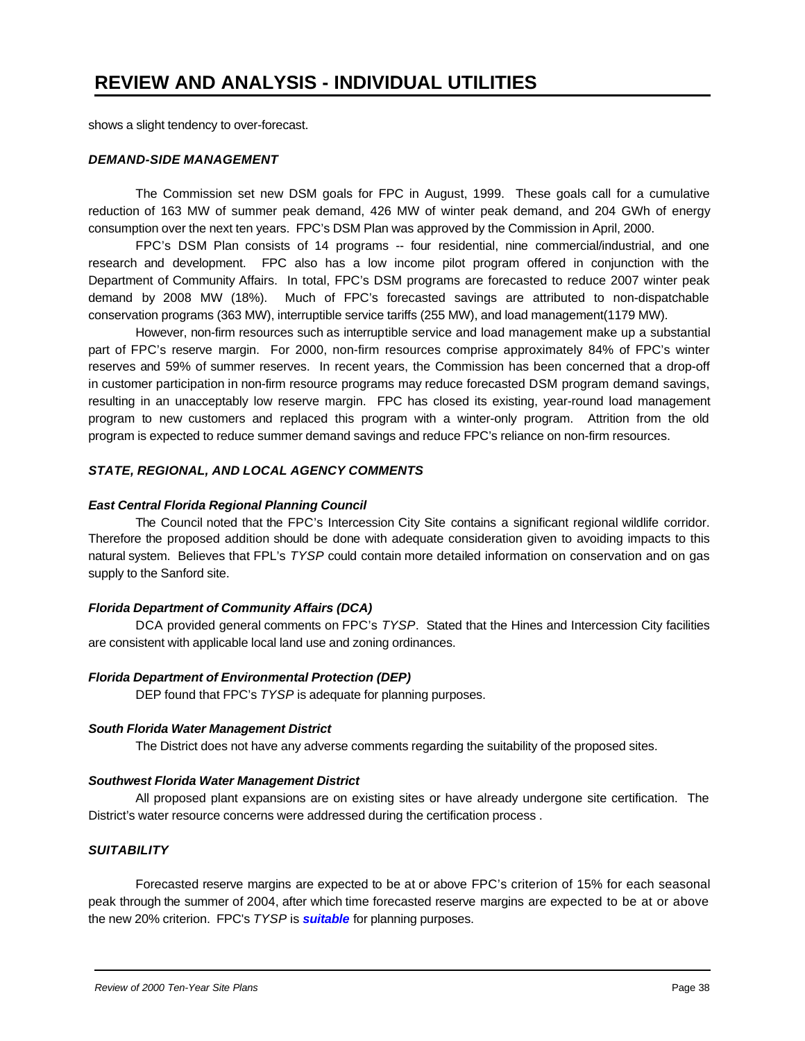shows a slight tendency to over-forecast.

### *DEMAND-SIDE MANAGEMENT*

The Commission set new DSM goals for FPC in August, 1999. These goals call for a cumulative reduction of 163 MW of summer peak demand, 426 MW of winter peak demand, and 204 GWh of energy consumption over the next ten years. FPC's DSM Plan was approved by the Commission in April, 2000.

FPC's DSM Plan consists of 14 programs -- four residential, nine commercial/industrial, and one research and development. FPC also has a low income pilot program offered in conjunction with the Department of Community Affairs. In total, FPC's DSM programs are forecasted to reduce 2007 winter peak demand by 2008 MW (18%). Much of FPC's forecasted savings are attributed to non-dispatchable conservation programs (363 MW), interruptible service tariffs (255 MW), and load management(1179 MW).

However, non-firm resources such as interruptible service and load management make up a substantial part of FPC's reserve margin. For 2000, non-firm resources comprise approximately 84% of FPC's winter reserves and 59% of summer reserves. In recent years, the Commission has been concerned that a drop-off in customer participation in non-firm resource programs may reduce forecasted DSM program demand savings, resulting in an unacceptably low reserve margin. FPC has closed its existing, year-round load management program to new customers and replaced this program with a winter-only program. Attrition from the old program is expected to reduce summer demand savings and reduce FPC's reliance on non-firm resources.

### *STATE, REGIONAL, AND LOCAL AGENCY COMMENTS*

#### *East Central Florida Regional Planning Council*

The Council noted that the FPC's Intercession City Site contains a significant regional wildlife corridor. Therefore the proposed addition should be done with adequate consideration given to avoiding impacts to this natural system. Believes that FPL's *TYSP* could contain more detailed information on conservation and on gas supply to the Sanford site.

#### *Florida Department of Community Affairs (DCA)*

DCA provided general comments on FPC's *TYSP*. Stated that the Hines and Intercession City facilities are consistent with applicable local land use and zoning ordinances.

#### *Florida Department of Environmental Protection (DEP)*

DEP found that FPC's *TYSP* is adequate for planning purposes.

#### *South Florida Water Management District*

The District does not have any adverse comments regarding the suitability of the proposed sites.

#### *Southwest Florida Water Management District*

All proposed plant expansions are on existing sites or have already undergone site certification. The District's water resource concerns were addressed during the certification process .

### *SUITABILITY*

Forecasted reserve margins are expected to be at or above FPC's criterion of 15% for each seasonal peak through the summer of 2004, after which time forecasted reserve margins are expected to be at or above the new 20% criterion. FPC's *TYSP* is ***suitable*** for planning purposes.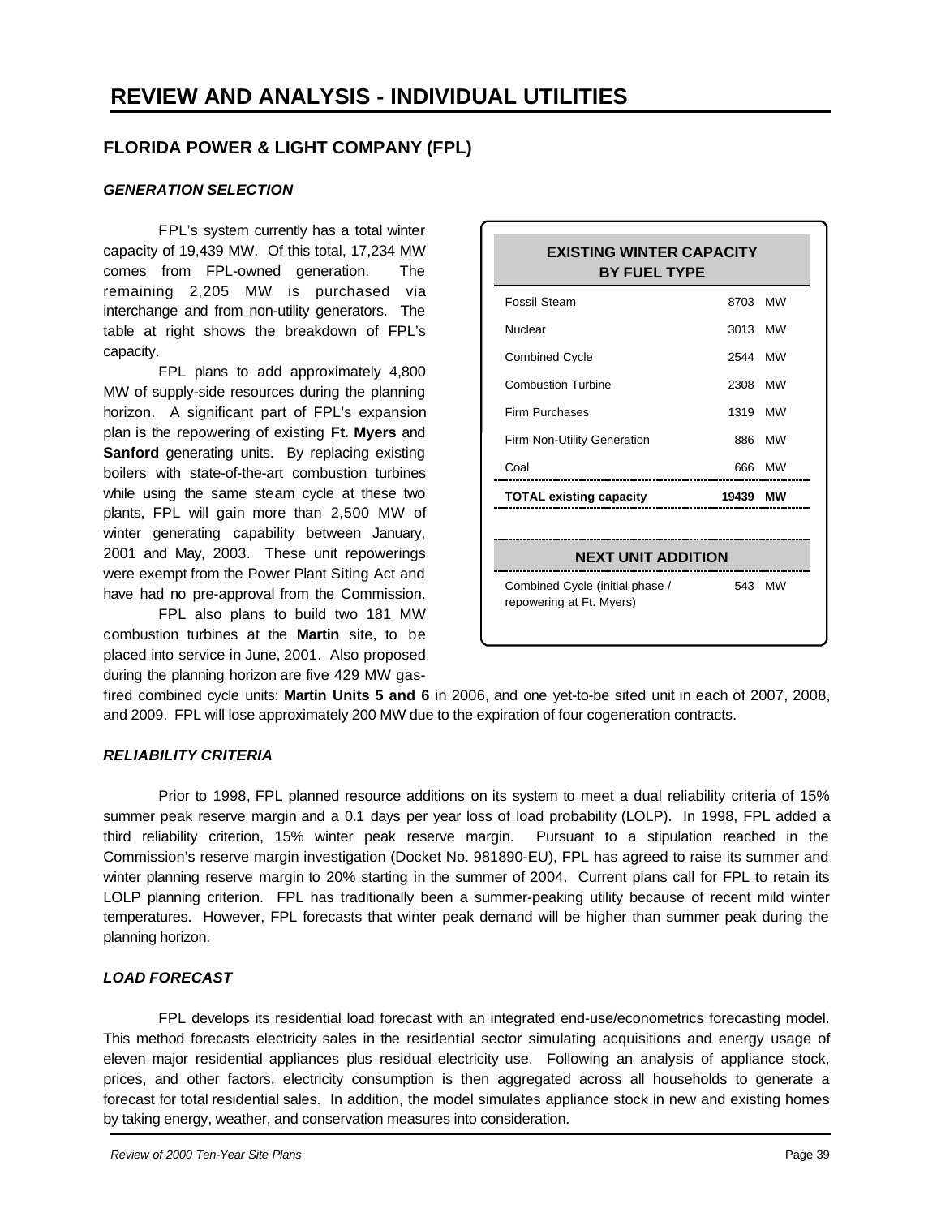# REVIEW AND ANALYSIS - INDIVIDUAL UTILITIES

## FLORIDA POWER & LIGHT COMPANY (FPL)

### *GENERATION SELECTION*

FPL's system currently has a total winter capacity of 19,439 MW. Of this total, 17,234 MW comes from FPL-owned generation. The remaining 2,205 MW is purchased via interchange and from non-utility generators. The table at right shows the breakdown of FPL's capacity.

| EXISTING WINTER CAPACITY BY FUEL TYPE | |
|---|---|
| Fossil Steam | 8703 MW |
| Nuclear | 3013 MW |
| Combined Cycle | 2544 MW |
| Combustion Turbine | 2308 MW |
| Firm Purchases | 1319 MW |
| Firm Non-Utility Generation | 886 MW |
| Coal | 666 MW |
| **TOTAL existing capacity** | **19439 MW** |

| NEXT UNIT ADDITION | |
|---|---|
| Combined Cycle (initial phase / repowering at Ft. Myers) | 543 MW |

FPL plans to add approximately 4,800 MW of supply-side resources during the planning horizon. A significant part of FPL's expansion plan is the repowering of existing **Ft. Myers** and **Sanford** generating units. By replacing existing boilers with state-of-the-art combustion turbines while using the same steam cycle at these two plants, FPL will gain more than 2,500 MW of winter generating capability between January, 2001 and May, 2003. These unit repowerings were exempt from the Power Plant Siting Act and have had no pre-approval from the Commission.

FPL also plans to build two 181 MW combustion turbines at the **Martin** site, to be placed into service in June, 2001. Also proposed during the planning horizon are five 429 MW gas-fired combined cycle units: **Martin Units 5 and 6** in 2006, and one yet-to-be sited unit in each of 2007, 2008, and 2009. FPL will lose approximately 200 MW due to the expiration of four cogeneration contracts.

### *RELIABILITY CRITERIA*

Prior to 1998, FPL planned resource additions on its system to meet a dual reliability criteria of 15% summer peak reserve margin and a 0.1 days per year loss of load probability (LOLP). In 1998, FPL added a third reliability criterion, 15% winter peak reserve margin. Pursuant to a stipulation reached in the Commission's reserve margin investigation (Docket No. 981890-EU), FPL has agreed to raise its summer and winter planning reserve margin to 20% starting in the summer of 2004. Current plans call for FPL to retain its LOLP planning criterion. FPL has traditionally been a summer-peaking utility because of recent mild winter temperatures. However, FPL forecasts that winter peak demand will be higher than summer peak during the planning horizon.

### *LOAD FORECAST*

FPL develops its residential load forecast with an integrated end-use/econometrics forecasting model. This method forecasts electricity sales in the residential sector simulating acquisitions and energy usage of eleven major residential appliances plus residual electricity use. Following an analysis of appliance stock, prices, and other factors, electricity consumption is then aggregated across all households to generate a forecast for total residential sales. In addition, the model simulates appliance stock in new and existing homes by taking energy, weather, and conservation measures into consideration.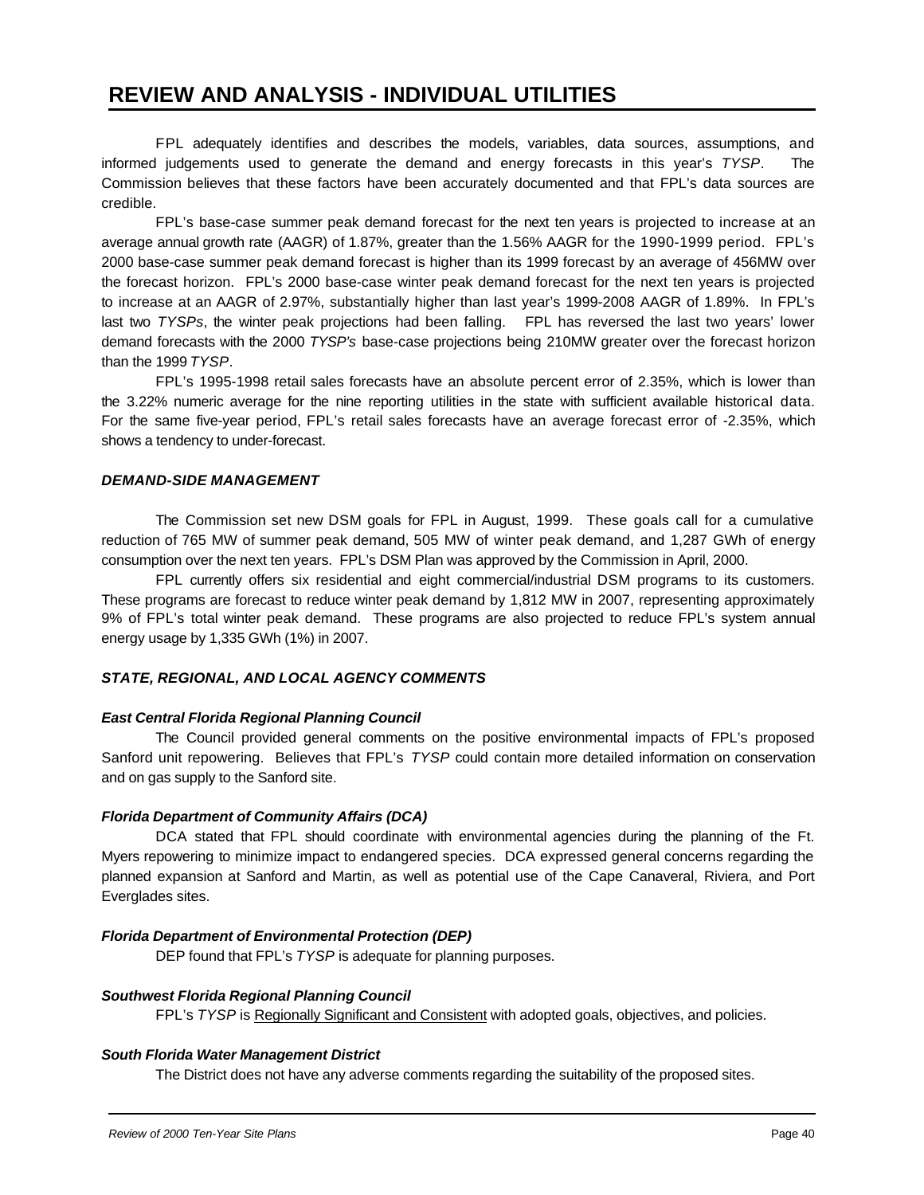# REVIEW AND ANALYSIS - INDIVIDUAL UTILITIES

FPL adequately identifies and describes the models, variables, data sources, assumptions, and informed judgements used to generate the demand and energy forecasts in this year's *TYSP*. The Commission believes that these factors have been accurately documented and that FPL's data sources are credible.

FPL's base-case summer peak demand forecast for the next ten years is projected to increase at an average annual growth rate (AAGR) of 1.87%, greater than the 1.56% AAGR for the 1990-1999 period. FPL's 2000 base-case summer peak demand forecast is higher than its 1999 forecast by an average of 456MW over the forecast horizon. FPL's 2000 base-case winter peak demand forecast for the next ten years is projected to increase at an AAGR of 2.97%, substantially higher than last year's 1999-2008 AAGR of 1.89%. In FPL's last two *TYSPs*, the winter peak projections had been falling. FPL has reversed the last two years' lower demand forecasts with the 2000 *TYSP's* base-case projections being 210MW greater over the forecast horizon than the 1999 *TYSP*.

FPL's 1995-1998 retail sales forecasts have an absolute percent error of 2.35%, which is lower than the 3.22% numeric average for the nine reporting utilities in the state with sufficient available historical data. For the same five-year period, FPL's retail sales forecasts have an average forecast error of -2.35%, which shows a tendency to under-forecast.

### *DEMAND-SIDE MANAGEMENT*

The Commission set new DSM goals for FPL in August, 1999. These goals call for a cumulative reduction of 765 MW of summer peak demand, 505 MW of winter peak demand, and 1,287 GWh of energy consumption over the next ten years. FPL's DSM Plan was approved by the Commission in April, 2000.

FPL currently offers six residential and eight commercial/industrial DSM programs to its customers. These programs are forecast to reduce winter peak demand by 1,812 MW in 2007, representing approximately 9% of FPL's total winter peak demand. These programs are also projected to reduce FPL's system annual energy usage by 1,335 GWh (1%) in 2007.

### *STATE, REGIONAL, AND LOCAL AGENCY COMMENTS*

#### *East Central Florida Regional Planning Council*

The Council provided general comments on the positive environmental impacts of FPL's proposed Sanford unit repowering. Believes that FPL's *TYSP* could contain more detailed information on conservation and on gas supply to the Sanford site.

#### *Florida Department of Community Affairs (DCA)*

DCA stated that FPL should coordinate with environmental agencies during the planning of the Ft. Myers repowering to minimize impact to endangered species. DCA expressed general concerns regarding the planned expansion at Sanford and Martin, as well as potential use of the Cape Canaveral, Riviera, and Port Everglades sites.

#### *Florida Department of Environmental Protection (DEP)*

DEP found that FPL's *TYSP* is adequate for planning purposes.

#### *Southwest Florida Regional Planning Council*

FPL's *TYSP* is Regionally Significant and Consistent with adopted goals, objectives, and policies.

#### *South Florida Water Management District*

The District does not have any adverse comments regarding the suitability of the proposed sites.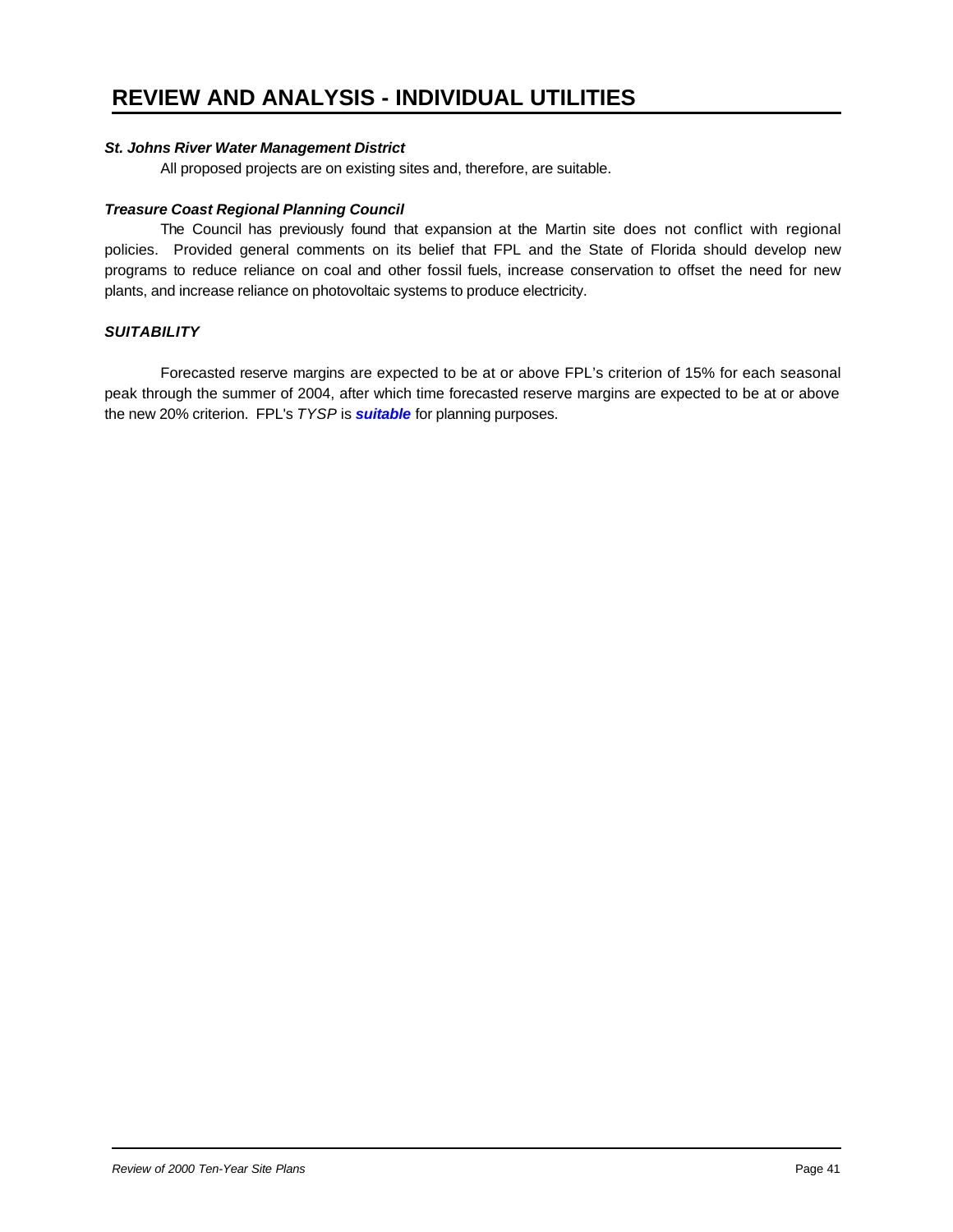# REVIEW AND ANALYSIS - INDIVIDUAL UTILITIES

***St. Johns River Water Management District***

All proposed projects are on existing sites and, therefore, are suitable.

***Treasure Coast Regional Planning Council***

The Council has previously found that expansion at the Martin site does not conflict with regional policies. Provided general comments on its belief that FPL and the State of Florida should develop new programs to reduce reliance on coal and other fossil fuels, increase conservation to offset the need for new plants, and increase reliance on photovoltaic systems to produce electricity.

***SUITABILITY***

Forecasted reserve margins are expected to be at or above FPL's criterion of 15% for each seasonal peak through the summer of 2004, after which time forecasted reserve margins are expected to be at or above the new 20% criterion. FPL's *TYSP* is ***suitable*** for planning purposes.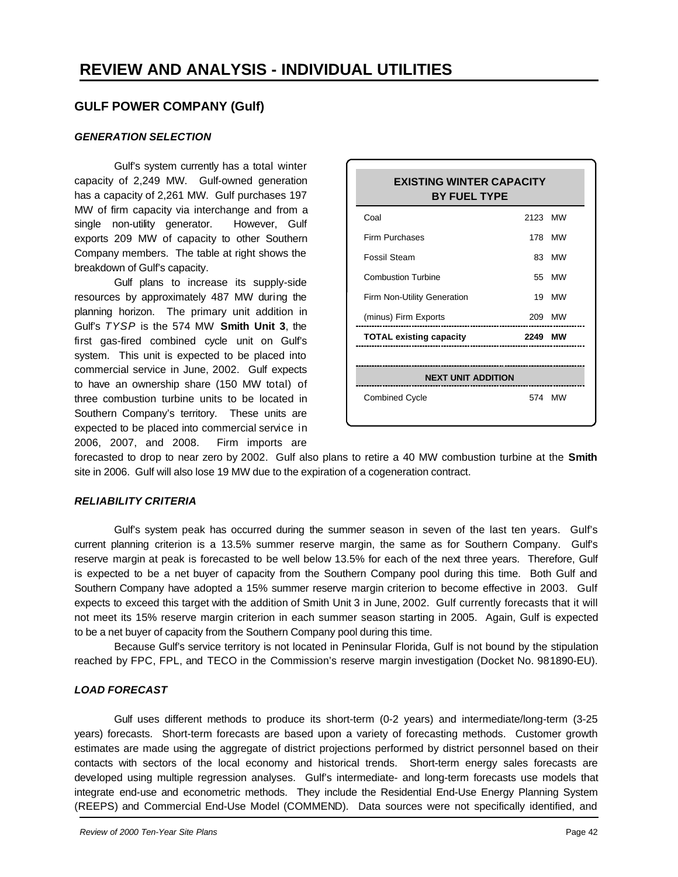# REVIEW AND ANALYSIS - INDIVIDUAL UTILITIES

## GULF POWER COMPANY (Gulf)

### *GENERATION SELECTION*

Gulf's system currently has a total winter capacity of 2,249 MW. Gulf-owned generation has a capacity of 2,261 MW. Gulf purchases 197 MW of firm capacity via interchange and from a single non-utility generator. However, Gulf exports 209 MW of capacity to other Southern Company members. The table at right shows the breakdown of Gulf's capacity.

Gulf plans to increase its supply-side resources by approximately 487 MW during the planning horizon. The primary unit addition in Gulf's *TYSP* is the 574 MW **Smith Unit 3**, the first gas-fired combined cycle unit on Gulf's system. This unit is expected to be placed into commercial service in June, 2002. Gulf expects to have an ownership share (150 MW total) of three combustion turbine units to be located in Southern Company's territory. These units are expected to be placed into commercial service in 2006, 2007, and 2008. Firm imports are forecasted to drop to near zero by 2002. Gulf also plans to retire a 40 MW combustion turbine at the **Smith** site in 2006. Gulf will also lose 19 MW due to the expiration of a cogeneration contract.

| EXISTING WINTER CAPACITY BY FUEL TYPE | |
|---|---|
| Coal | 2123 MW |
| Firm Purchases | 178 MW |
| Fossil Steam | 83 MW |
| Combustion Turbine | 55 MW |
| Firm Non-Utility Generation | 19 MW |
| (minus) Firm Exports | 209 MW |
| **TOTAL existing capacity** | **2249 MW** |
| **NEXT UNIT ADDITION** | |
| Combined Cycle | 574 MW |

### *RELIABILITY CRITERIA*

Gulf's system peak has occurred during the summer season in seven of the last ten years. Gulf's current planning criterion is a 13.5% summer reserve margin, the same as for Southern Company. Gulf's reserve margin at peak is forecasted to be well below 13.5% for each of the next three years. Therefore, Gulf is expected to be a net buyer of capacity from the Southern Company pool during this time. Both Gulf and Southern Company have adopted a 15% summer reserve margin criterion to become effective in 2003. Gulf expects to exceed this target with the addition of Smith Unit 3 in June, 2002. Gulf currently forecasts that it will not meet its 15% reserve margin criterion in each summer season starting in 2005. Again, Gulf is expected to be a net buyer of capacity from the Southern Company pool during this time.

Because Gulf's service territory is not located in Peninsular Florida, Gulf is not bound by the stipulation reached by FPC, FPL, and TECO in the Commission's reserve margin investigation (Docket No. 981890-EU).

### *LOAD FORECAST*

Gulf uses different methods to produce its short-term (0-2 years) and intermediate/long-term (3-25 years) forecasts. Short-term forecasts are based upon a variety of forecasting methods. Customer growth estimates are made using the aggregate of district projections performed by district personnel based on their contacts with sectors of the local economy and historical trends. Short-term energy sales forecasts are developed using multiple regression analyses. Gulf's intermediate- and long-term forecasts use models that integrate end-use and econometric methods. They include the Residential End-Use Energy Planning System (REEPS) and Commercial End-Use Model (COMMEND). Data sources were not specifically identified, and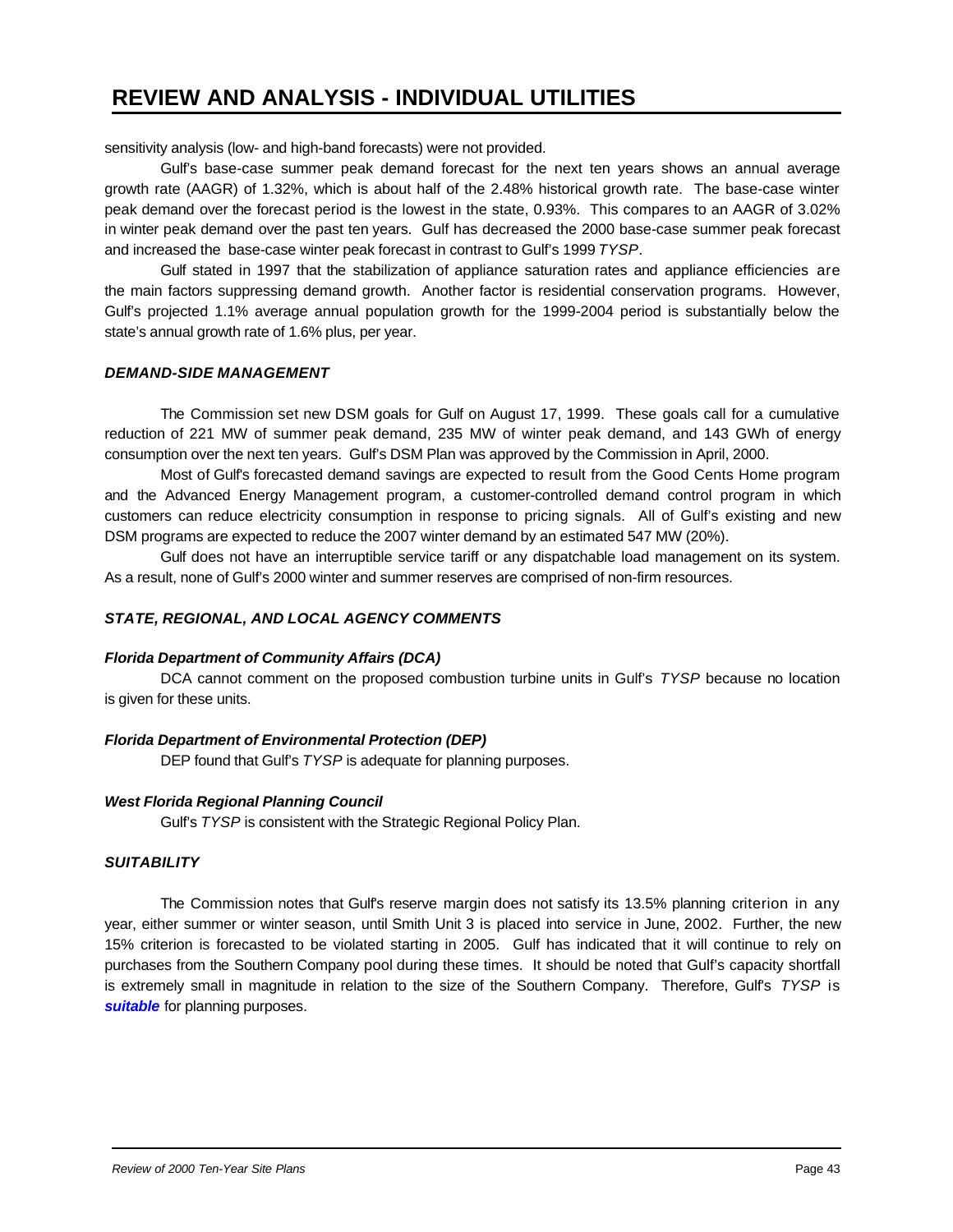sensitivity analysis (low- and high-band forecasts) were not provided.

Gulf's base-case summer peak demand forecast for the next ten years shows an annual average growth rate (AAGR) of 1.32%, which is about half of the 2.48% historical growth rate. The base-case winter peak demand over the forecast period is the lowest in the state, 0.93%. This compares to an AAGR of 3.02% in winter peak demand over the past ten years. Gulf has decreased the 2000 base-case summer peak forecast and increased the base-case winter peak forecast in contrast to Gulf's 1999 *TYSP*.

Gulf stated in 1997 that the stabilization of appliance saturation rates and appliance efficiencies are the main factors suppressing demand growth. Another factor is residential conservation programs. However, Gulf's projected 1.1% average annual population growth for the 1999-2004 period is substantially below the state's annual growth rate of 1.6% plus, per year.

### *DEMAND-SIDE MANAGEMENT*

The Commission set new DSM goals for Gulf on August 17, 1999. These goals call for a cumulative reduction of 221 MW of summer peak demand, 235 MW of winter peak demand, and 143 GWh of energy consumption over the next ten years. Gulf's DSM Plan was approved by the Commission in April, 2000.

Most of Gulf's forecasted demand savings are expected to result from the Good Cents Home program and the Advanced Energy Management program, a customer-controlled demand control program in which customers can reduce electricity consumption in response to pricing signals. All of Gulf's existing and new DSM programs are expected to reduce the 2007 winter demand by an estimated 547 MW (20%).

Gulf does not have an interruptible service tariff or any dispatchable load management on its system. As a result, none of Gulf's 2000 winter and summer reserves are comprised of non-firm resources.

### *STATE, REGIONAL, AND LOCAL AGENCY COMMENTS*

#### *Florida Department of Community Affairs (DCA)*

DCA cannot comment on the proposed combustion turbine units in Gulf's *TYSP* because no location is given for these units.

#### *Florida Department of Environmental Protection (DEP)*

DEP found that Gulf's *TYSP* is adequate for planning purposes.

#### *West Florida Regional Planning Council*

Gulf's *TYSP* is consistent with the Strategic Regional Policy Plan.

### *SUITABILITY*

The Commission notes that Gulf's reserve margin does not satisfy its 13.5% planning criterion in any year, either summer or winter season, until Smith Unit 3 is placed into service in June, 2002. Further, the new 15% criterion is forecasted to be violated starting in 2005. Gulf has indicated that it will continue to rely on purchases from the Southern Company pool during these times. It should be noted that Gulf's capacity shortfall is extremely small in magnitude in relation to the size of the Southern Company. Therefore, Gulf's *TYSP* is ***suitable*** for planning purposes.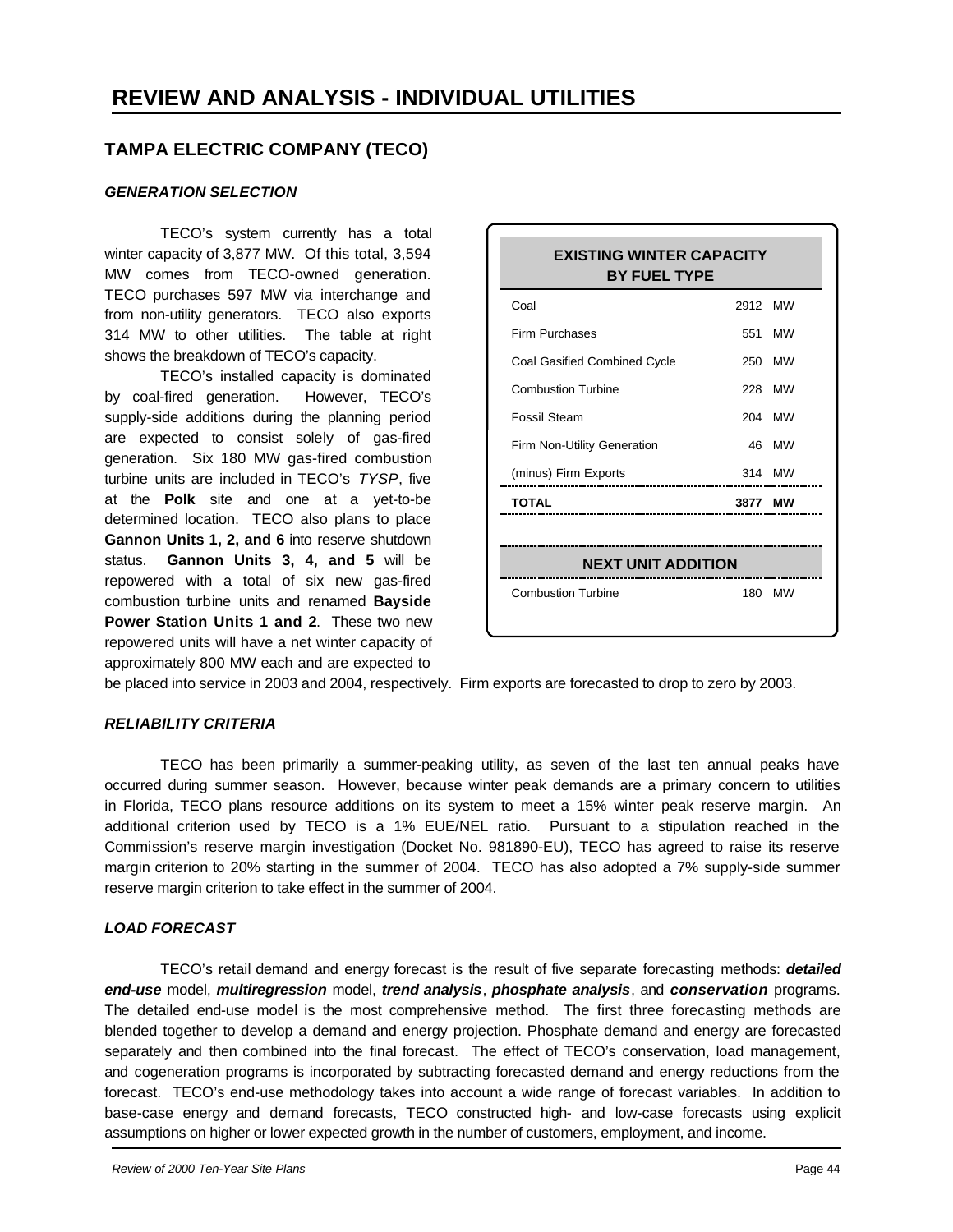# REVIEW AND ANALYSIS - INDIVIDUAL UTILITIES

## TAMPA ELECTRIC COMPANY (TECO)

### *GENERATION SELECTION*

TECO's system currently has a total winter capacity of 3,877 MW. Of this total, 3,594 MW comes from TECO-owned generation. TECO purchases 597 MW via interchange and from non-utility generators. TECO also exports 314 MW to other utilities. The table at right shows the breakdown of TECO's capacity.

| EXISTING WINTER CAPACITY BY FUEL TYPE | | |
|---|---|---|
| Coal | 2912 | MW |
| Firm Purchases | 551 | MW |
| Coal Gasified Combined Cycle | 250 | MW |
| Combustion Turbine | 228 | MW |
| Fossil Steam | 204 | MW |
| Firm Non-Utility Generation | 46 | MW |
| (minus) Firm Exports | 314 | MW |
| **TOTAL** | **3877** | **MW** |
| **NEXT UNIT ADDITION** | | |
| Combustion Turbine | 180 | MW |

TECO's installed capacity is dominated by coal-fired generation. However, TECO's supply-side additions during the planning period are expected to consist solely of gas-fired generation. Six 180 MW gas-fired combustion turbine units are included in TECO's *TYSP*, five at the **Polk** site and one at a yet-to-be determined location. TECO also plans to place **Gannon Units 1, 2, and 6** into reserve shutdown status. **Gannon Units 3, 4, and 5** will be repowered with a total of six new gas-fired combustion turbine units and renamed **Bayside Power Station Units 1 and 2**. These two new repowered units will have a net winter capacity of approximately 800 MW each and are expected to be placed into service in 2003 and 2004, respectively. Firm exports are forecasted to drop to zero by 2003.

### *RELIABILITY CRITERIA*

TECO has been primarily a summer-peaking utility, as seven of the last ten annual peaks have occurred during summer season. However, because winter peak demands are a primary concern to utilities in Florida, TECO plans resource additions on its system to meet a 15% winter peak reserve margin. An additional criterion used by TECO is a 1% EUE/NEL ratio. Pursuant to a stipulation reached in the Commission's reserve margin investigation (Docket No. 981890-EU), TECO has agreed to raise its reserve margin criterion to 20% starting in the summer of 2004. TECO has also adopted a 7% supply-side summer reserve margin criterion to take effect in the summer of 2004.

### *LOAD FORECAST*

TECO's retail demand and energy forecast is the result of five separate forecasting methods: ***detailed end-use*** model, ***multiregression*** model, ***trend analysis***, ***phosphate analysis***, and ***conservation*** programs. The detailed end-use model is the most comprehensive method. The first three forecasting methods are blended together to develop a demand and energy projection. Phosphate demand and energy are forecasted separately and then combined into the final forecast. The effect of TECO's conservation, load management, and cogeneration programs is incorporated by subtracting forecasted demand and energy reductions from the forecast. TECO's end-use methodology takes into account a wide range of forecast variables. In addition to base-case energy and demand forecasts, TECO constructed high- and low-case forecasts using explicit assumptions on higher or lower expected growth in the number of customers, employment, and income.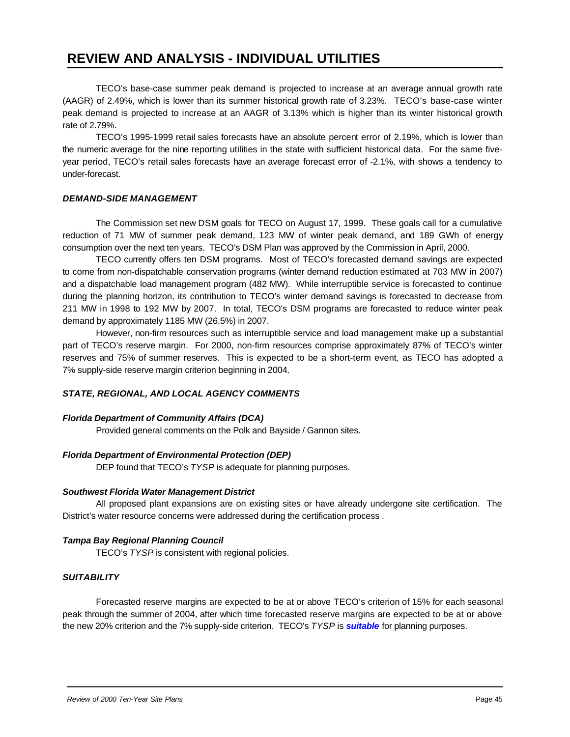# REVIEW AND ANALYSIS - INDIVIDUAL UTILITIES

TECO's base-case summer peak demand is projected to increase at an average annual growth rate (AAGR) of 2.49%, which is lower than its summer historical growth rate of 3.23%. TECO's base-case winter peak demand is projected to increase at an AAGR of 3.13% which is higher than its winter historical growth rate of 2.79%.

TECO's 1995-1999 retail sales forecasts have an absolute percent error of 2.19%, which is lower than the numeric average for the nine reporting utilities in the state with sufficient historical data. For the same five-year period, TECO's retail sales forecasts have an average forecast error of -2.1%, with shows a tendency to under-forecast.

### *DEMAND-SIDE MANAGEMENT*

The Commission set new DSM goals for TECO on August 17, 1999. These goals call for a cumulative reduction of 71 MW of summer peak demand, 123 MW of winter peak demand, and 189 GWh of energy consumption over the next ten years. TECO's DSM Plan was approved by the Commission in April, 2000.

TECO currently offers ten DSM programs. Most of TECO's forecasted demand savings are expected to come from non-dispatchable conservation programs (winter demand reduction estimated at 703 MW in 2007) and a dispatchable load management program (482 MW). While interruptible service is forecasted to continue during the planning horizon, its contribution to TECO's winter demand savings is forecasted to decrease from 211 MW in 1998 to 192 MW by 2007. In total, TECO's DSM programs are forecasted to reduce winter peak demand by approximately 1185 MW (26.5%) in 2007.

However, non-firm resources such as interruptible service and load management make up a substantial part of TECO's reserve margin. For 2000, non-firm resources comprise approximately 87% of TECO's winter reserves and 75% of summer reserves. This is expected to be a short-term event, as TECO has adopted a 7% supply-side reserve margin criterion beginning in 2004.

### *STATE, REGIONAL, AND LOCAL AGENCY COMMENTS*

#### *Florida Department of Community Affairs (DCA)*

Provided general comments on the Polk and Bayside / Gannon sites.

#### *Florida Department of Environmental Protection (DEP)*

DEP found that TECO's *TYSP* is adequate for planning purposes.

#### *Southwest Florida Water Management District*

All proposed plant expansions are on existing sites or have already undergone site certification. The District's water resource concerns were addressed during the certification process .

#### *Tampa Bay Regional Planning Council*

TECO's *TYSP* is consistent with regional policies.

### *SUITABILITY*

Forecasted reserve margins are expected to be at or above TECO's criterion of 15% for each seasonal peak through the summer of 2004, after which time forecasted reserve margins are expected to be at or above the new 20% criterion and the 7% supply-side criterion. TECO's *TYSP* is ***suitable*** for planning purposes.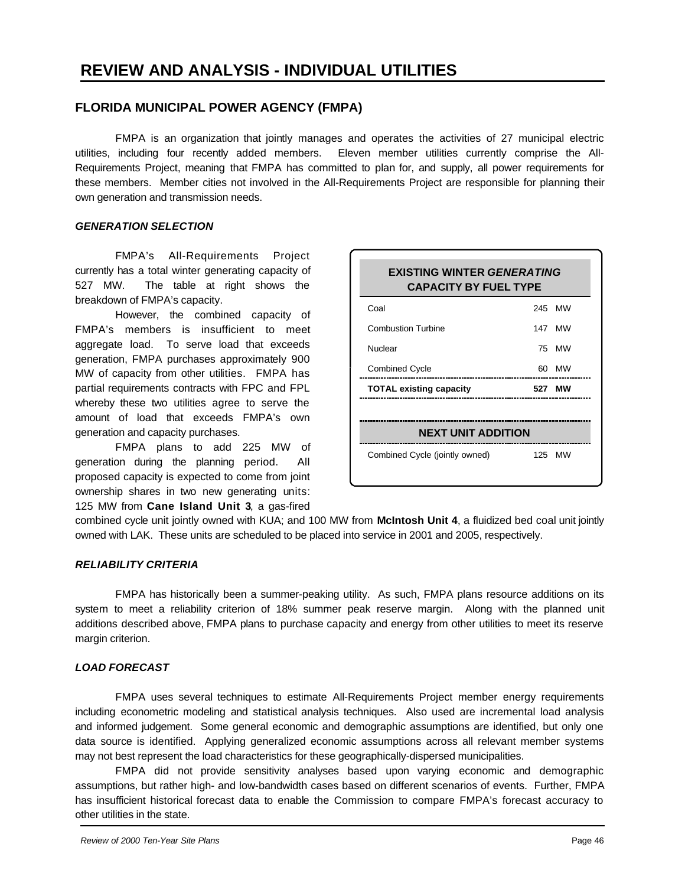# REVIEW AND ANALYSIS - INDIVIDUAL UTILITIES

## FLORIDA MUNICIPAL POWER AGENCY (FMPA)

FMPA is an organization that jointly manages and operates the activities of 27 municipal electric utilities, including four recently added members. Eleven member utilities currently comprise the All-Requirements Project, meaning that FMPA has committed to plan for, and supply, all power requirements for these members. Member cities not involved in the All-Requirements Project are responsible for planning their own generation and transmission needs.

### *GENERATION SELECTION*

FMPA's All-Requirements Project currently has a total winter generating capacity of 527 MW. The table at right shows the breakdown of FMPA's capacity.

| **EXISTING WINTER *GENERATING* CAPACITY BY FUEL TYPE** | |
|---|---|
| Coal | 245 MW |
| Combustion Turbine | 147 MW |
| Nuclear | 75 MW |
| Combined Cycle | 60 MW |
| **TOTAL existing capacity** | **527 MW** |
| **NEXT UNIT ADDITION** | |
| Combined Cycle (jointly owned) | 125 MW |

However, the combined capacity of FMPA's members is insufficient to meet aggregate load. To serve load that exceeds generation, FMPA purchases approximately 900 MW of capacity from other utilities. FMPA has partial requirements contracts with FPC and FPL whereby these two utilities agree to serve the amount of load that exceeds FMPA's own generation and capacity purchases.

FMPA plans to add 225 MW of generation during the planning period. All proposed capacity is expected to come from joint ownership shares in two new generating units: 125 MW from **Cane Island Unit 3**, a gas-fired combined cycle unit jointly owned with KUA; and 100 MW from **McIntosh Unit 4**, a fluidized bed coal unit jointly owned with LAK. These units are scheduled to be placed into service in 2001 and 2005, respectively.

### *RELIABILITY CRITERIA*

FMPA has historically been a summer-peaking utility. As such, FMPA plans resource additions on its system to meet a reliability criterion of 18% summer peak reserve margin. Along with the planned unit additions described above, FMPA plans to purchase capacity and energy from other utilities to meet its reserve margin criterion.

### *LOAD FORECAST*

FMPA uses several techniques to estimate All-Requirements Project member energy requirements including econometric modeling and statistical analysis techniques. Also used are incremental load analysis and informed judgement. Some general economic and demographic assumptions are identified, but only one data source is identified. Applying generalized economic assumptions across all relevant member systems may not best represent the load characteristics for these geographically-dispersed municipalities.

FMPA did not provide sensitivity analyses based upon varying economic and demographic assumptions, but rather high- and low-bandwidth cases based on different scenarios of events. Further, FMPA has insufficient historical forecast data to enable the Commission to compare FMPA's forecast accuracy to other utilities in the state.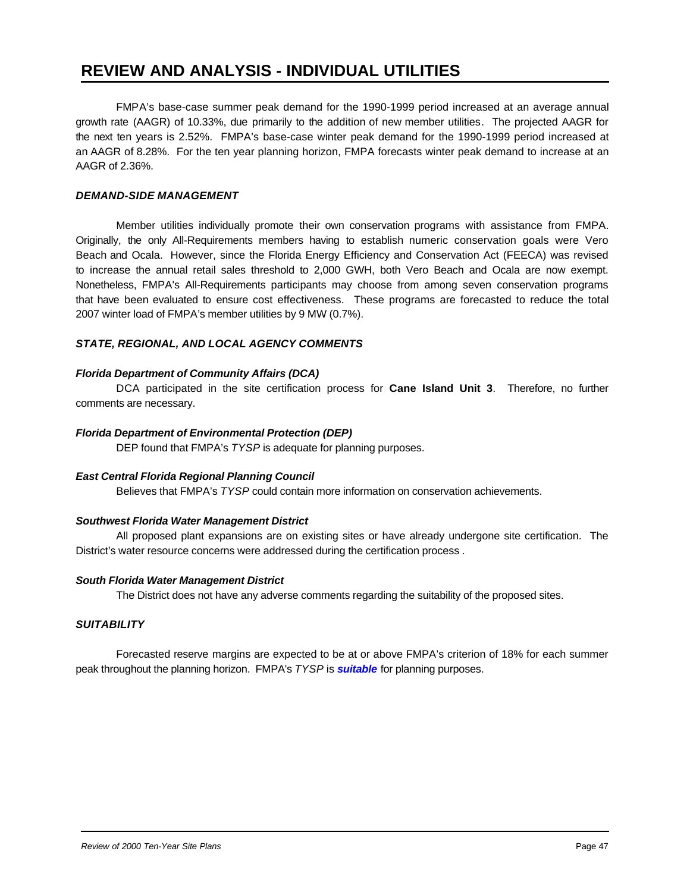# REVIEW AND ANALYSIS - INDIVIDUAL UTILITIES

FMPA's base-case summer peak demand for the 1990-1999 period increased at an average annual growth rate (AAGR) of 10.33%, due primarily to the addition of new member utilities. The projected AAGR for the next ten years is 2.52%. FMPA's base-case winter peak demand for the 1990-1999 period increased at an AAGR of 8.28%. For the ten year planning horizon, FMPA forecasts winter peak demand to increase at an AAGR of 2.36%.

### *DEMAND-SIDE MANAGEMENT*

Member utilities individually promote their own conservation programs with assistance from FMPA. Originally, the only All-Requirements members having to establish numeric conservation goals were Vero Beach and Ocala. However, since the Florida Energy Efficiency and Conservation Act (FEECA) was revised to increase the annual retail sales threshold to 2,000 GWH, both Vero Beach and Ocala are now exempt. Nonetheless, FMPA's All-Requirements participants may choose from among seven conservation programs that have been evaluated to ensure cost effectiveness. These programs are forecasted to reduce the total 2007 winter load of FMPA's member utilities by 9 MW (0.7%).

### *STATE, REGIONAL, AND LOCAL AGENCY COMMENTS*

#### *Florida Department of Community Affairs (DCA)*

DCA participated in the site certification process for **Cane Island Unit 3**. Therefore, no further comments are necessary.

#### *Florida Department of Environmental Protection (DEP)*

DEP found that FMPA's *TYSP* is adequate for planning purposes.

#### *East Central Florida Regional Planning Council*

Believes that FMPA's *TYSP* could contain more information on conservation achievements.

#### *Southwest Florida Water Management District*

All proposed plant expansions are on existing sites or have already undergone site certification. The District's water resource concerns were addressed during the certification process .

#### *South Florida Water Management District*

The District does not have any adverse comments regarding the suitability of the proposed sites.

### *SUITABILITY*

Forecasted reserve margins are expected to be at or above FMPA's criterion of 18% for each summer peak throughout the planning horizon. FMPA's *TYSP* is ***suitable*** for planning purposes.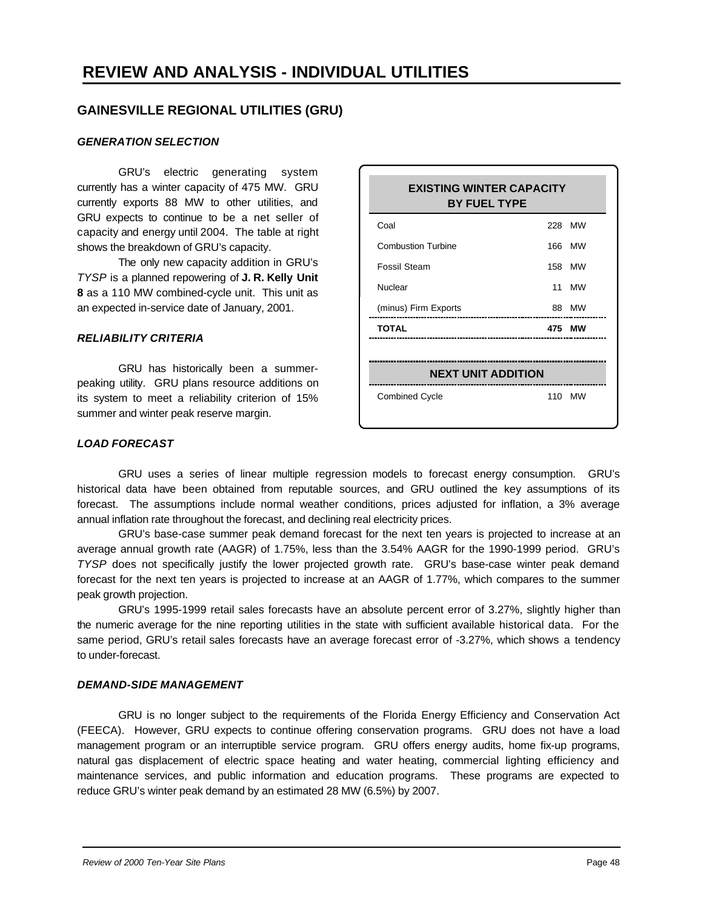# REVIEW AND ANALYSIS - INDIVIDUAL UTILITIES

## GAINESVILLE REGIONAL UTILITIES (GRU)

### *GENERATION SELECTION*

GRU's electric generating system currently has a winter capacity of 475 MW. GRU currently exports 88 MW to other utilities, and GRU expects to continue to be a net seller of capacity and energy until 2004. The table at right shows the breakdown of GRU's capacity.

| EXISTING WINTER CAPACITY BY FUEL TYPE | |
|---|---|
| Coal | 228 MW |
| Combustion Turbine | 166 MW |
| Fossil Steam | 158 MW |
| Nuclear | 11 MW |
| (minus) Firm Exports | 88 MW |
| **TOTAL** | **475 MW** |
| **NEXT UNIT ADDITION** | |
| Combined Cycle | 110 MW |

The only new capacity addition in GRU's *TYSP* is a planned repowering of **J. R. Kelly Unit 8** as a 110 MW combined-cycle unit. This unit as an expected in-service date of January, 2001.

### *RELIABILITY CRITERIA*

GRU has historically been a summer-peaking utility. GRU plans resource additions on its system to meet a reliability criterion of 15% summer and winter peak reserve margin.

### *LOAD FORECAST*

GRU uses a series of linear multiple regression models to forecast energy consumption. GRU's historical data have been obtained from reputable sources, and GRU outlined the key assumptions of its forecast. The assumptions include normal weather conditions, prices adjusted for inflation, a 3% average annual inflation rate throughout the forecast, and declining real electricity prices.

GRU's base-case summer peak demand forecast for the next ten years is projected to increase at an average annual growth rate (AAGR) of 1.75%, less than the 3.54% AAGR for the 1990-1999 period. GRU's *TYSP* does not specifically justify the lower projected growth rate. GRU's base-case winter peak demand forecast for the next ten years is projected to increase at an AAGR of 1.77%, which compares to the summer peak growth projection.

GRU's 1995-1999 retail sales forecasts have an absolute percent error of 3.27%, slightly higher than the numeric average for the nine reporting utilities in the state with sufficient available historical data. For the same period, GRU's retail sales forecasts have an average forecast error of -3.27%, which shows a tendency to under-forecast.

### *DEMAND-SIDE MANAGEMENT*

GRU is no longer subject to the requirements of the Florida Energy Efficiency and Conservation Act (FEECA). However, GRU expects to continue offering conservation programs. GRU does not have a load management program or an interruptible service program. GRU offers energy audits, home fix-up programs, natural gas displacement of electric space heating and water heating, commercial lighting efficiency and maintenance services, and public information and education programs. These programs are expected to reduce GRU's winter peak demand by an estimated 28 MW (6.5%) by 2007.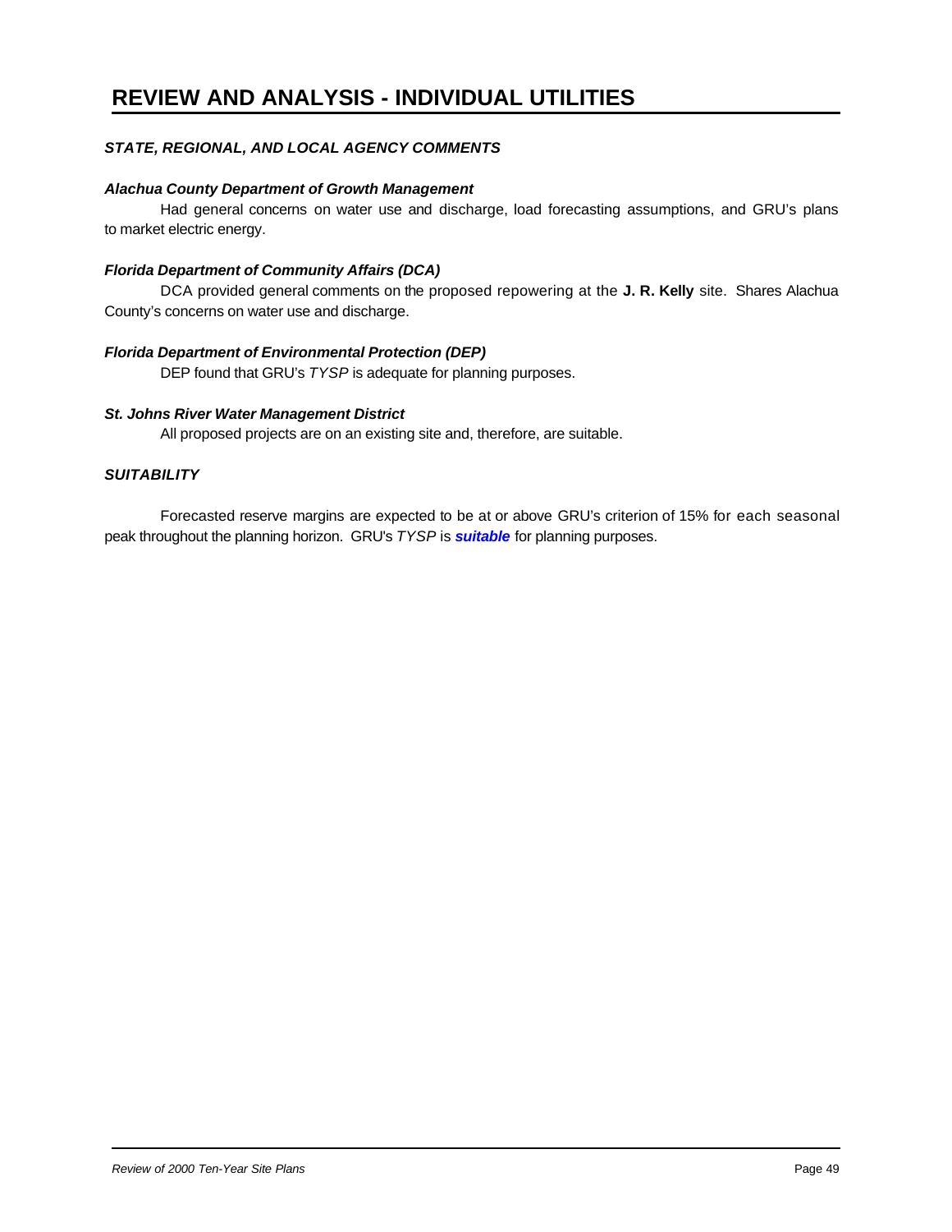# REVIEW AND ANALYSIS - INDIVIDUAL UTILITIES

### *STATE, REGIONAL, AND LOCAL AGENCY COMMENTS*

#### *Alachua County Department of Growth Management*

Had general concerns on water use and discharge, load forecasting assumptions, and GRU's plans to market electric energy.

#### *Florida Department of Community Affairs (DCA)*

DCA provided general comments on the proposed repowering at the **J. R. Kelly** site. Shares Alachua County's concerns on water use and discharge.

#### *Florida Department of Environmental Protection (DEP)*

DEP found that GRU's *TYSP* is adequate for planning purposes.

#### *St. Johns River Water Management District*

All proposed projects are on an existing site and, therefore, are suitable.

### *SUITABILITY*

Forecasted reserve margins are expected to be at or above GRU's criterion of 15% for each seasonal peak throughout the planning horizon. GRU's *TYSP* is ***suitable*** for planning purposes.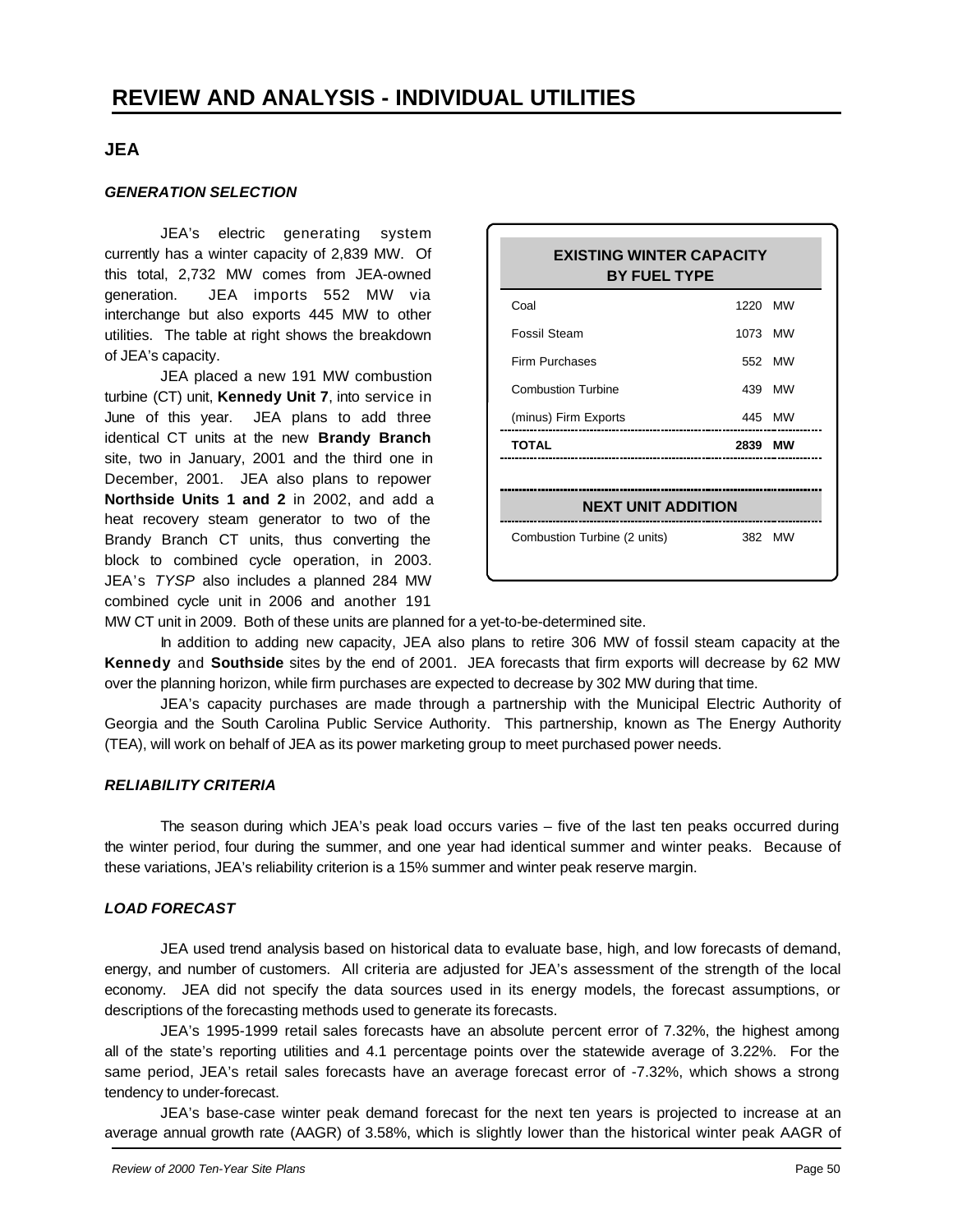# REVIEW AND ANALYSIS - INDIVIDUAL UTILITIES

## JEA

### *GENERATION SELECTION*

JEA's electric generating system currently has a winter capacity of 2,839 MW. Of this total, 2,732 MW comes from JEA-owned generation. JEA imports 552 MW via interchange but also exports 445 MW to other utilities. The table at right shows the breakdown of JEA's capacity.

| EXISTING WINTER CAPACITY BY FUEL TYPE | |
|---|---|
| Coal | 1220 MW |
| Fossil Steam | 1073 MW |
| Firm Purchases | 552 MW |
| Combustion Turbine | 439 MW |
| (minus) Firm Exports | 445 MW |
| **TOTAL** | **2839 MW** |

| NEXT UNIT ADDITION | |
|---|---|
| Combustion Turbine (2 units) | 382 MW |

JEA placed a new 191 MW combustion turbine (CT) unit, **Kennedy Unit 7**, into service in June of this year. JEA plans to add three identical CT units at the new **Brandy Branch** site, two in January, 2001 and the third one in December, 2001. JEA also plans to repower **Northside Units 1 and 2** in 2002, and add a heat recovery steam generator to two of the Brandy Branch CT units, thus converting the block to combined cycle operation, in 2003. JEA's *TYSP* also includes a planned 284 MW combined cycle unit in 2006 and another 191 MW CT unit in 2009. Both of these units are planned for a yet-to-be-determined site.

In addition to adding new capacity, JEA also plans to retire 306 MW of fossil steam capacity at the **Kennedy** and **Southside** sites by the end of 2001. JEA forecasts that firm exports will decrease by 62 MW over the planning horizon, while firm purchases are expected to decrease by 302 MW during that time.

JEA's capacity purchases are made through a partnership with the Municipal Electric Authority of Georgia and the South Carolina Public Service Authority. This partnership, known as The Energy Authority (TEA), will work on behalf of JEA as its power marketing group to meet purchased power needs.

### *RELIABILITY CRITERIA*

The season during which JEA's peak load occurs varies – five of the last ten peaks occurred during the winter period, four during the summer, and one year had identical summer and winter peaks. Because of these variations, JEA's reliability criterion is a 15% summer and winter peak reserve margin.

### *LOAD FORECAST*

JEA used trend analysis based on historical data to evaluate base, high, and low forecasts of demand, energy, and number of customers. All criteria are adjusted for JEA's assessment of the strength of the local economy. JEA did not specify the data sources used in its energy models, the forecast assumptions, or descriptions of the forecasting methods used to generate its forecasts.

JEA's 1995-1999 retail sales forecasts have an absolute percent error of 7.32%, the highest among all of the state's reporting utilities and 4.1 percentage points over the statewide average of 3.22%. For the same period, JEA's retail sales forecasts have an average forecast error of -7.32%, which shows a strong tendency to under-forecast.

JEA's base-case winter peak demand forecast for the next ten years is projected to increase at an average annual growth rate (AAGR) of 3.58%, which is slightly lower than the historical winter peak AAGR of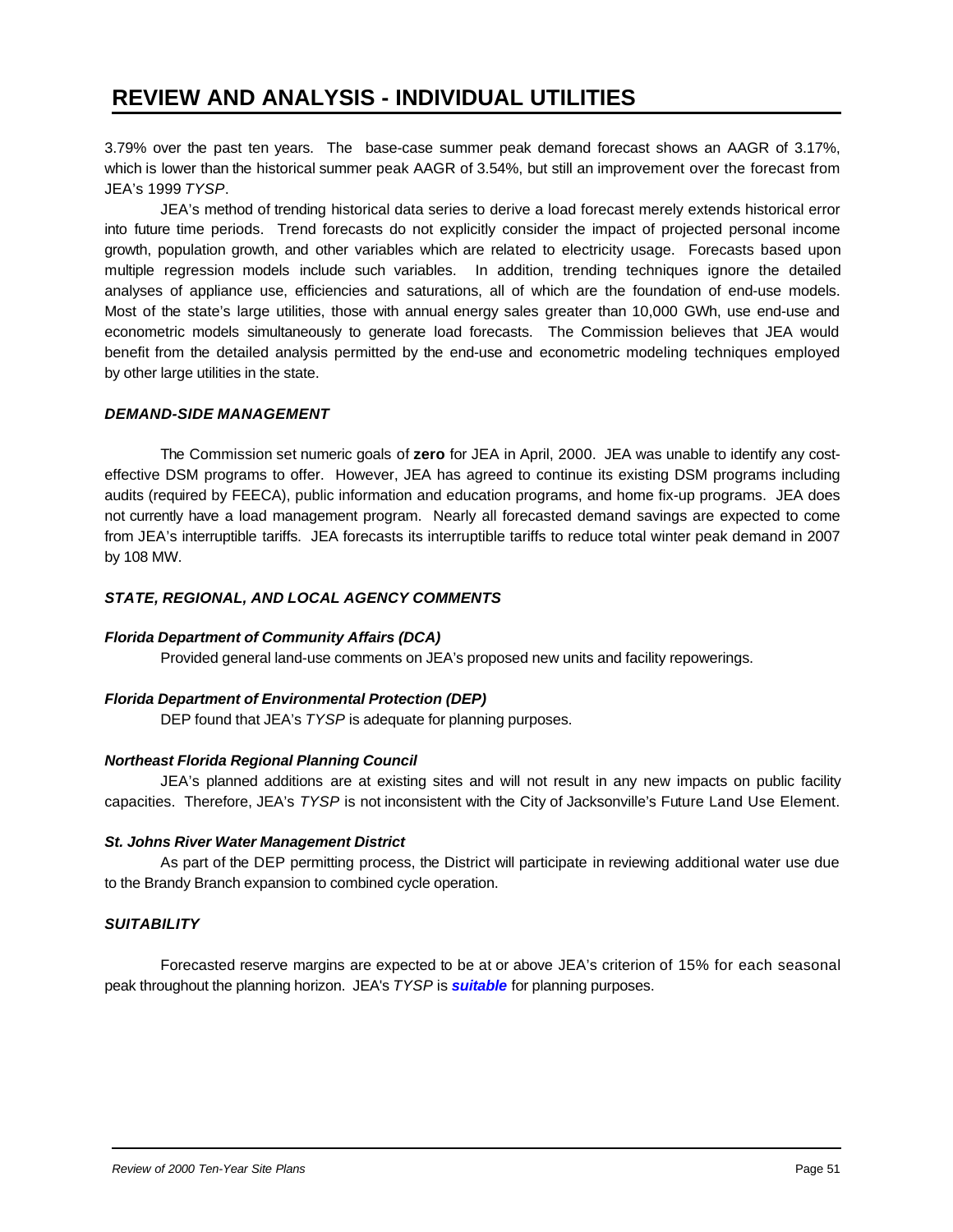3.79% over the past ten years. The base-case summer peak demand forecast shows an AAGR of 3.17%, which is lower than the historical summer peak AAGR of 3.54%, but still an improvement over the forecast from JEA's 1999 *TYSP*.

JEA's method of trending historical data series to derive a load forecast merely extends historical error into future time periods. Trend forecasts do not explicitly consider the impact of projected personal income growth, population growth, and other variables which are related to electricity usage. Forecasts based upon multiple regression models include such variables. In addition, trending techniques ignore the detailed analyses of appliance use, efficiencies and saturations, all of which are the foundation of end-use models. Most of the state's large utilities, those with annual energy sales greater than 10,000 GWh, use end-use and econometric models simultaneously to generate load forecasts. The Commission believes that JEA would benefit from the detailed analysis permitted by the end-use and econometric modeling techniques employed by other large utilities in the state.

### *DEMAND-SIDE MANAGEMENT*

The Commission set numeric goals of **zero** for JEA in April, 2000. JEA was unable to identify any cost-effective DSM programs to offer. However, JEA has agreed to continue its existing DSM programs including audits (required by FEECA), public information and education programs, and home fix-up programs. JEA does not currently have a load management program. Nearly all forecasted demand savings are expected to come from JEA's interruptible tariffs. JEA forecasts its interruptible tariffs to reduce total winter peak demand in 2007 by 108 MW.

### *STATE, REGIONAL, AND LOCAL AGENCY COMMENTS*

#### *Florida Department of Community Affairs (DCA)*

Provided general land-use comments on JEA's proposed new units and facility repowerings.

#### *Florida Department of Environmental Protection (DEP)*

DEP found that JEA's *TYSP* is adequate for planning purposes.

#### *Northeast Florida Regional Planning Council*

JEA's planned additions are at existing sites and will not result in any new impacts on public facility capacities. Therefore, JEA's *TYSP* is not inconsistent with the City of Jacksonville's Future Land Use Element.

#### *St. Johns River Water Management District*

As part of the DEP permitting process, the District will participate in reviewing additional water use due to the Brandy Branch expansion to combined cycle operation.

### *SUITABILITY*

Forecasted reserve margins are expected to be at or above JEA's criterion of 15% for each seasonal peak throughout the planning horizon. JEA's *TYSP* is ***suitable*** for planning purposes.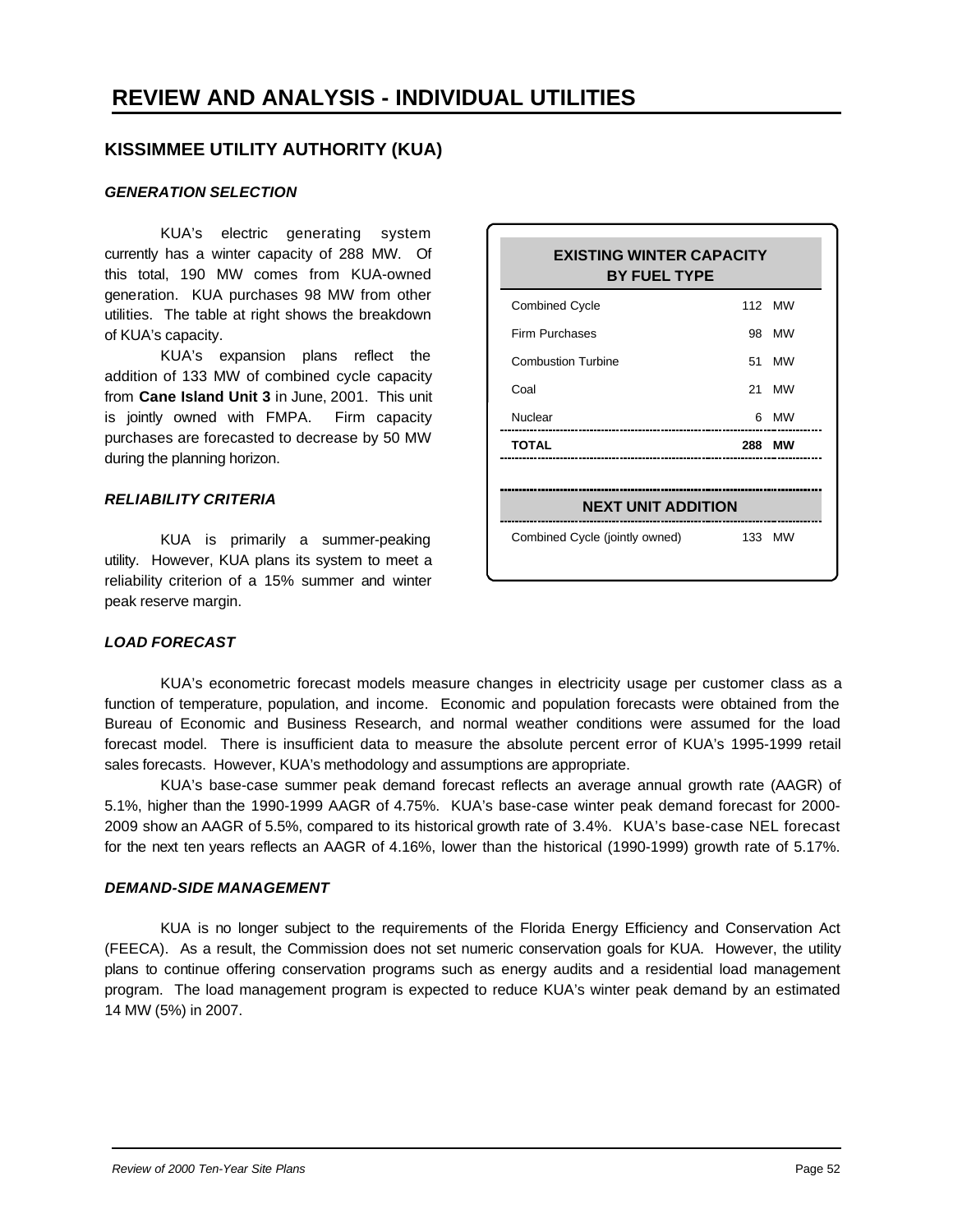# REVIEW AND ANALYSIS - INDIVIDUAL UTILITIES

## KISSIMMEE UTILITY AUTHORITY (KUA)

### *GENERATION SELECTION*

KUA's electric generating system currently has a winter capacity of 288 MW. Of this total, 190 MW comes from KUA-owned generation. KUA purchases 98 MW from other utilities. The table at right shows the breakdown of KUA's capacity.

KUA's expansion plans reflect the addition of 133 MW of combined cycle capacity from **Cane Island Unit 3** in June, 2001. This unit is jointly owned with FMPA. Firm capacity purchases are forecasted to decrease by 50 MW during the planning horizon.

| EXISTING WINTER CAPACITY BY FUEL TYPE | |
|---|---|
| Combined Cycle | 112 MW |
| Firm Purchases | 98 MW |
| Combustion Turbine | 51 MW |
| Coal | 21 MW |
| Nuclear | 6 MW |
| **TOTAL** | **288 MW** |

| NEXT UNIT ADDITION | |
|---|---|
| Combined Cycle (jointly owned) | 133 MW |

### *RELIABILITY CRITERIA*

KUA is primarily a summer-peaking utility. However, KUA plans its system to meet a reliability criterion of a 15% summer and winter peak reserve margin.

### *LOAD FORECAST*

KUA's econometric forecast models measure changes in electricity usage per customer class as a function of temperature, population, and income. Economic and population forecasts were obtained from the Bureau of Economic and Business Research, and normal weather conditions were assumed for the load forecast model. There is insufficient data to measure the absolute percent error of KUA's 1995-1999 retail sales forecasts. However, KUA's methodology and assumptions are appropriate.

KUA's base-case summer peak demand forecast reflects an average annual growth rate (AAGR) of 5.1%, higher than the 1990-1999 AAGR of 4.75%. KUA's base-case winter peak demand forecast for 2000-2009 show an AAGR of 5.5%, compared to its historical growth rate of 3.4%. KUA's base-case NEL forecast for the next ten years reflects an AAGR of 4.16%, lower than the historical (1990-1999) growth rate of 5.17%.

### *DEMAND-SIDE MANAGEMENT*

KUA is no longer subject to the requirements of the Florida Energy Efficiency and Conservation Act (FEECA). As a result, the Commission does not set numeric conservation goals for KUA. However, the utility plans to continue offering conservation programs such as energy audits and a residential load management program. The load management program is expected to reduce KUA's winter peak demand by an estimated 14 MW (5%) in 2007.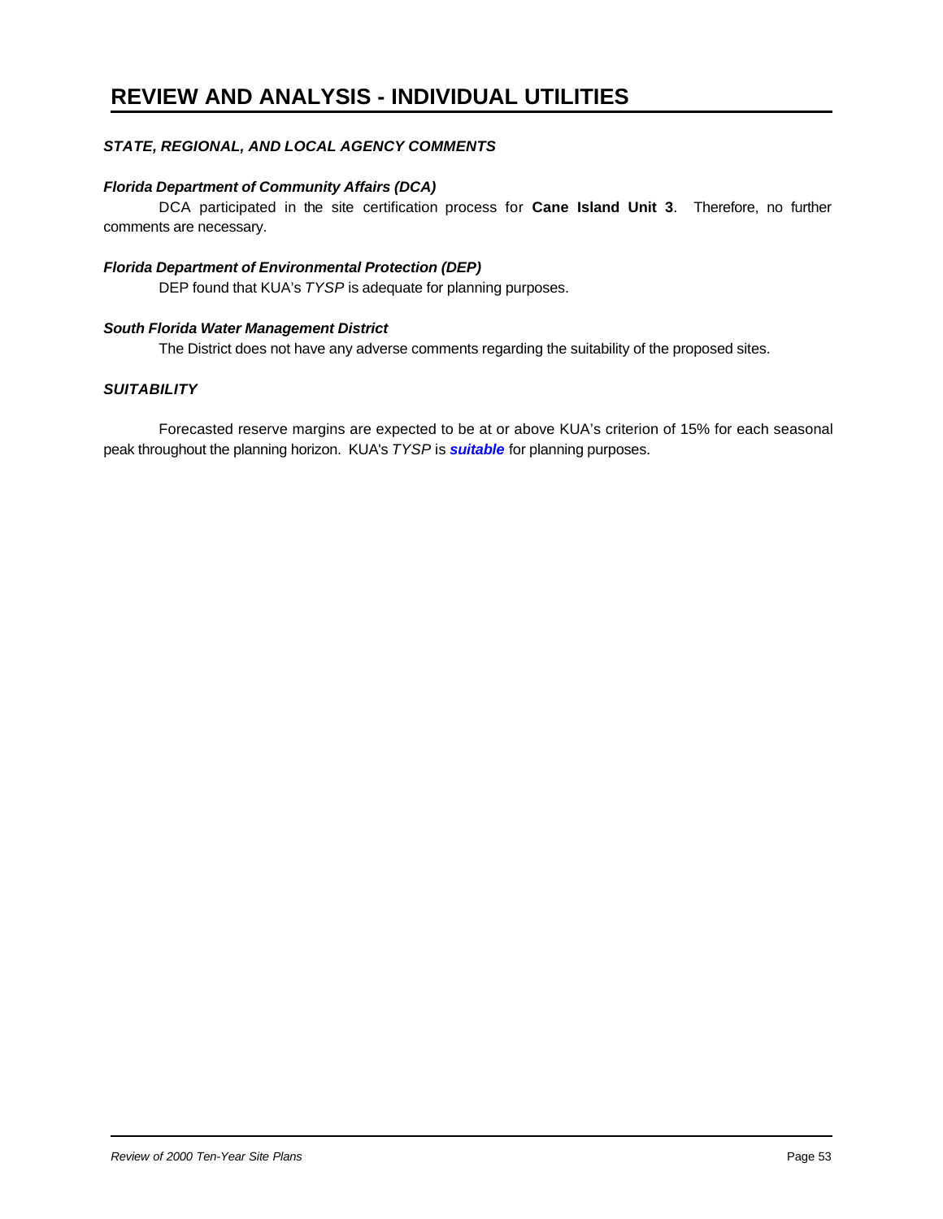# REVIEW AND ANALYSIS - INDIVIDUAL UTILITIES

### *STATE, REGIONAL, AND LOCAL AGENCY COMMENTS*

#### *Florida Department of Community Affairs (DCA)*

DCA participated in the site certification process for **Cane Island Unit 3**. Therefore, no further comments are necessary.

#### *Florida Department of Environmental Protection (DEP)*

DEP found that KUA's *TYSP* is adequate for planning purposes.

#### *South Florida Water Management District*

The District does not have any adverse comments regarding the suitability of the proposed sites.

### *SUITABILITY*

Forecasted reserve margins are expected to be at or above KUA's criterion of 15% for each seasonal peak throughout the planning horizon. KUA's *TYSP* is ***suitable*** for planning purposes.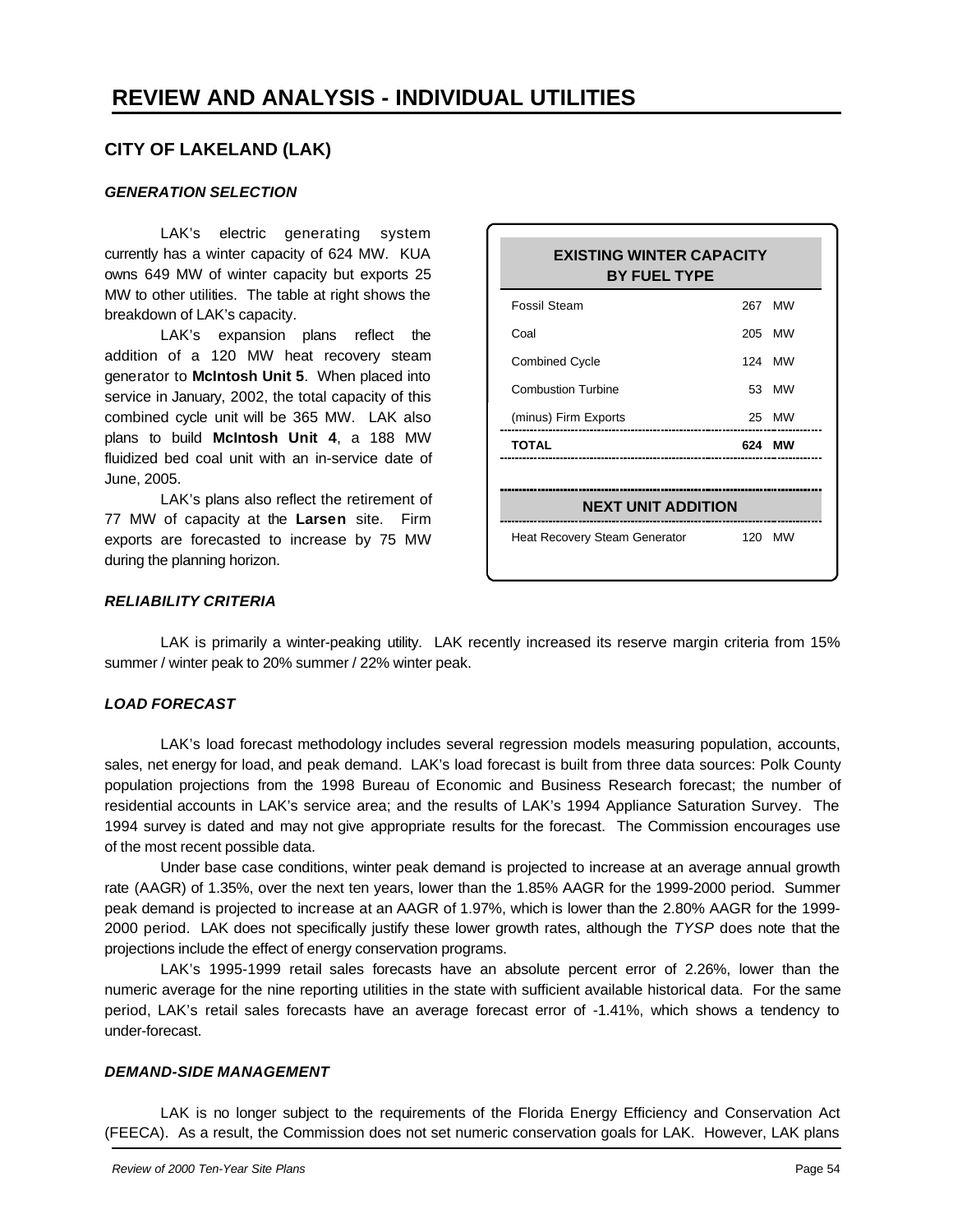# REVIEW AND ANALYSIS - INDIVIDUAL UTILITIES

## CITY OF LAKELAND (LAK)

### *GENERATION SELECTION*

LAK's electric generating system currently has a winter capacity of 624 MW. KUA owns 649 MW of winter capacity but exports 25 MW to other utilities. The table at right shows the breakdown of LAK's capacity.

LAK's expansion plans reflect the addition of a 120 MW heat recovery steam generator to **McIntosh Unit 5**. When placed into service in January, 2002, the total capacity of this combined cycle unit will be 365 MW. LAK also plans to build **McIntosh Unit 4**, a 188 MW fluidized bed coal unit with an in-service date of June, 2005.

LAK's plans also reflect the retirement of 77 MW of capacity at the **Larsen** site. Firm exports are forecasted to increase by 75 MW during the planning horizon.

| EXISTING WINTER CAPACITY BY FUEL TYPE | |
|---|---|
| Fossil Steam | 267 MW |
| Coal | 205 MW |
| Combined Cycle | 124 MW |
| Combustion Turbine | 53 MW |
| (minus) Firm Exports | 25 MW |
| **TOTAL** | **624 MW** |

| NEXT UNIT ADDITION | |
|---|---|
| Heat Recovery Steam Generator | 120 MW |

### *RELIABILITY CRITERIA*

LAK is primarily a winter-peaking utility. LAK recently increased its reserve margin criteria from 15% summer / winter peak to 20% summer / 22% winter peak.

### *LOAD FORECAST*

LAK's load forecast methodology includes several regression models measuring population, accounts, sales, net energy for load, and peak demand. LAK's load forecast is built from three data sources: Polk County population projections from the 1998 Bureau of Economic and Business Research forecast; the number of residential accounts in LAK's service area; and the results of LAK's 1994 Appliance Saturation Survey. The 1994 survey is dated and may not give appropriate results for the forecast. The Commission encourages use of the most recent possible data.

Under base case conditions, winter peak demand is projected to increase at an average annual growth rate (AAGR) of 1.35%, over the next ten years, lower than the 1.85% AAGR for the 1999-2000 period. Summer peak demand is projected to increase at an AAGR of 1.97%, which is lower than the 2.80% AAGR for the 1999-2000 period. LAK does not specifically justify these lower growth rates, although the *TYSP* does note that the projections include the effect of energy conservation programs.

LAK's 1995-1999 retail sales forecasts have an absolute percent error of 2.26%, lower than the numeric average for the nine reporting utilities in the state with sufficient available historical data. For the same period, LAK's retail sales forecasts have an average forecast error of -1.41%, which shows a tendency to under-forecast.

### *DEMAND-SIDE MANAGEMENT*

LAK is no longer subject to the requirements of the Florida Energy Efficiency and Conservation Act (FEECA). As a result, the Commission does not set numeric conservation goals for LAK. However, LAK plans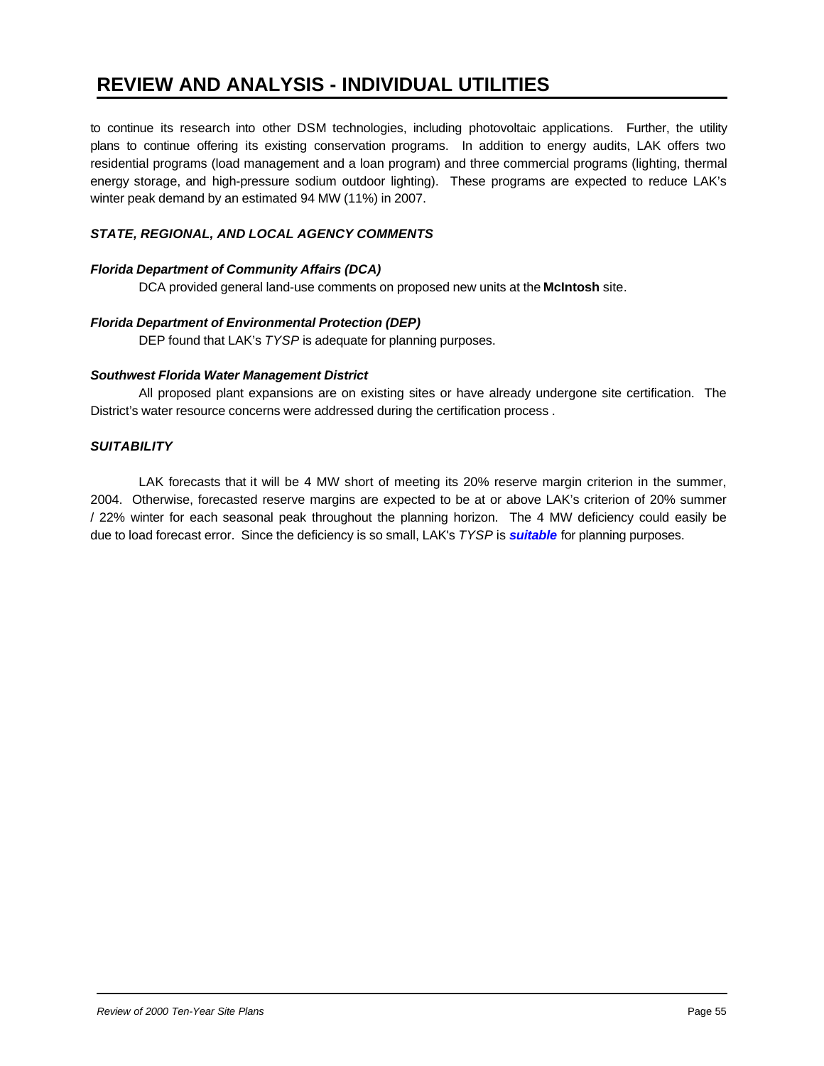to continue its research into other DSM technologies, including photovoltaic applications. Further, the utility plans to continue offering its existing conservation programs. In addition to energy audits, LAK offers two residential programs (load management and a loan program) and three commercial programs (lighting, thermal energy storage, and high-pressure sodium outdoor lighting). These programs are expected to reduce LAK's winter peak demand by an estimated 94 MW (11%) in 2007.

### *STATE, REGIONAL, AND LOCAL AGENCY COMMENTS*

#### *Florida Department of Community Affairs (DCA)*

DCA provided general land-use comments on proposed new units at the **McIntosh** site.

#### *Florida Department of Environmental Protection (DEP)*

DEP found that LAK's *TYSP* is adequate for planning purposes.

#### *Southwest Florida Water Management District*

All proposed plant expansions are on existing sites or have already undergone site certification. The District's water resource concerns were addressed during the certification process .

### *SUITABILITY*

LAK forecasts that it will be 4 MW short of meeting its 20% reserve margin criterion in the summer, 2004. Otherwise, forecasted reserve margins are expected to be at or above LAK's criterion of 20% summer / 22% winter for each seasonal peak throughout the planning horizon. The 4 MW deficiency could easily be due to load forecast error. Since the deficiency is so small, LAK's *TYSP* is ***suitable*** for planning purposes.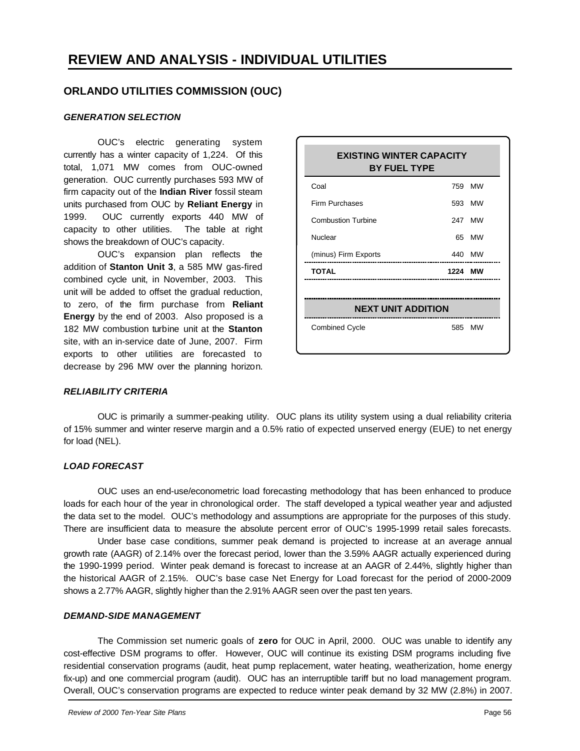# REVIEW AND ANALYSIS - INDIVIDUAL UTILITIES

## ORLANDO UTILITIES COMMISSION (OUC)

### *GENERATION SELECTION*

OUC's electric generating system currently has a winter capacity of 1,224. Of this total, 1,071 MW comes from OUC-owned generation. OUC currently purchases 593 MW of firm capacity out of the **Indian River** fossil steam units purchased from OUC by **Reliant Energy** in 1999. OUC currently exports 440 MW of capacity to other utilities. The table at right shows the breakdown of OUC's capacity.

OUC's expansion plan reflects the addition of **Stanton Unit 3**, a 585 MW gas-fired combined cycle unit, in November, 2003. This unit will be added to offset the gradual reduction, to zero, of the firm purchase from **Reliant Energy** by the end of 2003. Also proposed is a 182 MW combustion turbine unit at the **Stanton** site, with an in-service date of June, 2007. Firm exports to other utilities are forecasted to decrease by 296 MW over the planning horizon.

| EXISTING WINTER CAPACITY BY FUEL TYPE | | |
|---|---|---|
| Coal | 759 | MW |
| Firm Purchases | 593 | MW |
| Combustion Turbine | 247 | MW |
| Nuclear | 65 | MW |
| (minus) Firm Exports | 440 | MW |
| **TOTAL** | **1224** | **MW** |

| NEXT UNIT ADDITION | | |
|---|---|---|
| Combined Cycle | 585 | MW |

### *RELIABILITY CRITERIA*

OUC is primarily a summer-peaking utility. OUC plans its utility system using a dual reliability criteria of 15% summer and winter reserve margin and a 0.5% ratio of expected unserved energy (EUE) to net energy for load (NEL).

### *LOAD FORECAST*

OUC uses an end-use/econometric load forecasting methodology that has been enhanced to produce loads for each hour of the year in chronological order. The staff developed a typical weather year and adjusted the data set to the model. OUC's methodology and assumptions are appropriate for the purposes of this study. There are insufficient data to measure the absolute percent error of OUC's 1995-1999 retail sales forecasts.

Under base case conditions, summer peak demand is projected to increase at an average annual growth rate (AAGR) of 2.14% over the forecast period, lower than the 3.59% AAGR actually experienced during the 1990-1999 period. Winter peak demand is forecast to increase at an AAGR of 2.44%, slightly higher than the historical AAGR of 2.15%. OUC's base case Net Energy for Load forecast for the period of 2000-2009 shows a 2.77% AAGR, slightly higher than the 2.91% AAGR seen over the past ten years.

### *DEMAND-SIDE MANAGEMENT*

The Commission set numeric goals of **zero** for OUC in April, 2000. OUC was unable to identify any cost-effective DSM programs to offer. However, OUC will continue its existing DSM programs including five residential conservation programs (audit, heat pump replacement, water heating, weatherization, home energy fix-up) and one commercial program (audit). OUC has an interruptible tariff but no load management program. Overall, OUC's conservation programs are expected to reduce winter peak demand by 32 MW (2.8%) in 2007.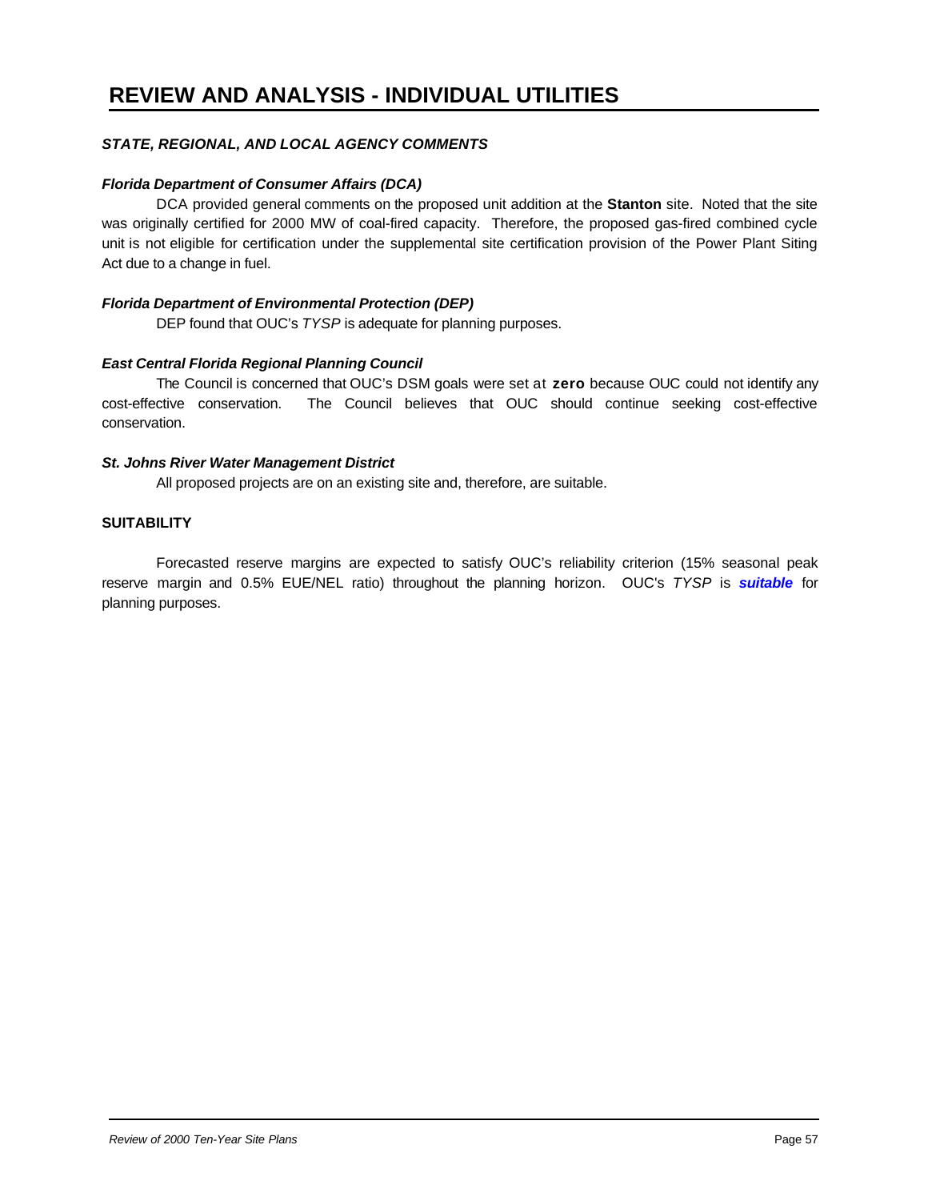# REVIEW AND ANALYSIS - INDIVIDUAL UTILITIES

### *STATE, REGIONAL, AND LOCAL AGENCY COMMENTS*

#### *Florida Department of Consumer Affairs (DCA)*

DCA provided general comments on the proposed unit addition at the **Stanton** site. Noted that the site was originally certified for 2000 MW of coal-fired capacity. Therefore, the proposed gas-fired combined cycle unit is not eligible for certification under the supplemental site certification provision of the Power Plant Siting Act due to a change in fuel.

#### *Florida Department of Environmental Protection (DEP)*

DEP found that OUC's *TYSP* is adequate for planning purposes.

#### *East Central Florida Regional Planning Council*

The Council is concerned that OUC's DSM goals were set at **zero** because OUC could not identify any cost-effective conservation. The Council believes that OUC should continue seeking cost-effective conservation.

#### *St. Johns River Water Management District*

All proposed projects are on an existing site and, therefore, are suitable.

#### SUITABILITY

Forecasted reserve margins are expected to satisfy OUC's reliability criterion (15% seasonal peak reserve margin and 0.5% EUE/NEL ratio) throughout the planning horizon. OUC's *TYSP* is ***suitable*** for planning purposes.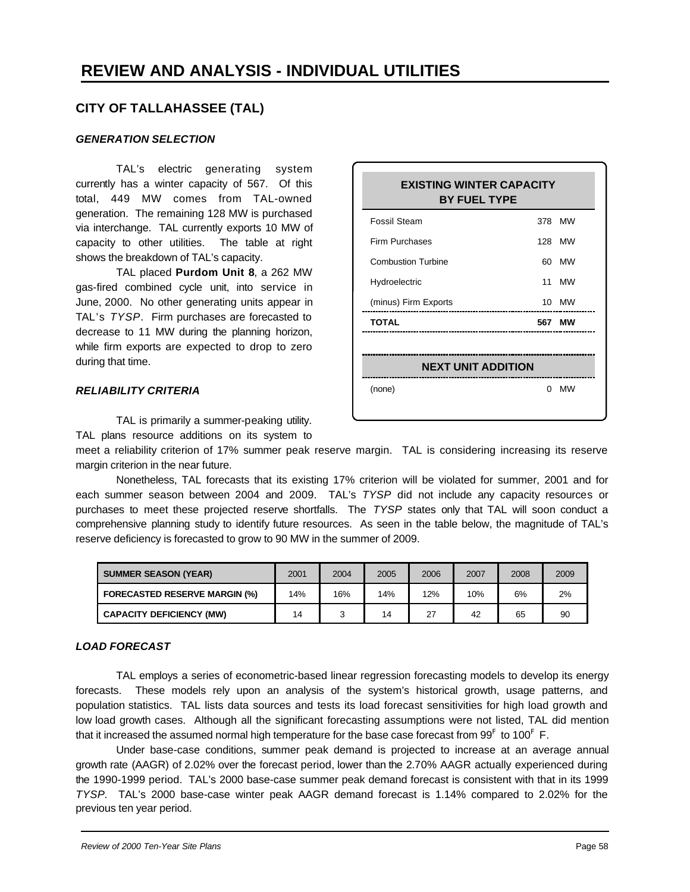# REVIEW AND ANALYSIS - INDIVIDUAL UTILITIES

## CITY OF TALLAHASSEE (TAL)

### *GENERATION SELECTION*

TAL's electric generating system currently has a winter capacity of 567. Of this total, 449 MW comes from TAL-owned generation. The remaining 128 MW is purchased via interchange. TAL currently exports 10 MW of capacity to other utilities. The table at right shows the breakdown of TAL's capacity.

TAL placed **Purdom Unit 8**, a 262 MW gas-fired combined cycle unit, into service in June, 2000. No other generating units appear in TAL's *TYSP*. Firm purchases are forecasted to decrease to 11 MW during the planning horizon, while firm exports are expected to drop to zero during that time.

| EXISTING WINTER CAPACITY BY FUEL TYPE | |
|---|---|
| Fossil Steam | 378 MW |
| Firm Purchases | 128 MW |
| Combustion Turbine | 60 MW |
| Hydroelectric | 11 MW |
| (minus) Firm Exports | 10 MW |
| **TOTAL** | **567 MW** |

| NEXT UNIT ADDITION | |
|---|---|
| (none) | 0 MW |

### *RELIABILITY CRITERIA*

TAL is primarily a summer-peaking utility. TAL plans resource additions on its system to meet a reliability criterion of 17% summer peak reserve margin. TAL is considering increasing its reserve margin criterion in the near future.

Nonetheless, TAL forecasts that its existing 17% criterion will be violated for summer, 2001 and for each summer season between 2004 and 2009. TAL's *TYSP* did not include any capacity resources or purchases to meet these projected reserve shortfalls. The *TYSP* states only that TAL will soon conduct a comprehensive planning study to identify future resources. As seen in the table below, the magnitude of TAL's reserve deficiency is forecasted to grow to 90 MW in the summer of 2009.

| SUMMER SEASON (YEAR) | 2001 | 2004 | 2005 | 2006 | 2007 | 2008 | 2009 |
|---|---|---|---|---|---|---|---|
| FORECASTED RESERVE MARGIN (%) | 14% | 16% | 14% | 12% | 10% | 6% | 2% |
| CAPACITY DEFICIENCY (MW) | 14 | 3 | 14 | 27 | 42 | 65 | 90 |

### *LOAD FORECAST*

TAL employs a series of econometric-based linear regression forecasting models to develop its energy forecasts. These models rely upon an analysis of the system's historical growth, usage patterns, and population statistics. TAL lists data sources and tests its load forecast sensitivities for high load growth and low load growth cases. Although all the significant forecasting assumptions were not listed, TAL did mention that it increased the assumed normal high temperature for the base case forecast from 99$^F$ to 100$^F$ F.

Under base-case conditions, summer peak demand is projected to increase at an average annual growth rate (AAGR) of 2.02% over the forecast period, lower than the 2.70% AAGR actually experienced during the 1990-1999 period. TAL's 2000 base-case summer peak demand forecast is consistent with that in its 1999 *TYSP*. TAL's 2000 base-case winter peak AAGR demand forecast is 1.14% compared to 2.02% for the previous ten year period.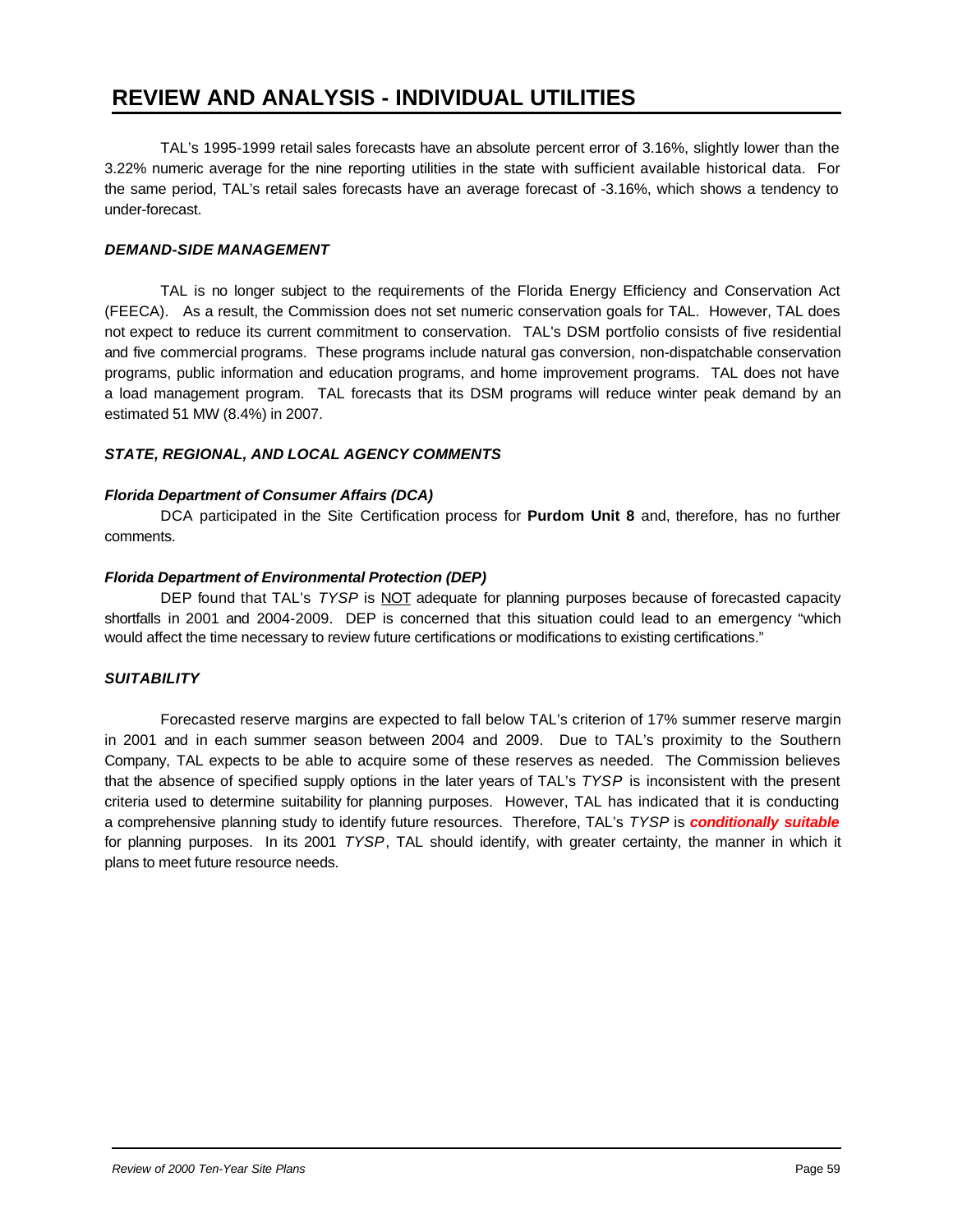# REVIEW AND ANALYSIS - INDIVIDUAL UTILITIES

TAL's 1995-1999 retail sales forecasts have an absolute percent error of 3.16%, slightly lower than the 3.22% numeric average for the nine reporting utilities in the state with sufficient available historical data. For the same period, TAL's retail sales forecasts have an average forecast of -3.16%, which shows a tendency to under-forecast.

### *DEMAND-SIDE MANAGEMENT*

TAL is no longer subject to the requirements of the Florida Energy Efficiency and Conservation Act (FEECA). As a result, the Commission does not set numeric conservation goals for TAL. However, TAL does not expect to reduce its current commitment to conservation. TAL's DSM portfolio consists of five residential and five commercial programs. These programs include natural gas conversion, non-dispatchable conservation programs, public information and education programs, and home improvement programs. TAL does not have a load management program. TAL forecasts that its DSM programs will reduce winter peak demand by an estimated 51 MW (8.4%) in 2007.

### *STATE, REGIONAL, AND LOCAL AGENCY COMMENTS*

#### *Florida Department of Consumer Affairs (DCA)*

DCA participated in the Site Certification process for **Purdom Unit 8** and, therefore, has no further comments.

#### *Florida Department of Environmental Protection (DEP)*

DEP found that TAL's *TYSP* is NOT adequate for planning purposes because of forecasted capacity shortfalls in 2001 and 2004-2009. DEP is concerned that this situation could lead to an emergency "which would affect the time necessary to review future certifications or modifications to existing certifications."

### *SUITABILITY*

Forecasted reserve margins are expected to fall below TAL's criterion of 17% summer reserve margin in 2001 and in each summer season between 2004 and 2009. Due to TAL's proximity to the Southern Company, TAL expects to be able to acquire some of these reserves as needed. The Commission believes that the absence of specified supply options in the later years of TAL's *TYSP* is inconsistent with the present criteria used to determine suitability for planning purposes. However, TAL has indicated that it is conducting a comprehensive planning study to identify future resources. Therefore, TAL's *TYSP* is ***conditionally suitable*** for planning purposes. In its 2001 *TYSP*, TAL should identify, with greater certainty, the manner in which it plans to meet future resource needs.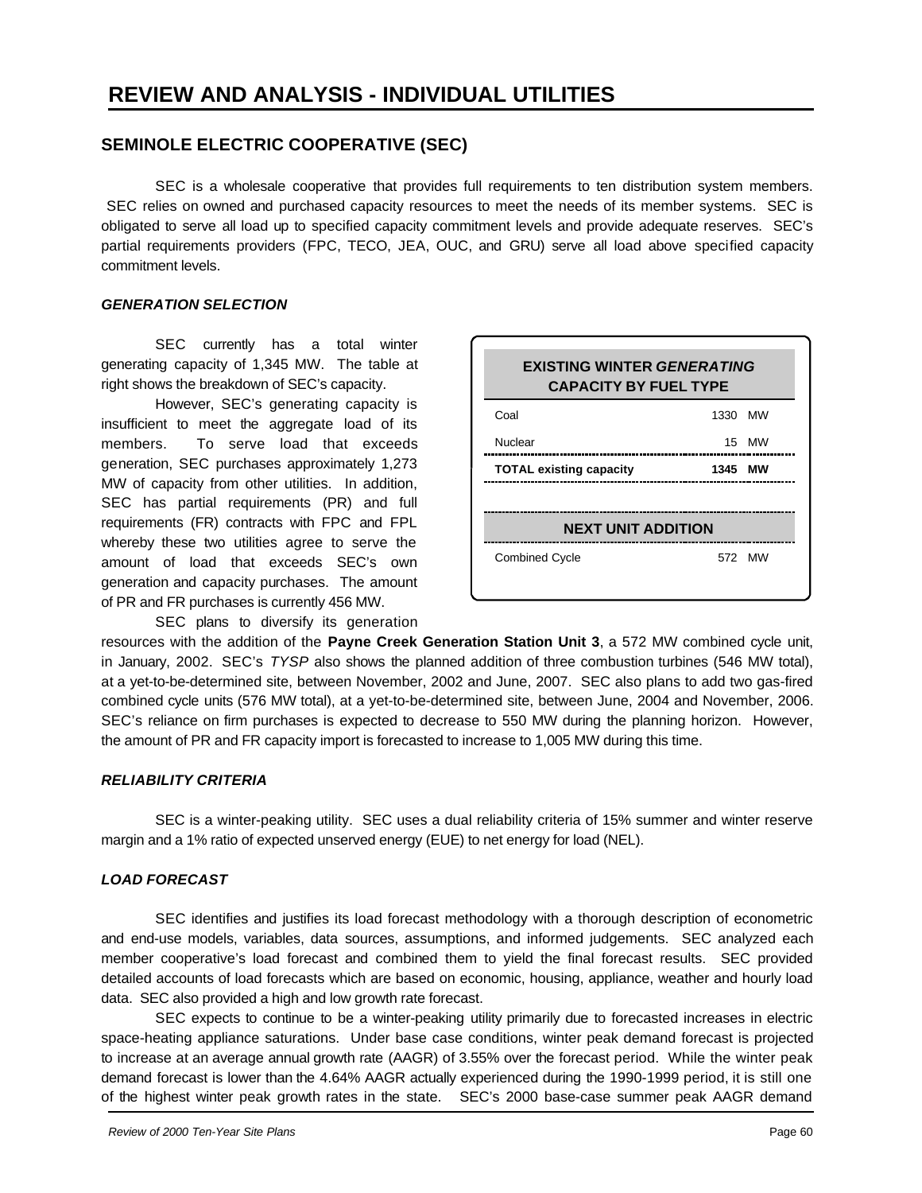# REVIEW AND ANALYSIS - INDIVIDUAL UTILITIES

## SEMINOLE ELECTRIC COOPERATIVE (SEC)

SEC is a wholesale cooperative that provides full requirements to ten distribution system members. SEC relies on owned and purchased capacity resources to meet the needs of its member systems. SEC is obligated to serve all load up to specified capacity commitment levels and provide adequate reserves. SEC's partial requirements providers (FPC, TECO, JEA, OUC, and GRU) serve all load above specified capacity commitment levels.

### *GENERATION SELECTION*

SEC currently has a total winter generating capacity of 1,345 MW. The table at right shows the breakdown of SEC's capacity.

| EXISTING WINTER *GENERATING* CAPACITY BY FUEL TYPE | |
|---|---|
| Coal | 1330 MW |
| Nuclear | 15 MW |
| **TOTAL existing capacity** | **1345 MW** |
| **NEXT UNIT ADDITION** | |
| Combined Cycle | 572 MW |

However, SEC's generating capacity is insufficient to meet the aggregate load of its members. To serve load that exceeds generation, SEC purchases approximately 1,273 MW of capacity from other utilities. In addition, SEC has partial requirements (PR) and full requirements (FR) contracts with FPC and FPL whereby these two utilities agree to serve the amount of load that exceeds SEC's own generation and capacity purchases. The amount of PR and FR purchases is currently 456 MW.

SEC plans to diversify its generation resources with the addition of the **Payne Creek Generation Station Unit 3**, a 572 MW combined cycle unit, in January, 2002. SEC's *TYSP* also shows the planned addition of three combustion turbines (546 MW total), at a yet-to-be-determined site, between November, 2002 and June, 2007. SEC also plans to add two gas-fired combined cycle units (576 MW total), at a yet-to-be-determined site, between June, 2004 and November, 2006. SEC's reliance on firm purchases is expected to decrease to 550 MW during the planning horizon. However, the amount of PR and FR capacity import is forecasted to increase to 1,005 MW during this time.

### *RELIABILITY CRITERIA*

SEC is a winter-peaking utility. SEC uses a dual reliability criteria of 15% summer and winter reserve margin and a 1% ratio of expected unserved energy (EUE) to net energy for load (NEL).

### *LOAD FORECAST*

SEC identifies and justifies its load forecast methodology with a thorough description of econometric and end-use models, variables, data sources, assumptions, and informed judgements. SEC analyzed each member cooperative's load forecast and combined them to yield the final forecast results. SEC provided detailed accounts of load forecasts which are based on economic, housing, appliance, weather and hourly load data. SEC also provided a high and low growth rate forecast.

SEC expects to continue to be a winter-peaking utility primarily due to forecasted increases in electric space-heating appliance saturations. Under base case conditions, winter peak demand forecast is projected to increase at an average annual growth rate (AAGR) of 3.55% over the forecast period. While the winter peak demand forecast is lower than the 4.64% AAGR actually experienced during the 1990-1999 period, it is still one of the highest winter peak growth rates in the state. SEC's 2000 base-case summer peak AAGR demand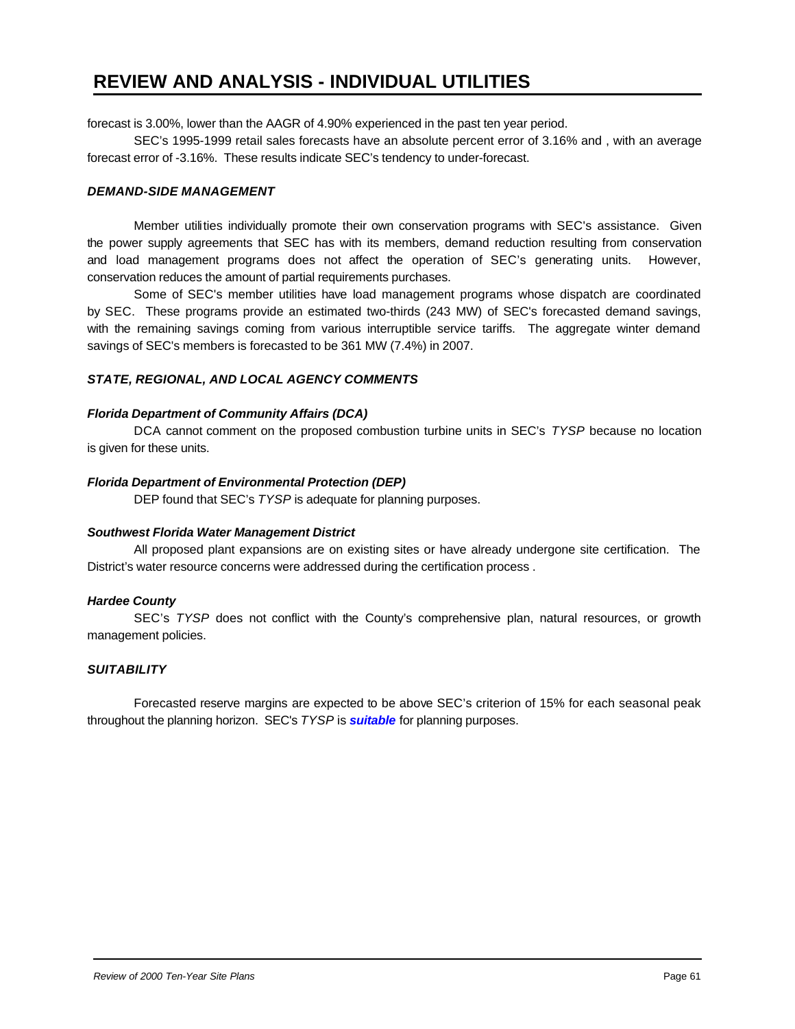forecast is 3.00%, lower than the AAGR of 4.90% experienced in the past ten year period.

SEC's 1995-1999 retail sales forecasts have an absolute percent error of 3.16% and , with an average forecast error of -3.16%. These results indicate SEC's tendency to under-forecast.

### *DEMAND-SIDE MANAGEMENT*

Member utilities individually promote their own conservation programs with SEC's assistance. Given the power supply agreements that SEC has with its members, demand reduction resulting from conservation and load management programs does not affect the operation of SEC's generating units. However, conservation reduces the amount of partial requirements purchases.

Some of SEC's member utilities have load management programs whose dispatch are coordinated by SEC. These programs provide an estimated two-thirds (243 MW) of SEC's forecasted demand savings, with the remaining savings coming from various interruptible service tariffs. The aggregate winter demand savings of SEC's members is forecasted to be 361 MW (7.4%) in 2007.

### *STATE, REGIONAL, AND LOCAL AGENCY COMMENTS*

#### *Florida Department of Community Affairs (DCA)*

DCA cannot comment on the proposed combustion turbine units in SEC's *TYSP* because no location is given for these units.

#### *Florida Department of Environmental Protection (DEP)*

DEP found that SEC's *TYSP* is adequate for planning purposes.

#### *Southwest Florida Water Management District*

All proposed plant expansions are on existing sites or have already undergone site certification. The District's water resource concerns were addressed during the certification process .

#### *Hardee County*

SEC's *TYSP* does not conflict with the County's comprehensive plan, natural resources, or growth management policies.

### *SUITABILITY*

Forecasted reserve margins are expected to be above SEC's criterion of 15% for each seasonal peak throughout the planning horizon. SEC's *TYSP* is ***suitable*** for planning purposes.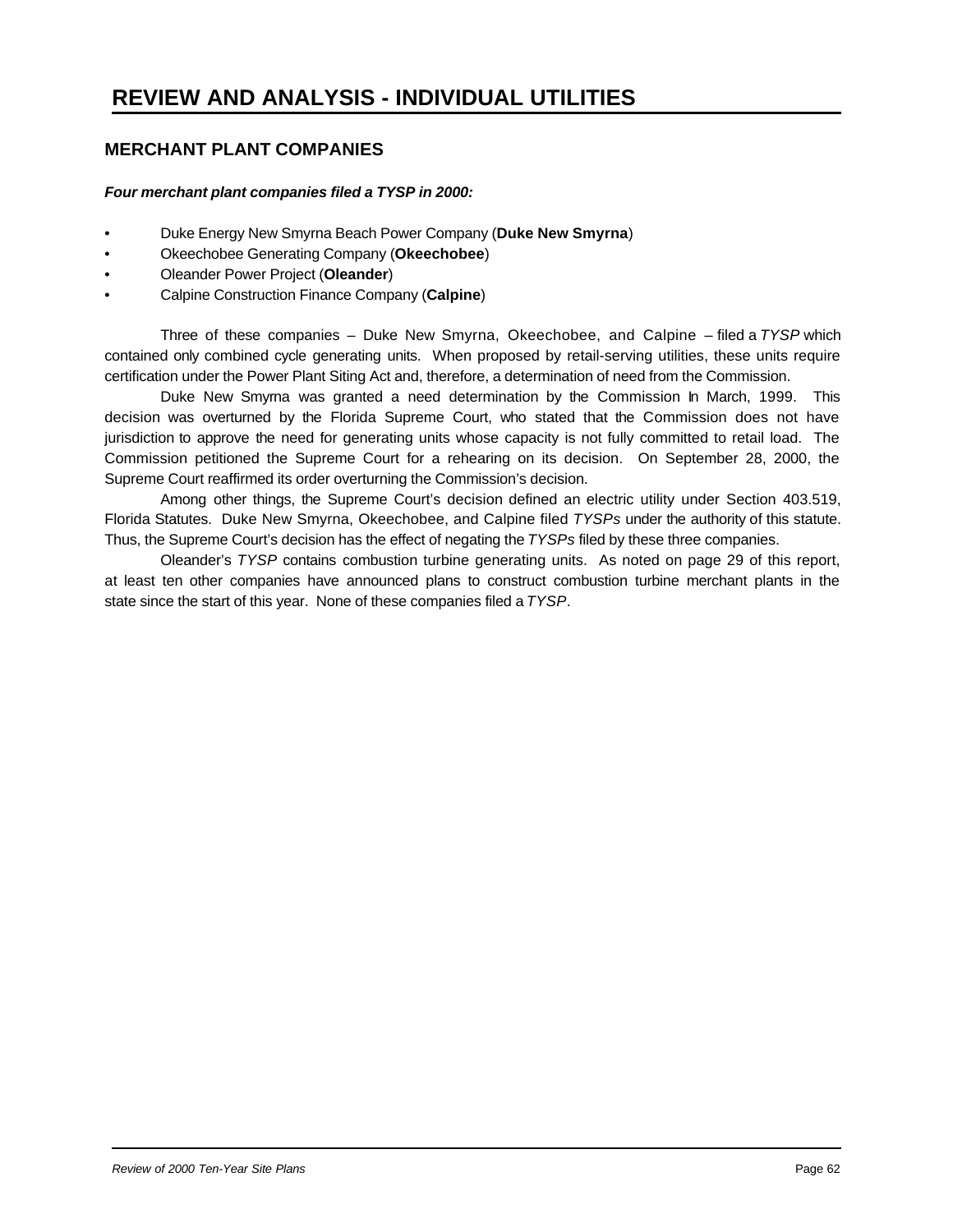# REVIEW AND ANALYSIS - INDIVIDUAL UTILITIES

## MERCHANT PLANT COMPANIES

***Four merchant plant companies filed a TYSP in 2000:***

- Duke Energy New Smyrna Beach Power Company (**Duke New Smyrna**)
- Okeechobee Generating Company (**Okeechobee**)
- Oleander Power Project (**Oleander**)
- Calpine Construction Finance Company (**Calpine**)

Three of these companies – Duke New Smyrna, Okeechobee, and Calpine – filed a *TYSP* which contained only combined cycle generating units. When proposed by retail-serving utilities, these units require certification under the Power Plant Siting Act and, therefore, a determination of need from the Commission.

Duke New Smyrna was granted a need determination by the Commission In March, 1999. This decision was overturned by the Florida Supreme Court, who stated that the Commission does not have jurisdiction to approve the need for generating units whose capacity is not fully committed to retail load. The Commission petitioned the Supreme Court for a rehearing on its decision. On September 28, 2000, the Supreme Court reaffirmed its order overturning the Commission's decision.

Among other things, the Supreme Court's decision defined an electric utility under Section 403.519, Florida Statutes. Duke New Smyrna, Okeechobee, and Calpine filed *TYSPs* under the authority of this statute. Thus, the Supreme Court's decision has the effect of negating the *TYSPs* filed by these three companies.

Oleander's *TYSP* contains combustion turbine generating units. As noted on page 29 of this report, at least ten other companies have announced plans to construct combustion turbine merchant plants in the state since the start of this year. None of these companies filed a *TYSP*.